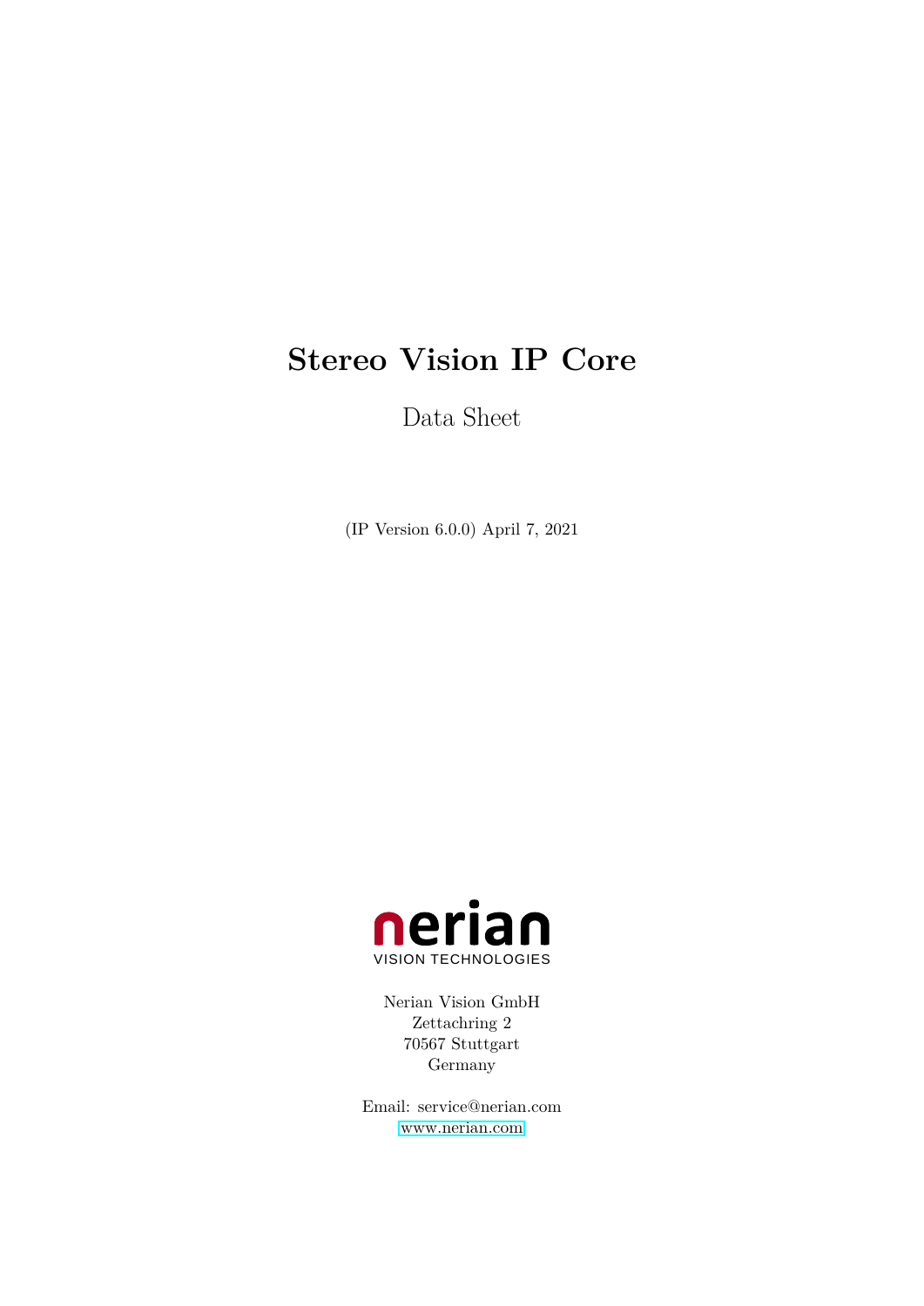# Stereo Vision IP Core

Data Sheet

(IP Version 6.0.0) April 7, 2021

nerian
VISION TECHNOLOGIES

Nerian Vision GmbH
Zettachring 2
70567 Stuttgart
Germany

Email: service@nerian.com
www.nerian.com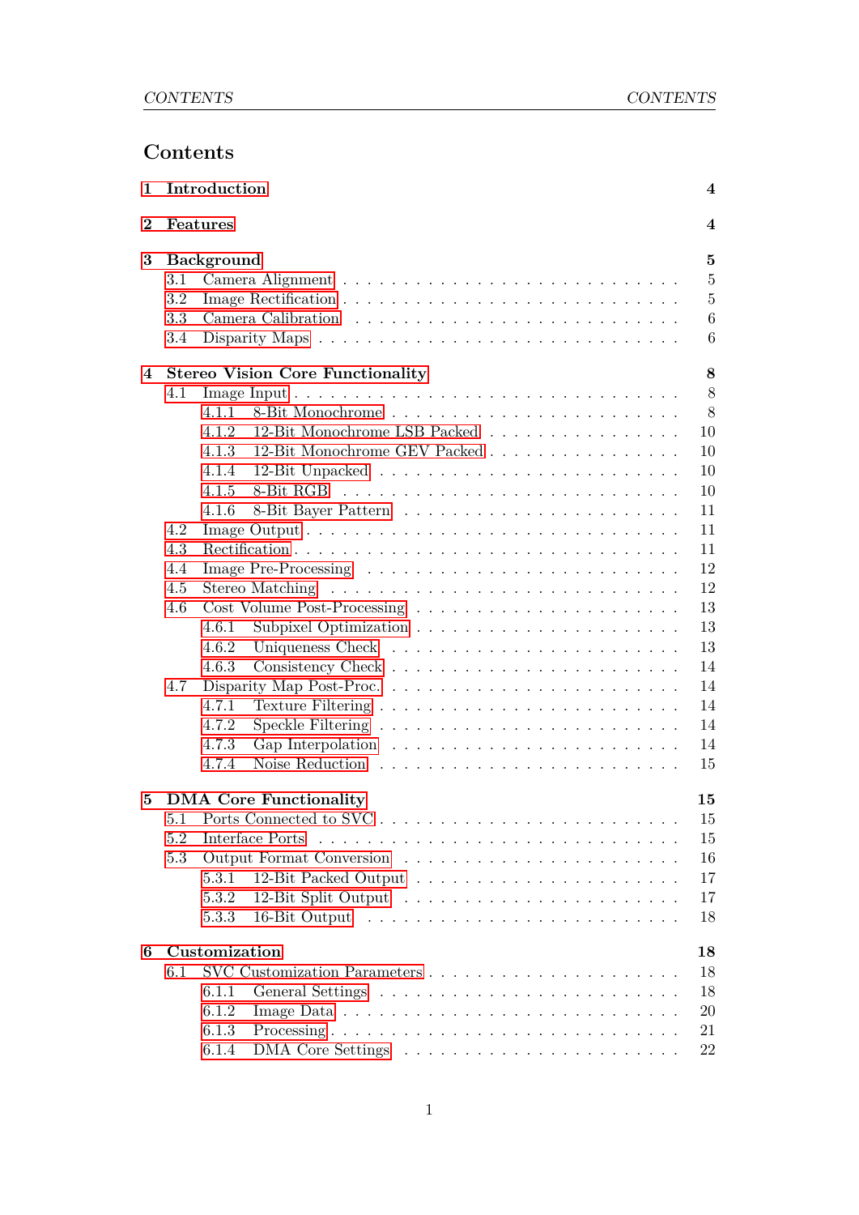# Contents

**1 Introduction** — 4

**2 Features** — 4

**3 Background** — 5

- 3.1 Camera Alignment — 5
- 3.2 Image Rectification — 5
- 3.3 Camera Calibration — 6
- 3.4 Disparity Maps — 6

**4 Stereo Vision Core Functionality** — 8

- 4.1 Image Input — 8
  - 4.1.1 8-Bit Monochrome — 8
  - 4.1.2 12-Bit Monochrome LSB Packed — 10
  - 4.1.3 12-Bit Monochrome GEV Packed — 10
  - 4.1.4 12-Bit Unpacked — 10
  - 4.1.5 8-Bit RGB — 10
  - 4.1.6 8-Bit Bayer Pattern — 11
- 4.2 Image Output — 11
- 4.3 Rectification — 11
- 4.4 Image Pre-Processing — 12
- 4.5 Stereo Matching — 12
- 4.6 Cost Volume Post-Processing — 13
  - 4.6.1 Subpixel Optimization — 13
  - 4.6.2 Uniqueness Check — 13
  - 4.6.3 Consistency Check — 14
- 4.7 Disparity Map Post-Proc. — 14
  - 4.7.1 Texture Filtering — 14
  - 4.7.2 Speckle Filtering — 14
  - 4.7.3 Gap Interpolation — 14
  - 4.7.4 Noise Reduction — 15

**5 DMA Core Functionality** — 15

- 5.1 Ports Connected to SVC — 15
- 5.2 Interface Ports — 15
- 5.3 Output Format Conversion — 16
  - 5.3.1 12-Bit Packed Output — 17
  - 5.3.2 12-Bit Split Output — 17
  - 5.3.3 16-Bit Output — 18

**6 Customization** — 18

- 6.1 SVC Customization Parameters — 18
  - 6.1.1 General Settings — 18
  - 6.1.2 Image Data — 20
  - 6.1.3 Processing — 21
  - 6.1.4 DMA Core Settings — 22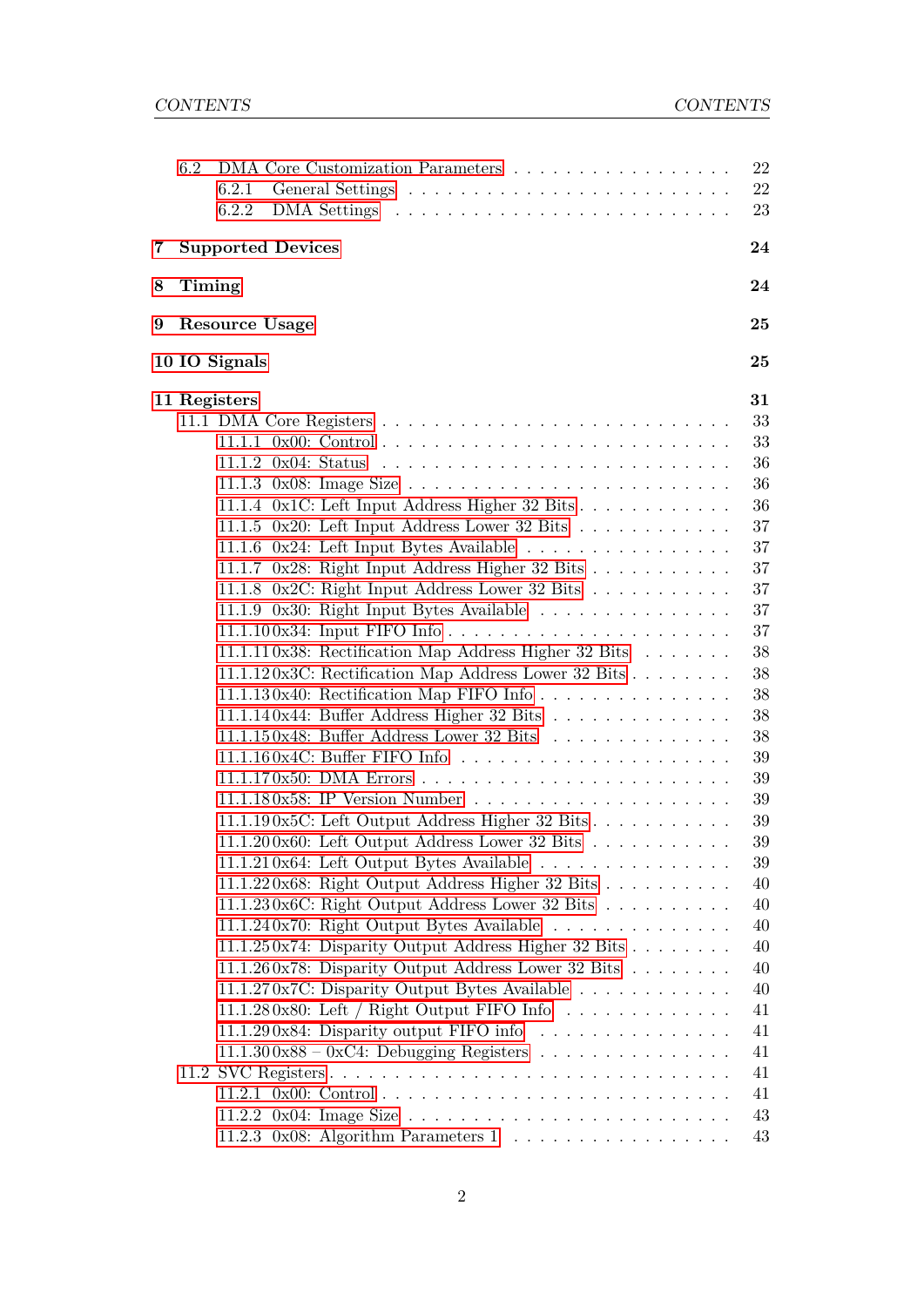- 6.2 DMA Core Customization Parameters . . . . . . . . . . . . . . . . . 22
  - 6.2.1 General Settings . . . . . . . . . . . . . . . . . . . . . . . . 22
  - 6.2.2 DMA Settings . . . . . . . . . . . . . . . . . . . . . . . . . 23

**7 Supported Devices** **24**

**8 Timing** **24**

**9 Resource Usage** **25**

**10 IO Signals** **25**

**11 Registers** **31**

- 11.1 DMA Core Registers . . . . . . . . . . . . . . . . . . . . . . . . . 33
  - 11.1.1 0x00: Control . . . . . . . . . . . . . . . . . . . . . . . . . 33
  - 11.1.2 0x04: Status . . . . . . . . . . . . . . . . . . . . . . . . . 36
  - 11.1.3 0x08: Image Size . . . . . . . . . . . . . . . . . . . . . . . 36
  - 11.1.4 0x1C: Left Input Address Higher 32 Bits . . . . . . . . . . . . 36
  - 11.1.5 0x20: Left Input Address Lower 32 Bits . . . . . . . . . . . . 37
  - 11.1.6 0x24: Left Input Bytes Available . . . . . . . . . . . . . . . 37
  - 11.1.7 0x28: Right Input Address Higher 32 Bits . . . . . . . . . . . 37
  - 11.1.8 0x2C: Right Input Address Lower 32 Bits . . . . . . . . . . . 37
  - 11.1.9 0x30: Right Input Bytes Available . . . . . . . . . . . . . . . 37
  - 11.1.10 0x34: Input FIFO Info . . . . . . . . . . . . . . . . . . . . . 37
  - 11.1.11 0x38: Rectification Map Address Higher 32 Bits . . . . . . . 38
  - 11.1.12 0x3C: Rectification Map Address Lower 32 Bits . . . . . . . . 38
  - 11.1.13 0x40: Rectification Map FIFO Info . . . . . . . . . . . . . . . 38
  - 11.1.14 0x44: Buffer Address Higher 32 Bits . . . . . . . . . . . . . . 38
  - 11.1.15 0x48: Buffer Address Lower 32 Bits . . . . . . . . . . . . . . 38
  - 11.1.16 0x4C: Buffer FIFO Info . . . . . . . . . . . . . . . . . . . . . 39
  - 11.1.17 0x50: DMA Errors . . . . . . . . . . . . . . . . . . . . . . . 39
  - 11.1.18 0x58: IP Version Number . . . . . . . . . . . . . . . . . . . 39
  - 11.1.19 0x5C: Left Output Address Higher 32 Bits . . . . . . . . . . . 39
  - 11.1.20 0x60: Left Output Address Lower 32 Bits . . . . . . . . . . . 39
  - 11.1.21 0x64: Left Output Bytes Available . . . . . . . . . . . . . . . 39
  - 11.1.22 0x68: Right Output Address Higher 32 Bits . . . . . . . . . . 40
  - 11.1.23 0x6C: Right Output Address Lower 32 Bits . . . . . . . . . . 40
  - 11.1.24 0x70: Right Output Bytes Available . . . . . . . . . . . . . . 40
  - 11.1.25 0x74: Disparity Output Address Higher 32 Bits . . . . . . . . 40
  - 11.1.26 0x78: Disparity Output Address Lower 32 Bits . . . . . . . . 40
  - 11.1.27 0x7C: Disparity Output Bytes Available . . . . . . . . . . . . 40
  - 11.1.28 0x80: Left / Right Output FIFO Info . . . . . . . . . . . . . . 41
  - 11.1.29 0x84: Disparity output FIFO info . . . . . . . . . . . . . . . 41
  - 11.1.30 0x88 – 0xC4: Debugging Registers . . . . . . . . . . . . . . . 41
- 11.2 SVC Registers . . . . . . . . . . . . . . . . . . . . . . . . . . . . . 41
  - 11.2.1 0x00: Control . . . . . . . . . . . . . . . . . . . . . . . . . 41
  - 11.2.2 0x04: Image Size . . . . . . . . . . . . . . . . . . . . . . . 43
  - 11.2.3 0x08: Algorithm Parameters 1 . . . . . . . . . . . . . . . . . 43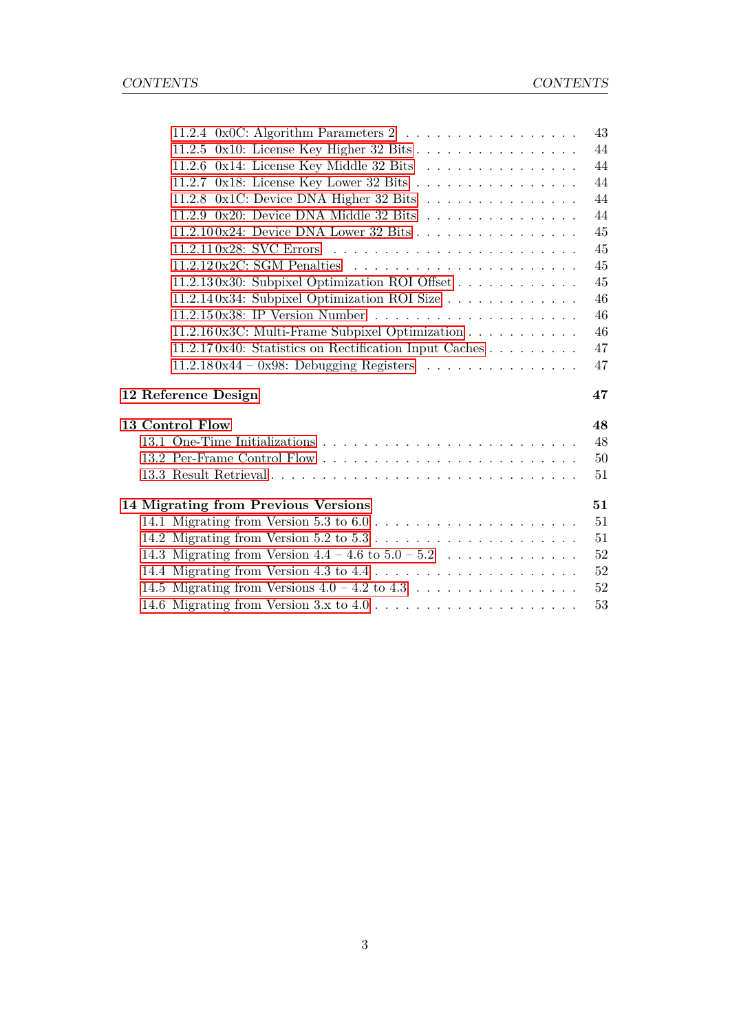- 11.2.4 0x0C: Algorithm Parameters 2 . . . . . . . . . . . . . . . . . . 43
- 11.2.5 0x10: License Key Higher 32 Bits . . . . . . . . . . . . . . . . . 44
- 11.2.6 0x14: License Key Middle 32 Bits . . . . . . . . . . . . . . . . 44
- 11.2.7 0x18: License Key Lower 32 Bits . . . . . . . . . . . . . . . . . 44
- 11.2.8 0x1C: Device DNA Higher 32 Bits . . . . . . . . . . . . . . . . 44
- 11.2.9 0x20: Device DNA Middle 32 Bits . . . . . . . . . . . . . . . . 44
- 11.2.10 0x24: Device DNA Lower 32 Bits . . . . . . . . . . . . . . . . 45
- 11.2.11 0x28: SVC Errors . . . . . . . . . . . . . . . . . . . . . . . . 45
- 11.2.12 0x2C: SGM Penalties . . . . . . . . . . . . . . . . . . . . . . 45
- 11.2.13 0x30: Subpixel Optimization ROI Offset . . . . . . . . . . . . 45
- 11.2.14 0x34: Subpixel Optimization ROI Size . . . . . . . . . . . . . 46
- 11.2.15 0x38: IP Version Number . . . . . . . . . . . . . . . . . . . 46
- 11.2.16 0x3C: Multi-Frame Subpixel Optimization . . . . . . . . . . . 46
- 11.2.17 0x40: Statistics on Rectification Input Caches . . . . . . . . . 47
- 11.2.18 0x44 – 0x98: Debugging Registers . . . . . . . . . . . . . . . 47

**12 Reference Design** **47**

**13 Control Flow** **48**

- 13.1 One-Time Initializations . . . . . . . . . . . . . . . . . . . . . . . . 48
- 13.2 Per-Frame Control Flow . . . . . . . . . . . . . . . . . . . . . . . . 50
- 13.3 Result Retrieval . . . . . . . . . . . . . . . . . . . . . . . . . . . . 51

**14 Migrating from Previous Versions** **51**

- 14.1 Migrating from Version 5.3 to 6.0 . . . . . . . . . . . . . . . . . . . 51
- 14.2 Migrating from Version 5.2 to 5.3 . . . . . . . . . . . . . . . . . . . 51
- 14.3 Migrating from Version 4.4 – 4.6 to 5.0 – 5.2 . . . . . . . . . . . . . 52
- 14.4 Migrating from Version 4.3 to 4.4 . . . . . . . . . . . . . . . . . . . 52
- 14.5 Migrating from Versions 4.0 – 4.2 to 4.3 . . . . . . . . . . . . . . . 52
- 14.6 Migrating from Version 3.x to 4.0 . . . . . . . . . . . . . . . . . . . 53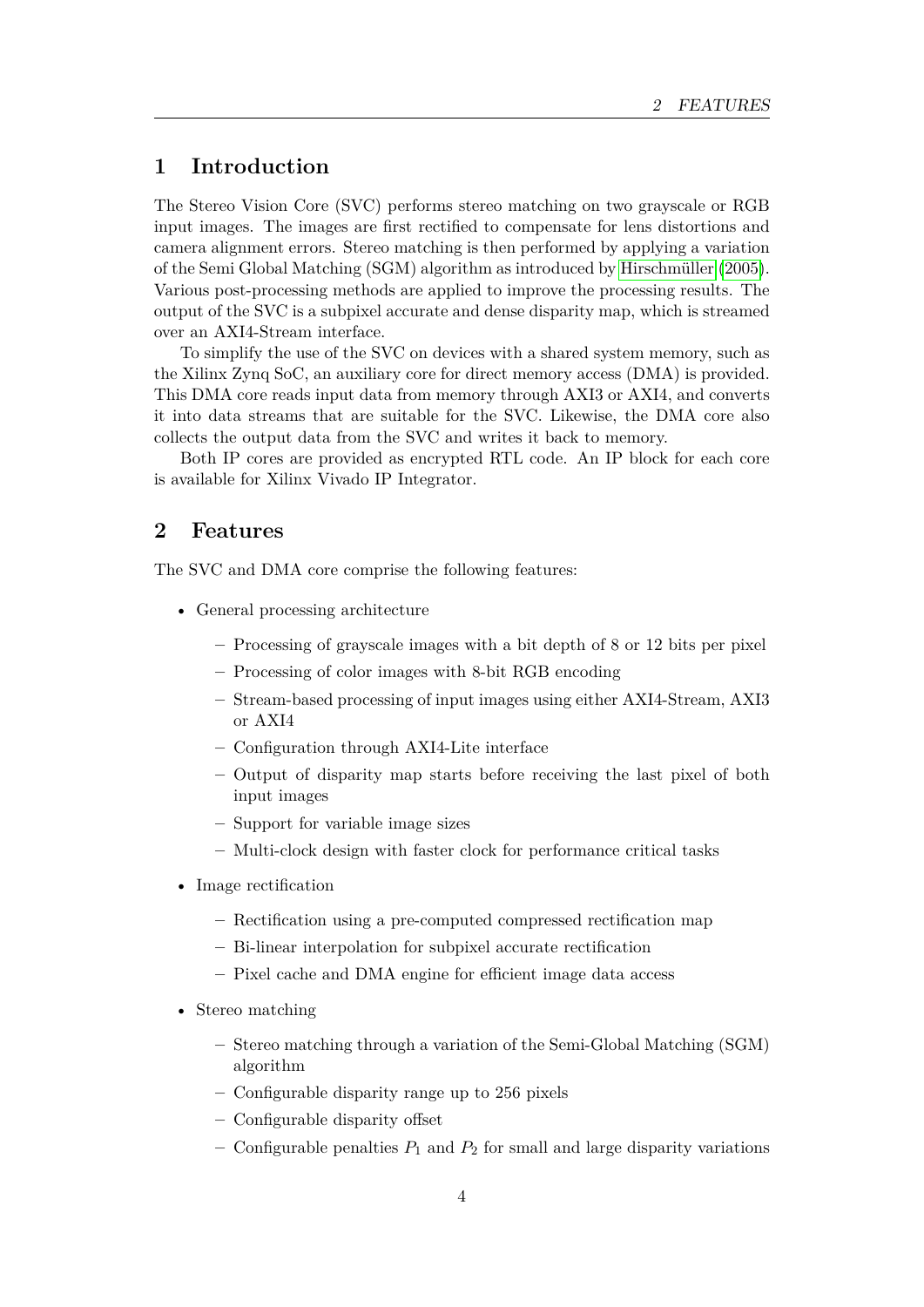# 1 Introduction

The Stereo Vision Core (SVC) performs stereo matching on two grayscale or RGB input images. The images are first rectified to compensate for lens distortions and camera alignment errors. Stereo matching is then performed by applying a variation of the Semi Global Matching (SGM) algorithm as introduced by Hirschmüller (2005). Various post-processing methods are applied to improve the processing results. The output of the SVC is a subpixel accurate and dense disparity map, which is streamed over an AXI4-Stream interface.

To simplify the use of the SVC on devices with a shared system memory, such as the Xilinx Zynq SoC, an auxiliary core for direct memory access (DMA) is provided. This DMA core reads input data from memory through AXI3 or AXI4, and converts it into data streams that are suitable for the SVC. Likewise, the DMA core also collects the output data from the SVC and writes it back to memory.

Both IP cores are provided as encrypted RTL code. An IP block for each core is available for Xilinx Vivado IP Integrator.

# 2 Features

The SVC and DMA core comprise the following features:

- General processing architecture
  - Processing of grayscale images with a bit depth of 8 or 12 bits per pixel
  - Processing of color images with 8-bit RGB encoding
  - Stream-based processing of input images using either AXI4-Stream, AXI3 or AXI4
  - Configuration through AXI4-Lite interface
  - Output of disparity map starts before receiving the last pixel of both input images
  - Support for variable image sizes
  - Multi-clock design with faster clock for performance critical tasks
- Image rectification
  - Rectification using a pre-computed compressed rectification map
  - Bi-linear interpolation for subpixel accurate rectification
  - Pixel cache and DMA engine for efficient image data access
- Stereo matching
  - Stereo matching through a variation of the Semi-Global Matching (SGM) algorithm
  - Configurable disparity range up to 256 pixels
  - Configurable disparity offset
  - Configurable penalties $P_1$ and $P_2$ for small and large disparity variations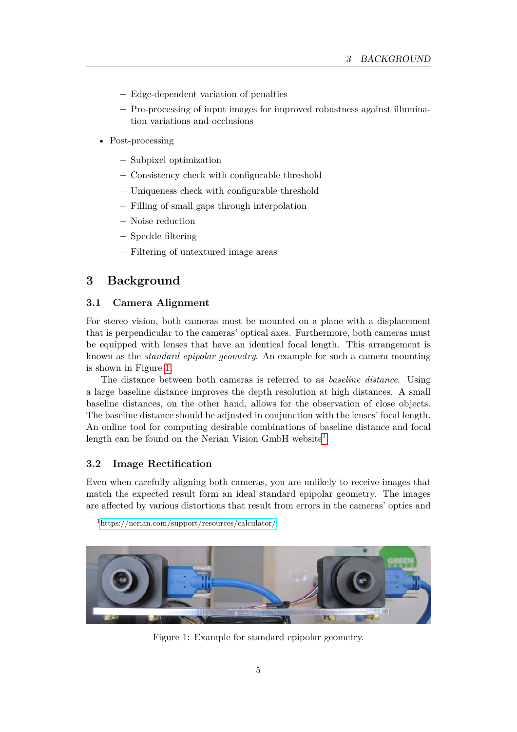- Edge-dependent variation of penalties
  - Pre-processing of input images for improved robustness against illumination variations and occlusions

- Post-processing
  - Subpixel optimization
  - Consistency check with configurable threshold
  - Uniqueness check with configurable threshold
  - Filling of small gaps through interpolation
  - Noise reduction
  - Speckle filtering
  - Filtering of untextured image areas

# 3 Background

## 3.1 Camera Alignment

For stereo vision, both cameras must be mounted on a plane with a displacement that is perpendicular to the cameras' optical axes. Furthermore, both cameras must be equipped with lenses that have an identical focal length. This arrangement is known as the *standard epipolar geometry*. An example for such a camera mounting is shown in Figure 1.

The distance between both cameras is referred to as *baseline distance*. Using a large baseline distance improves the depth resolution at high distances. A small baseline distances, on the other hand, allows for the observation of close objects. The baseline distance should be adjusted in conjunction with the lenses' focal length. An online tool for computing desirable combinations of baseline distance and focal length can be found on the Nerian Vision GmbH website[1].

## 3.2 Image Rectification

Even when carefully aligning both cameras, you are unlikely to receive images that match the expected result form an ideal standard epipolar geometry. The images are affected by various distortions that result from errors in the cameras' optics and

[1] https://nerian.com/support/resources/calculator/

Figure 1: Example for standard epipolar geometry.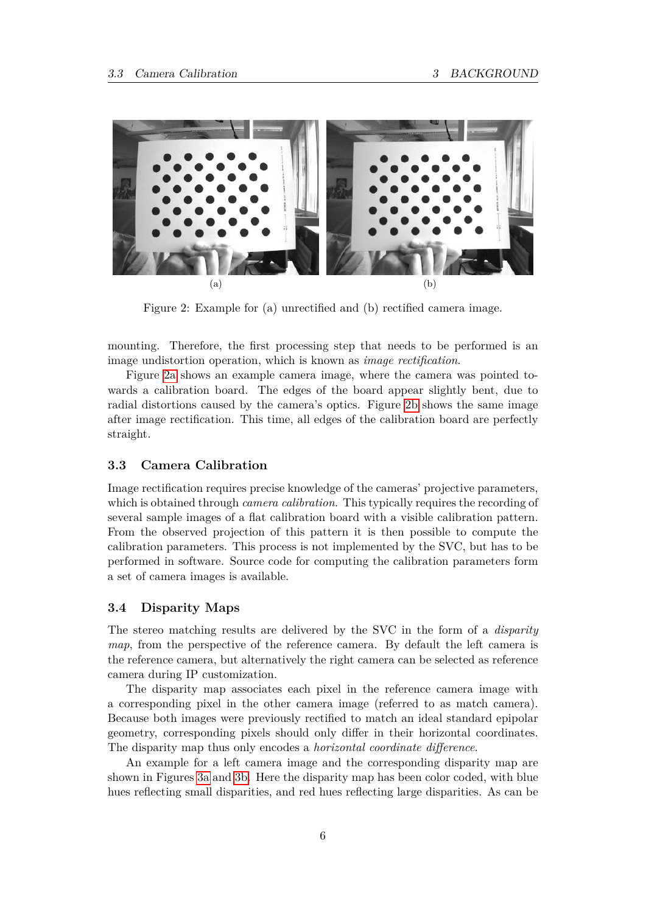(a)

(b)

Figure 2: Example for (a) unrectified and (b) rectified camera image.

mounting. Therefore, the first processing step that needs to be performed is an image undistortion operation, which is known as *image rectification*.

Figure 2a shows an example camera image, where the camera was pointed towards a calibration board. The edges of the board appear slightly bent, due to radial distortions caused by the camera's optics. Figure 2b shows the same image after image rectification. This time, all edges of the calibration board are perfectly straight.

## 3.3 Camera Calibration

Image rectification requires precise knowledge of the cameras' projective parameters, which is obtained through *camera calibration*. This typically requires the recording of several sample images of a flat calibration board with a visible calibration pattern. From the observed projection of this pattern it is then possible to compute the calibration parameters. This process is not implemented by the SVC, but has to be performed in software. Source code for computing the calibration parameters form a set of camera images is available.

## 3.4 Disparity Maps

The stereo matching results are delivered by the SVC in the form of a *disparity map*, from the perspective of the reference camera. By default the left camera is the reference camera, but alternatively the right camera can be selected as reference camera during IP customization.

The disparity map associates each pixel in the reference camera image with a corresponding pixel in the other camera image (referred to as match camera). Because both images were previously rectified to match an ideal standard epipolar geometry, corresponding pixels should only differ in their horizontal coordinates. The disparity map thus only encodes a *horizontal coordinate difference*.

An example for a left camera image and the corresponding disparity map are shown in Figures 3a and 3b. Here the disparity map has been color coded, with blue hues reflecting small disparities, and red hues reflecting large disparities. As can be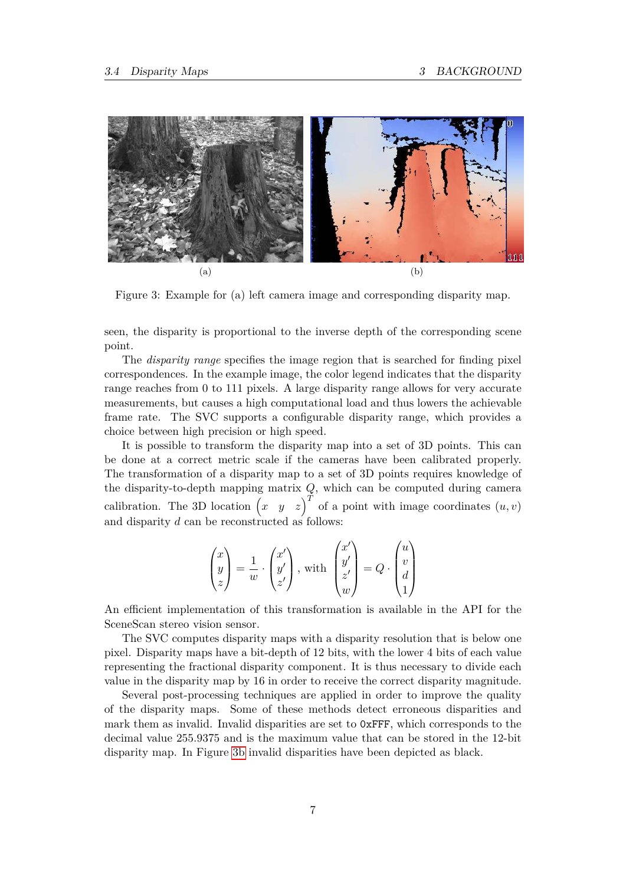(a)

(b)

Figure 3: Example for (a) left camera image and corresponding disparity map.

seen, the disparity is proportional to the inverse depth of the corresponding scene point.

The *disparity range* specifies the image region that is searched for finding pixel correspondences. In the example image, the color legend indicates that the disparity range reaches from 0 to 111 pixels. A large disparity range allows for very accurate measurements, but causes a high computational load and thus lowers the achievable frame rate. The SVC supports a configurable disparity range, which provides a choice between high precision or high speed.

It is possible to transform the disparity map into a set of 3D points. This can be done at a correct metric scale if the cameras have been calibrated properly. The transformation of a disparity map to a set of 3D points requires knowledge of the disparity-to-depth mapping matrix $Q$, which can be computed during camera calibration. The 3D location $\begin{pmatrix} x & y & z \end{pmatrix}^T$ of a point with image coordinates $(u, v)$ and disparity $d$ can be reconstructed as follows:

$$\begin{pmatrix} x \\ y \\ z \end{pmatrix} = \frac{1}{w} \cdot \begin{pmatrix} x' \\ y' \\ z' \end{pmatrix}, \text{ with } \begin{pmatrix} x' \\ y' \\ z' \\ w \end{pmatrix} = Q \cdot \begin{pmatrix} u \\ v \\ d \\ 1 \end{pmatrix}$$

An efficient implementation of this transformation is available in the API for the SceneScan stereo vision sensor.

The SVC computes disparity maps with a disparity resolution that is below one pixel. Disparity maps have a bit-depth of 12 bits, with the lower 4 bits of each value representing the fractional disparity component. It is thus necessary to divide each value in the disparity map by 16 in order to receive the correct disparity magnitude.

Several post-processing techniques are applied in order to improve the quality of the disparity maps. Some of these methods detect erroneous disparities and mark them as invalid. Invalid disparities are set to `0xFFF`, which corresponds to the decimal value 255.9375 and is the maximum value that can be stored in the 12-bit disparity map. In Figure 3b invalid disparities have been depicted as black.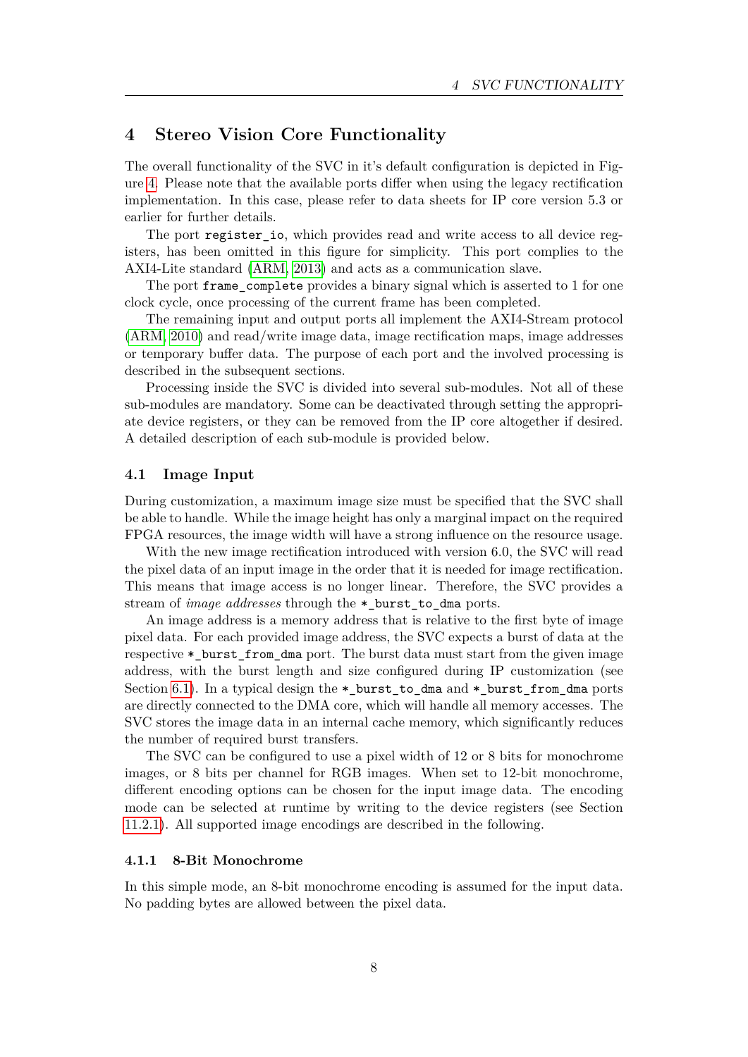# 4 Stereo Vision Core Functionality

The overall functionality of the SVC in it's default configuration is depicted in Figure 4. Please note that the available ports differ when using the legacy rectification implementation. In this case, please refer to data sheets for IP core version 5.3 or earlier for further details.

The port `register_io`, which provides read and write access to all device registers, has been omitted in this figure for simplicity. This port complies to the AXI4-Lite standard (ARM, 2013) and acts as a communication slave.

The port `frame_complete` provides a binary signal which is asserted to 1 for one clock cycle, once processing of the current frame has been completed.

The remaining input and output ports all implement the AXI4-Stream protocol (ARM, 2010) and read/write image data, image rectification maps, image addresses or temporary buffer data. The purpose of each port and the involved processing is described in the subsequent sections.

Processing inside the SVC is divided into several sub-modules. Not all of these sub-modules are mandatory. Some can be deactivated through setting the appropriate device registers, or they can be removed from the IP core altogether if desired. A detailed description of each sub-module is provided below.

## 4.1 Image Input

During customization, a maximum image size must be specified that the SVC shall be able to handle. While the image height has only a marginal impact on the required FPGA resources, the image width will have a strong influence on the resource usage.

With the new image rectification introduced with version 6.0, the SVC will read the pixel data of an input image in the order that it is needed for image rectification. This means that image access is no longer linear. Therefore, the SVC provides a stream of *image addresses* through the `*_burst_to_dma` ports.

An image address is a memory address that is relative to the first byte of image pixel data. For each provided image address, the SVC expects a burst of data at the respective `*_burst_from_dma` port. The burst data must start from the given image address, with the burst length and size configured during IP customization (see Section 6.1). In a typical design the `*_burst_to_dma` and `*_burst_from_dma` ports are directly connected to the DMA core, which will handle all memory accesses. The SVC stores the image data in an internal cache memory, which significantly reduces the number of required burst transfers.

The SVC can be configured to use a pixel width of 12 or 8 bits for monochrome images, or 8 bits per channel for RGB images. When set to 12-bit monochrome, different encoding options can be chosen for the input image data. The encoding mode can be selected at runtime by writing to the device registers (see Section 11.2.1). All supported image encodings are described in the following.

### 4.1.1 8-Bit Monochrome

In this simple mode, an 8-bit monochrome encoding is assumed for the input data. No padding bytes are allowed between the pixel data.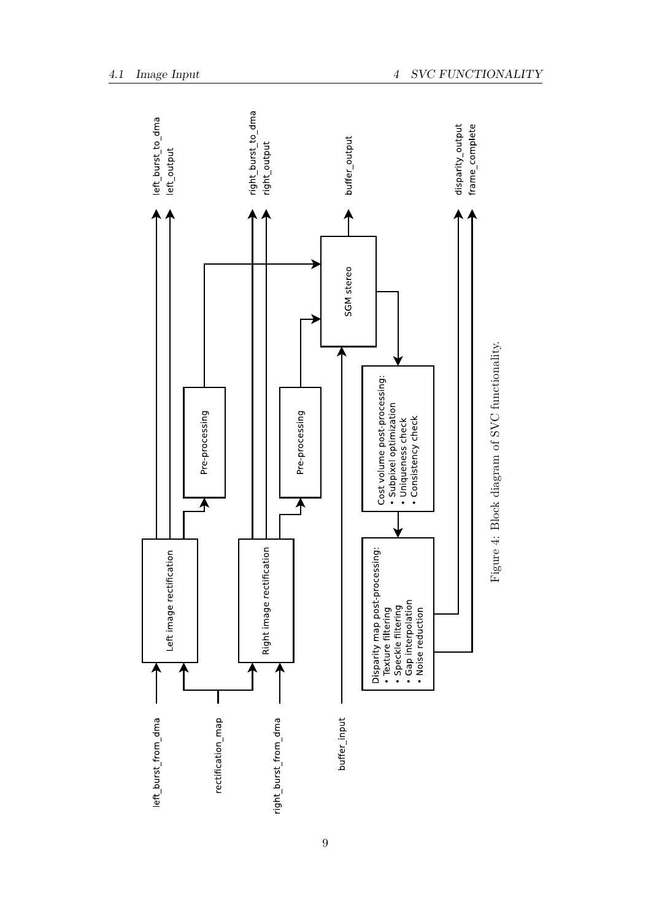Figure 4: Block diagram of SVC functionality.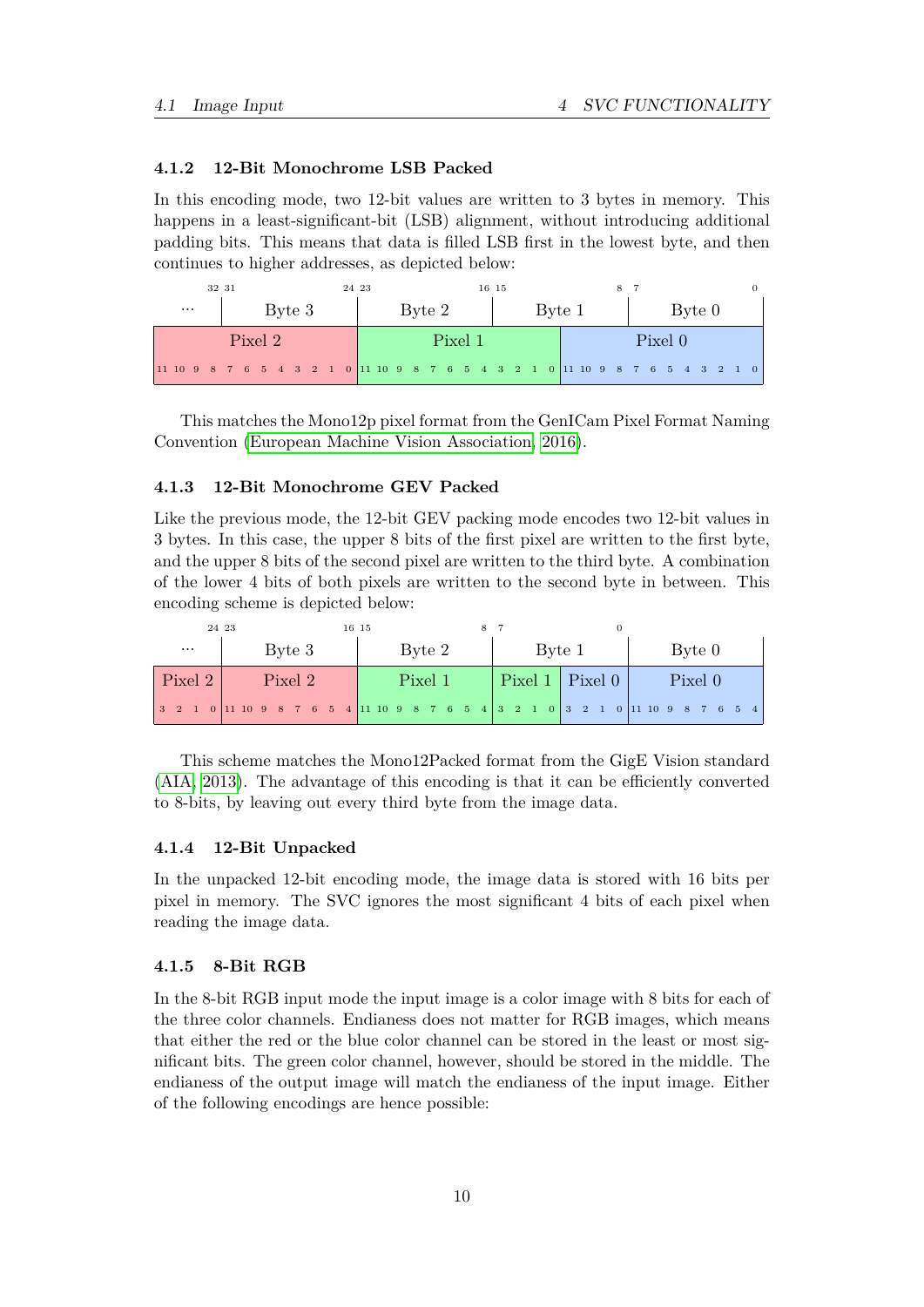### 4.1.2 12-Bit Monochrome LSB Packed

In this encoding mode, two 12-bit values are written to 3 bytes in memory. This happens in a least-significant-bit (LSB) alignment, without introducing additional padding bits. This means that data is filled LSB first in the lowest byte, and then continues to higher addresses, as depicted below:

| 32 31 | 24 23 | 16 15 | 8 7 | 0 |
|---|---|---|---|---|
| ... | Byte 3 | Byte 2 | Byte 1 | Byte 0 |
| Pixel 2 | | Pixel 1 | | Pixel 0 |
| 11 10 9 8 7 6 5 4 3 2 1 0 | | 11 10 9 8 7 6 5 4 3 2 1 0 | | 11 10 9 8 7 6 5 4 3 2 1 0 |

This matches the Mono12p pixel format from the GenICam Pixel Format Naming Convention (European Machine Vision Association, 2016).

### 4.1.3 12-Bit Monochrome GEV Packed

Like the previous mode, the 12-bit GEV packing mode encodes two 12-bit values in 3 bytes. In this case, the upper 8 bits of the first pixel are written to the first byte, and the upper 8 bits of the second pixel are written to the third byte. A combination of the lower 4 bits of both pixels are written to the second byte in between. This encoding scheme is depicted below:

| 24 23 | 16 15 | 8 7 | 0 | |
|---|---|---|---|---|
| ... | Byte 3 | Byte 2 | Byte 1 | Byte 0 |
| Pixel 2 | Pixel 2 | Pixel 1 | Pixel 1 \| Pixel 0 | Pixel 0 |
| 3 2 1 0 | 11 10 9 8 7 6 5 4 | 11 10 9 8 7 6 5 4 | 3 2 1 0 \| 3 2 1 0 | 11 10 9 8 7 6 5 4 |

This scheme matches the Mono12Packed format from the GigE Vision standard (AIA, 2013). The advantage of this encoding is that it can be efficiently converted to 8-bits, by leaving out every third byte from the image data.

### 4.1.4 12-Bit Unpacked

In the unpacked 12-bit encoding mode, the image data is stored with 16 bits per pixel in memory. The SVC ignores the most significant 4 bits of each pixel when reading the image data.

### 4.1.5 8-Bit RGB

In the 8-bit RGB input mode the input image is a color image with 8 bits for each of the three color channels. Endianess does not matter for RGB images, which means that either the red or the blue color channel can be stored in the least or most significant bits. The green color channel, however, should be stored in the middle. The endianess of the output image will match the endianess of the input image. Either of the following encodings are hence possible: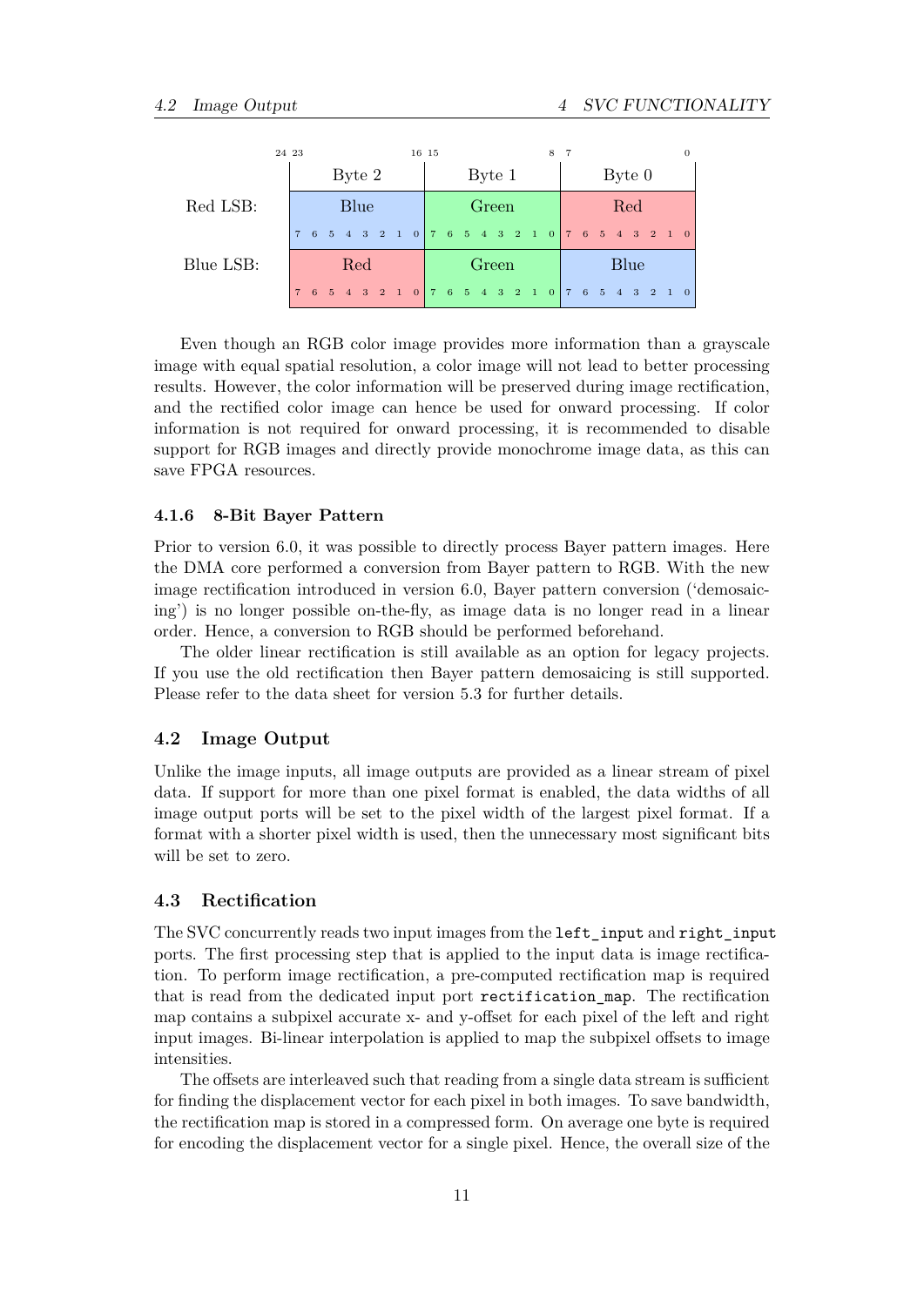| | 24 23 ... 16 | 15 ... 8 | 7 ... 0 |
|---|---|---|---|
| | Byte 2 | Byte 1 | Byte 0 |
| Red LSB: | Blue | Green | Red |
| | 7 6 5 4 3 2 1 0 | 7 6 5 4 3 2 1 0 | 7 6 5 4 3 2 1 0 |
| Blue LSB: | Red | Green | Blue |
| | 7 6 5 4 3 2 1 0 | 7 6 5 4 3 2 1 0 | 7 6 5 4 3 2 1 0 |

Even though an RGB color image provides more information than a grayscale image with equal spatial resolution, a color image will not lead to better processing results. However, the color information will be preserved during image rectification, and the rectified color image can hence be used for onward processing. If color information is not required for onward processing, it is recommended to disable support for RGB images and directly provide monochrome image data, as this can save FPGA resources.

### 4.1.6 8-Bit Bayer Pattern

Prior to version 6.0, it was possible to directly process Bayer pattern images. Here the DMA core performed a conversion from Bayer pattern to RGB. With the new image rectification introduced in version 6.0, Bayer pattern conversion ('demosaicing') is no longer possible on-the-fly, as image data is no longer read in a linear order. Hence, a conversion to RGB should be performed beforehand.

The older linear rectification is still available as an option for legacy projects. If you use the old rectification then Bayer pattern demosaicing is still supported. Please refer to the data sheet for version 5.3 for further details.

## 4.2 Image Output

Unlike the image inputs, all image outputs are provided as a linear stream of pixel data. If support for more than one pixel format is enabled, the data widths of all image output ports will be set to the pixel width of the largest pixel format. If a format with a shorter pixel width is used, then the unnecessary most significant bits will be set to zero.

## 4.3 Rectification

The SVC concurrently reads two input images from the `left_input` and `right_input` ports. The first processing step that is applied to the input data is image rectification. To perform image rectification, a pre-computed rectification map is required that is read from the dedicated input port `rectification_map`. The rectification map contains a subpixel accurate x- and y-offset for each pixel of the left and right input images. Bi-linear interpolation is applied to map the subpixel offsets to image intensities.

The offsets are interleaved such that reading from a single data stream is sufficient for finding the displacement vector for each pixel in both images. To save bandwidth, the rectification map is stored in a compressed form. On average one byte is required for encoding the displacement vector for a single pixel. Hence, the overall size of the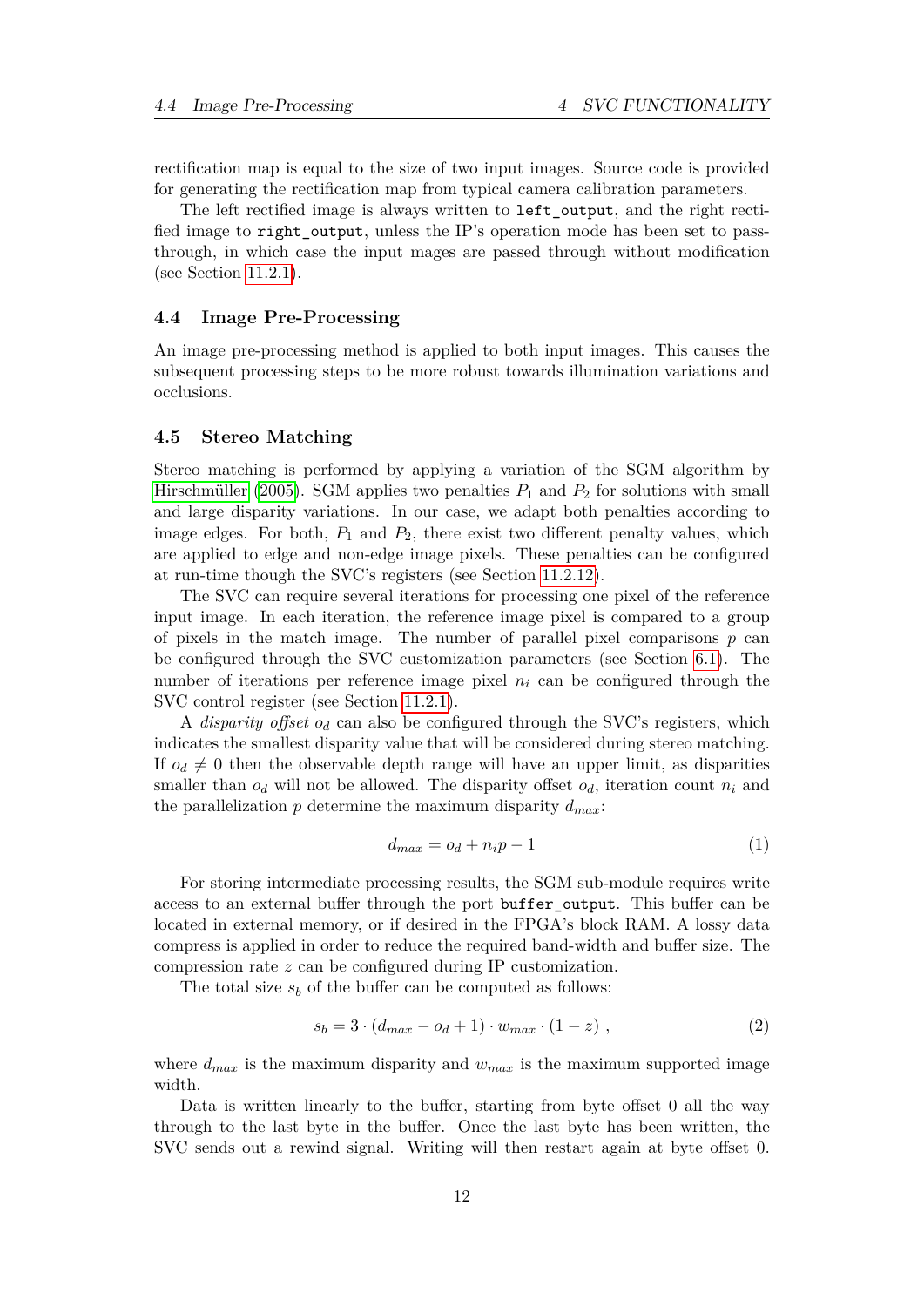rectification map is equal to the size of two input images. Source code is provided for generating the rectification map from typical camera calibration parameters.

The left rectified image is always written to `left_output`, and the right rectified image to `right_output`, unless the IP's operation mode has been set to pass-through, in which case the input mages are passed through without modification (see Section 11.2.1).

### 4.4 Image Pre-Processing

An image pre-processing method is applied to both input images. This causes the subsequent processing steps to be more robust towards illumination variations and occlusions.

### 4.5 Stereo Matching

Stereo matching is performed by applying a variation of the SGM algorithm by Hirschmüller (2005). SGM applies two penalties $P_1$ and $P_2$ for solutions with small and large disparity variations. In our case, we adapt both penalties according to image edges. For both, $P_1$ and $P_2$, there exist two different penalty values, which are applied to edge and non-edge image pixels. These penalties can be configured at run-time though the SVC's registers (see Section 11.2.12).

The SVC can require several iterations for processing one pixel of the reference input image. In each iteration, the reference image pixel is compared to a group of pixels in the match image. The number of parallel pixel comparisons $p$ can be configured through the SVC customization parameters (see Section 6.1). The number of iterations per reference image pixel $n_i$ can be configured through the SVC control register (see Section 11.2.1).

A *disparity offset* $o_d$ can also be configured through the SVC's registers, which indicates the smallest disparity value that will be considered during stereo matching. If $o_d \neq 0$ then the observable depth range will have an upper limit, as disparities smaller than $o_d$ will not be allowed. The disparity offset $o_d$, iteration count $n_i$ and the parallelization $p$ determine the maximum disparity $d_{max}$:

$$d_{max} = o_d + n_i p - 1 \tag{1}$$

For storing intermediate processing results, the SGM sub-module requires write access to an external buffer through the port `buffer_output`. This buffer can be located in external memory, or if desired in the FPGA's block RAM. A lossy data compress is applied in order to reduce the required band-width and buffer size. The compression rate $z$ can be configured during IP customization.

The total size $s_b$ of the buffer can be computed as follows:

$$s_b = 3 \cdot (d_{max} - o_d + 1) \cdot w_{max} \cdot (1 - z) \ , \tag{2}$$

where $d_{max}$ is the maximum disparity and $w_{max}$ is the maximum supported image width.

Data is written linearly to the buffer, starting from byte offset 0 all the way through to the last byte in the buffer. Once the last byte has been written, the SVC sends out a rewind signal. Writing will then restart again at byte offset 0.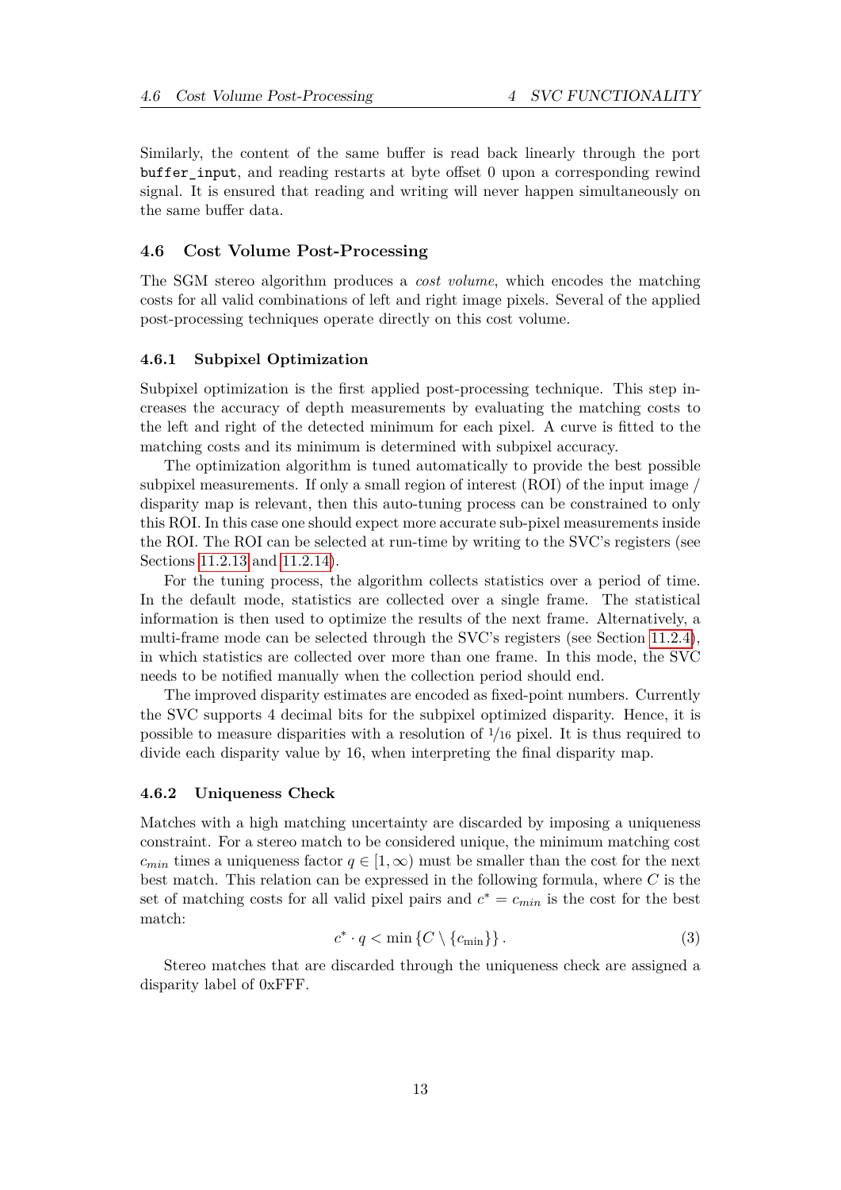Similarly, the content of the same buffer is read back linearly through the port `buffer_input`, and reading restarts at byte offset 0 upon a corresponding rewind signal. It is ensured that reading and writing will never happen simultaneously on the same buffer data.

## 4.6 Cost Volume Post-Processing

The SGM stereo algorithm produces a *cost volume*, which encodes the matching costs for all valid combinations of left and right image pixels. Several of the applied post-processing techniques operate directly on this cost volume.

### 4.6.1 Subpixel Optimization

Subpixel optimization is the first applied post-processing technique. This step increases the accuracy of depth measurements by evaluating the matching costs to the left and right of the detected minimum for each pixel. A curve is fitted to the matching costs and its minimum is determined with subpixel accuracy.

The optimization algorithm is tuned automatically to provide the best possible subpixel measurements. If only a small region of interest (ROI) of the input image / disparity map is relevant, then this auto-tuning process can be constrained to only this ROI. In this case one should expect more accurate sub-pixel measurements inside the ROI. The ROI can be selected at run-time by writing to the SVC's registers (see Sections 11.2.13 and 11.2.14).

For the tuning process, the algorithm collects statistics over a period of time. In the default mode, statistics are collected over a single frame. The statistical information is then used to optimize the results of the next frame. Alternatively, a multi-frame mode can be selected through the SVC's registers (see Section 11.2.4), in which statistics are collected over more than one frame. In this mode, the SVC needs to be notified manually when the collection period should end.

The improved disparity estimates are encoded as fixed-point numbers. Currently the SVC supports 4 decimal bits for the subpixel optimized disparity. Hence, it is possible to measure disparities with a resolution of $1/16$ pixel. It is thus required to divide each disparity value by 16, when interpreting the final disparity map.

### 4.6.2 Uniqueness Check

Matches with a high matching uncertainty are discarded by imposing a uniqueness constraint. For a stereo match to be considered unique, the minimum matching cost $c_{min}$ times a uniqueness factor $q \in [1, \infty)$ must be smaller than the cost for the next best match. This relation can be expressed in the following formula, where $C$ is the set of matching costs for all valid pixel pairs and $c^* = c_{min}$ is the cost for the best match:

$$c^* \cdot q < \min \{C \setminus \{c_{\min}\}\} . \tag{3}$$

Stereo matches that are discarded through the uniqueness check are assigned a disparity label of 0xFFF.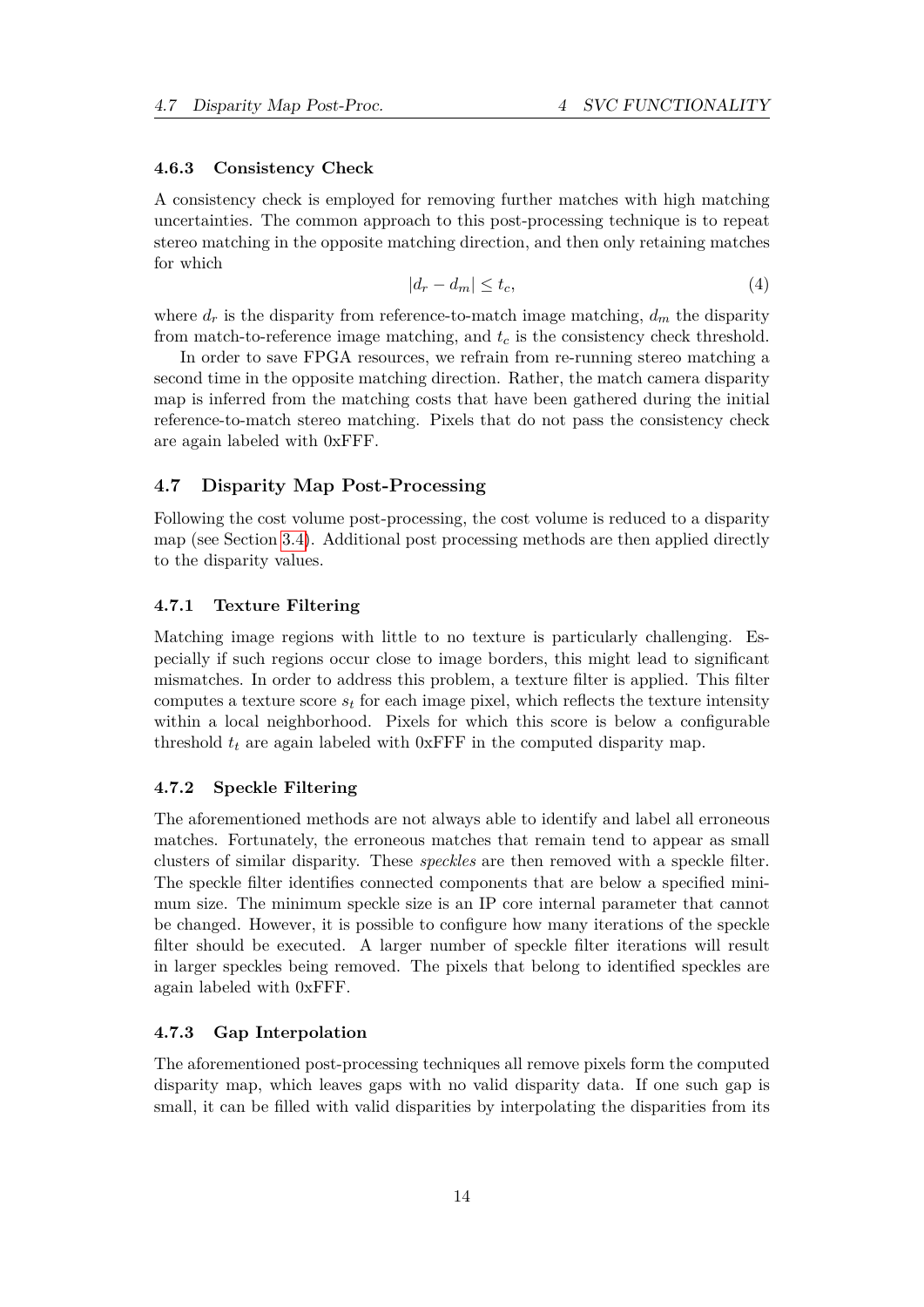### 4.6.3 Consistency Check

A consistency check is employed for removing further matches with high matching uncertainties. The common approach to this post-processing technique is to repeat stereo matching in the opposite matching direction, and then only retaining matches for which

$$|d_r - d_m| \leq t_c, \tag{4}$$

where $d_r$ is the disparity from reference-to-match image matching, $d_m$ the disparity from match-to-reference image matching, and $t_c$ is the consistency check threshold.

In order to save FPGA resources, we refrain from re-running stereo matching a second time in the opposite matching direction. Rather, the match camera disparity map is inferred from the matching costs that have been gathered during the initial reference-to-match stereo matching. Pixels that do not pass the consistency check are again labeled with 0xFFF.

## 4.7 Disparity Map Post-Processing

Following the cost volume post-processing, the cost volume is reduced to a disparity map (see Section 3.4). Additional post processing methods are then applied directly to the disparity values.

### 4.7.1 Texture Filtering

Matching image regions with little to no texture is particularly challenging. Especially if such regions occur close to image borders, this might lead to significant mismatches. In order to address this problem, a texture filter is applied. This filter computes a texture score $s_t$ for each image pixel, which reflects the texture intensity within a local neighborhood. Pixels for which this score is below a configurable threshold $t_t$ are again labeled with 0xFFF in the computed disparity map.

### 4.7.2 Speckle Filtering

The aforementioned methods are not always able to identify and label all erroneous matches. Fortunately, the erroneous matches that remain tend to appear as small clusters of similar disparity. These *speckles* are then removed with a speckle filter. The speckle filter identifies connected components that are below a specified minimum size. The minimum speckle size is an IP core internal parameter that cannot be changed. However, it is possible to configure how many iterations of the speckle filter should be executed. A larger number of speckle filter iterations will result in larger speckles being removed. The pixels that belong to identified speckles are again labeled with 0xFFF.

### 4.7.3 Gap Interpolation

The aforementioned post-processing techniques all remove pixels form the computed disparity map, which leaves gaps with no valid disparity data. If one such gap is small, it can be filled with valid disparities by interpolating the disparities from its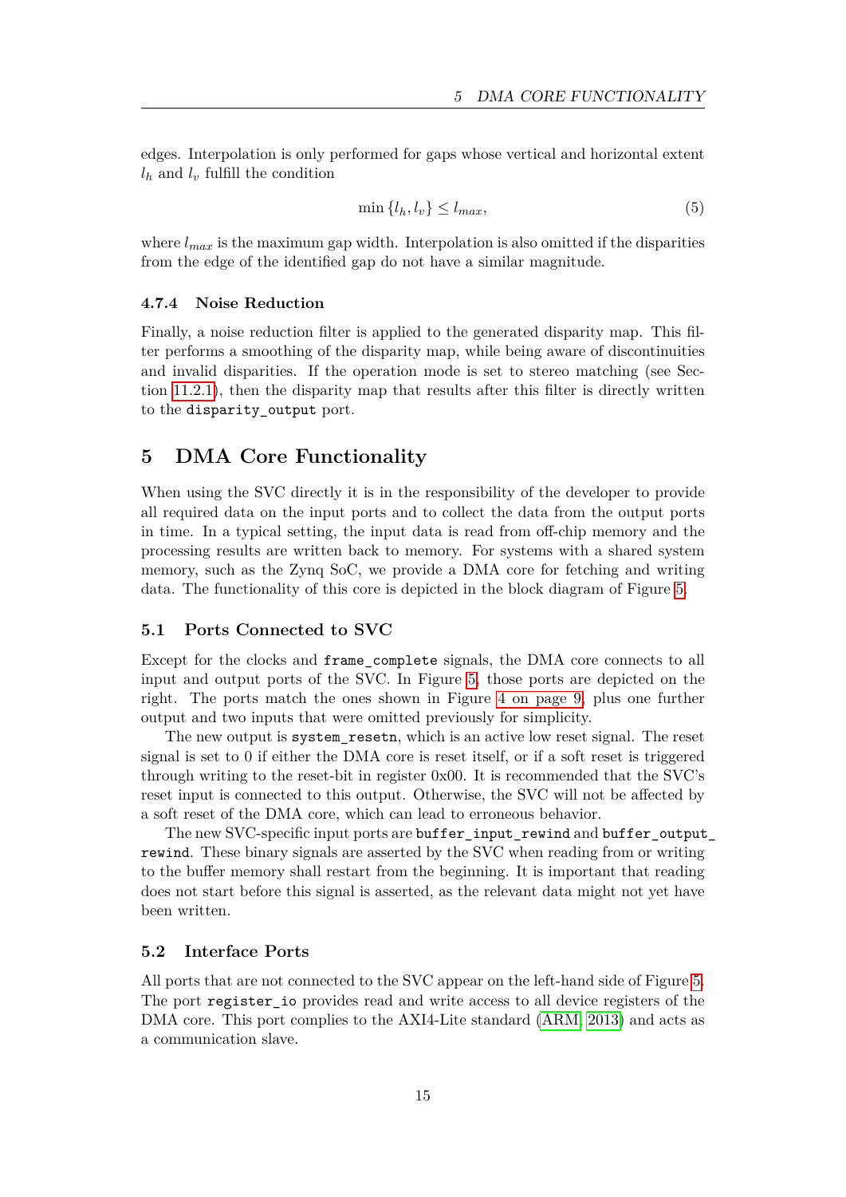edges. Interpolation is only performed for gaps whose vertical and horizontal extent $l_h$ and $l_v$ fulfill the condition

$$\min\{l_h, l_v\} \leq l_{max}, \tag{5}$$

where $l_{max}$ is the maximum gap width. Interpolation is also omitted if the disparities from the edge of the identified gap do not have a similar magnitude.

### 4.7.4 Noise Reduction

Finally, a noise reduction filter is applied to the generated disparity map. This filter performs a smoothing of the disparity map, while being aware of discontinuities and invalid disparities. If the operation mode is set to stereo matching (see Section 11.2.1), then the disparity map that results after this filter is directly written to the `disparity_output` port.

## 5 DMA Core Functionality

When using the SVC directly it is in the responsibility of the developer to provide all required data on the input ports and to collect the data from the output ports in time. In a typical setting, the input data is read from off-chip memory and the processing results are written back to memory. For systems with a shared system memory, such as the Zynq SoC, we provide a DMA core for fetching and writing data. The functionality of this core is depicted in the block diagram of Figure 5.

### 5.1 Ports Connected to SVC

Except for the clocks and `frame_complete` signals, the DMA core connects to all input and output ports of the SVC. In Figure 5, those ports are depicted on the right. The ports match the ones shown in Figure 4 on page 9, plus one further output and two inputs that were omitted previously for simplicity.

The new output is `system_resetn`, which is an active low reset signal. The reset signal is set to 0 if either the DMA core is reset itself, or if a soft reset is triggered through writing to the reset-bit in register 0x00. It is recommended that the SVC's reset input is connected to this output. Otherwise, the SVC will not be affected by a soft reset of the DMA core, which can lead to erroneous behavior.

The new SVC-specific input ports are `buffer_input_rewind` and `buffer_output_rewind`. These binary signals are asserted by the SVC when reading from or writing to the buffer memory shall restart from the beginning. It is important that reading does not start before this signal is asserted, as the relevant data might not yet have been written.

### 5.2 Interface Ports

All ports that are not connected to the SVC appear on the left-hand side of Figure 5. The port `register_io` provides read and write access to all device registers of the DMA core. This port complies to the AXI4-Lite standard (ARM, 2013) and acts as a communication slave.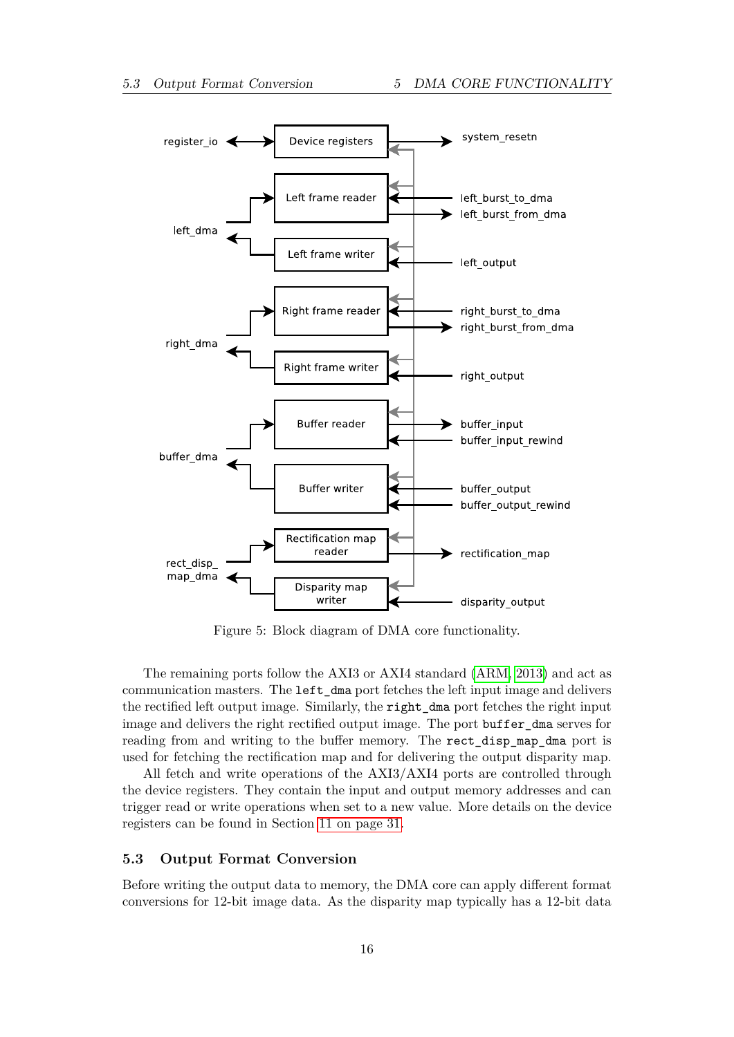Figure 5: Block diagram of DMA core functionality.

The remaining ports follow the AXI3 or AXI4 standard (ARM, 2013) and act as communication masters. The `left_dma` port fetches the left input image and delivers the rectified left output image. Similarly, the `right_dma` port fetches the right input image and delivers the right rectified output image. The port `buffer_dma` serves for reading from and writing to the buffer memory. The `rect_disp_map_dma` port is used for fetching the rectification map and for delivering the output disparity map.

All fetch and write operations of the AXI3/AXI4 ports are controlled through the device registers. They contain the input and output memory addresses and can trigger read or write operations when set to a new value. More details on the device registers can be found in Section 11 on page 31.

### 5.3 Output Format Conversion

Before writing the output data to memory, the DMA core can apply different format conversions for 12-bit image data. As the disparity map typically has a 12-bit data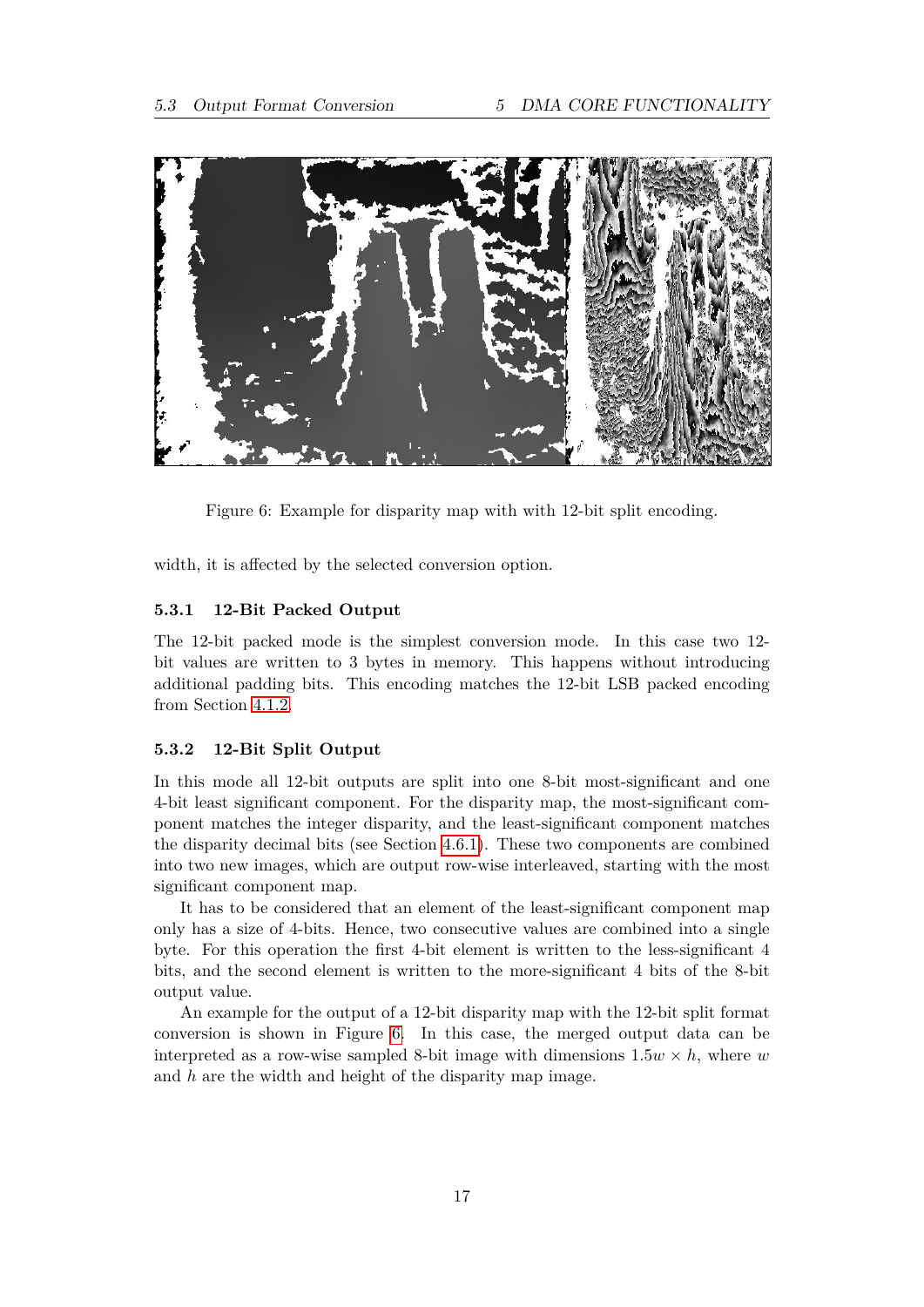Figure 6: Example for disparity map with with 12-bit split encoding.

width, it is affected by the selected conversion option.

### 5.3.1 12-Bit Packed Output

The 12-bit packed mode is the simplest conversion mode. In this case two 12-bit values are written to 3 bytes in memory. This happens without introducing additional padding bits. This encoding matches the 12-bit LSB packed encoding from Section 4.1.2.

### 5.3.2 12-Bit Split Output

In this mode all 12-bit outputs are split into one 8-bit most-significant and one 4-bit least significant component. For the disparity map, the most-significant component matches the integer disparity, and the least-significant component matches the disparity decimal bits (see Section 4.6.1). These two components are combined into two new images, which are output row-wise interleaved, starting with the most significant component map.

It has to be considered that an element of the least-significant component map only has a size of 4-bits. Hence, two consecutive values are combined into a single byte. For this operation the first 4-bit element is written to the less-significant 4 bits, and the second element is written to the more-significant 4 bits of the 8-bit output value.

An example for the output of a 12-bit disparity map with the 12-bit split format conversion is shown in Figure 6. In this case, the merged output data can be interpreted as a row-wise sampled 8-bit image with dimensions $1.5w \times h$, where $w$ and $h$ are the width and height of the disparity map image.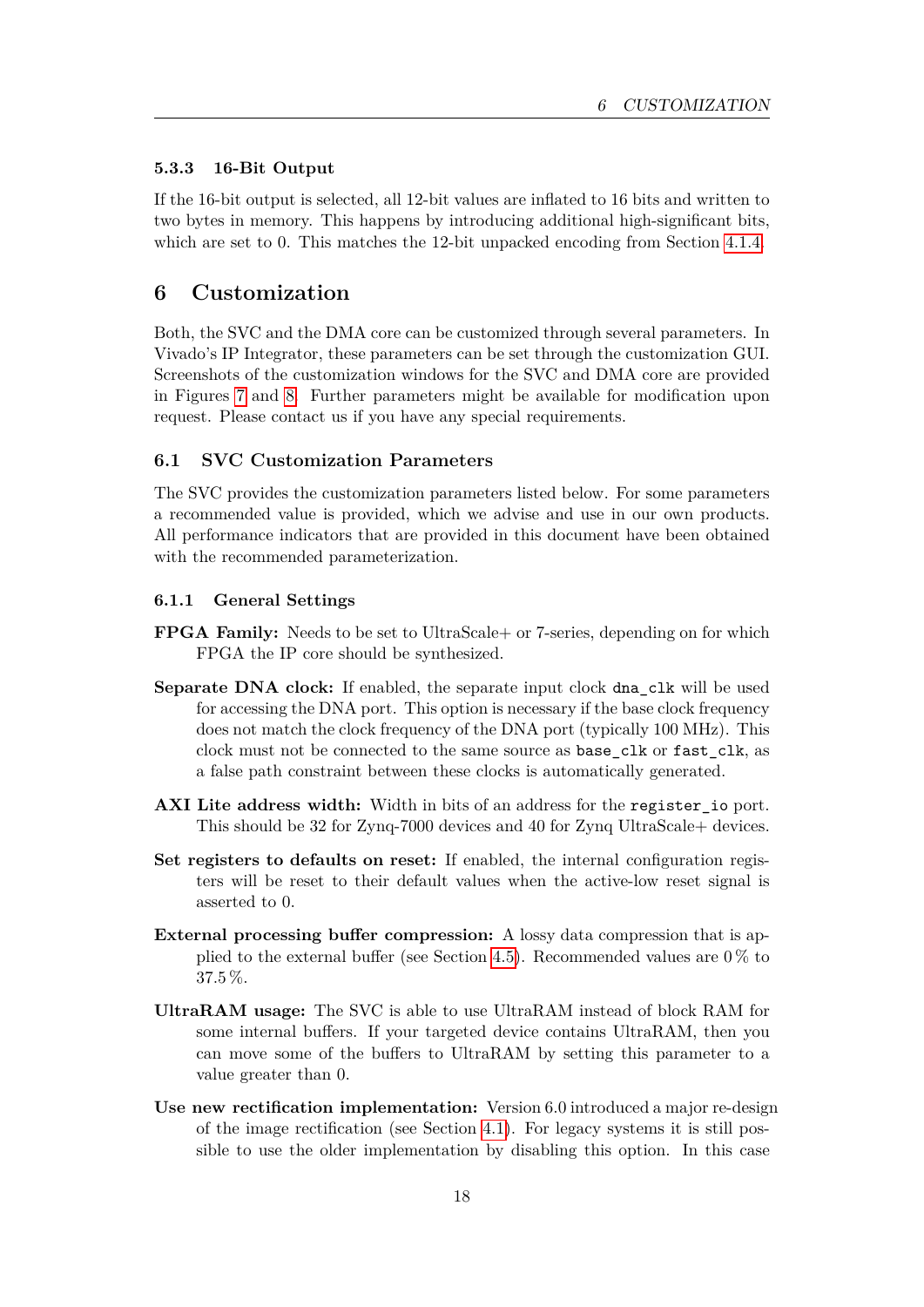#### 5.3.3 16-Bit Output

If the 16-bit output is selected, all 12-bit values are inflated to 16 bits and written to two bytes in memory. This happens by introducing additional high-significant bits, which are set to 0. This matches the 12-bit unpacked encoding from Section 4.1.4.

# 6 Customization

Both, the SVC and the DMA core can be customized through several parameters. In Vivado's IP Integrator, these parameters can be set through the customization GUI. Screenshots of the customization windows for the SVC and DMA core are provided in Figures 7 and 8. Further parameters might be available for modification upon request. Please contact us if you have any special requirements.

## 6.1 SVC Customization Parameters

The SVC provides the customization parameters listed below. For some parameters a recommended value is provided, which we advise and use in our own products. All performance indicators that are provided in this document have been obtained with the recommended parameterization.

### 6.1.1 General Settings

**FPGA Family:** Needs to be set to UltraScale+ or 7-series, depending on for which FPGA the IP core should be synthesized.

**Separate DNA clock:** If enabled, the separate input clock `dna_clk` will be used for accessing the DNA port. This option is necessary if the base clock frequency does not match the clock frequency of the DNA port (typically 100 MHz). This clock must not be connected to the same source as `base_clk` or `fast_clk`, as a false path constraint between these clocks is automatically generated.

**AXI Lite address width:** Width in bits of an address for the `register_io` port. This should be 32 for Zynq-7000 devices and 40 for Zynq UltraScale+ devices.

**Set registers to defaults on reset:** If enabled, the internal configuration registers will be reset to their default values when the active-low reset signal is asserted to 0.

**External processing buffer compression:** A lossy data compression that is applied to the external buffer (see Section 4.5). Recommended values are 0 % to 37.5 %.

**UltraRAM usage:** The SVC is able to use UltraRAM instead of block RAM for some internal buffers. If your targeted device contains UltraRAM, then you can move some of the buffers to UltraRAM by setting this parameter to a value greater than 0.

**Use new rectification implementation:** Version 6.0 introduced a major re-design of the image rectification (see Section 4.1). For legacy systems it is still possible to use the older implementation by disabling this option. In this case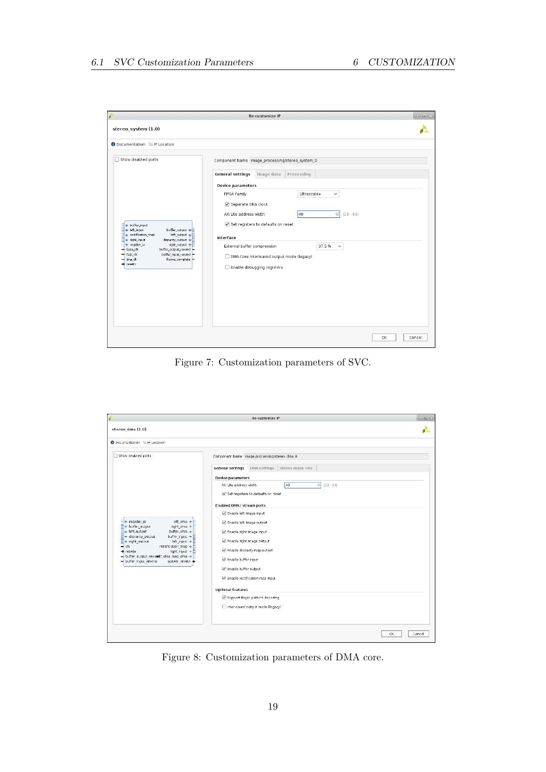Figure 7: Customization parameters of SVC.

Figure 8: Customization parameters of DMA core.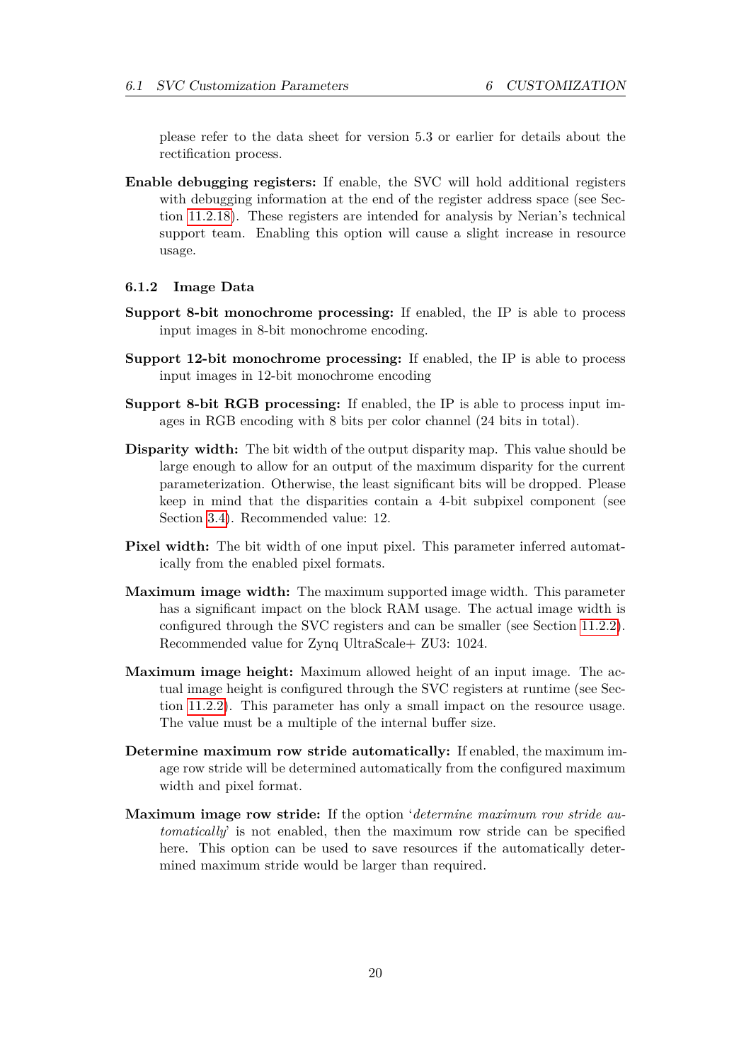please refer to the data sheet for version 5.3 or earlier for details about the rectification process.

**Enable debugging registers:** If enable, the SVC will hold additional registers with debugging information at the end of the register address space (see Section 11.2.18). These registers are intended for analysis by Nerian's technical support team. Enabling this option will cause a slight increase in resource usage.

### 6.1.2 Image Data

**Support 8-bit monochrome processing:** If enabled, the IP is able to process input images in 8-bit monochrome encoding.

**Support 12-bit monochrome processing:** If enabled, the IP is able to process input images in 12-bit monochrome encoding

**Support 8-bit RGB processing:** If enabled, the IP is able to process input images in RGB encoding with 8 bits per color channel (24 bits in total).

**Disparity width:** The bit width of the output disparity map. This value should be large enough to allow for an output of the maximum disparity for the current parameterization. Otherwise, the least significant bits will be dropped. Please keep in mind that the disparities contain a 4-bit subpixel component (see Section 3.4). Recommended value: 12.

**Pixel width:** The bit width of one input pixel. This parameter inferred automatically from the enabled pixel formats.

**Maximum image width:** The maximum supported image width. This parameter has a significant impact on the block RAM usage. The actual image width is configured through the SVC registers and can be smaller (see Section 11.2.2). Recommended value for Zynq UltraScale+ ZU3: 1024.

**Maximum image height:** Maximum allowed height of an input image. The actual image height is configured through the SVC registers at runtime (see Section 11.2.2). This parameter has only a small impact on the resource usage. The value must be a multiple of the internal buffer size.

**Determine maximum row stride automatically:** If enabled, the maximum image row stride will be determined automatically from the configured maximum width and pixel format.

**Maximum image row stride:** If the option '*determine maximum row stride automatically*' is not enabled, then the maximum row stride can be specified here. This option can be used to save resources if the automatically determined maximum stride would be larger than required.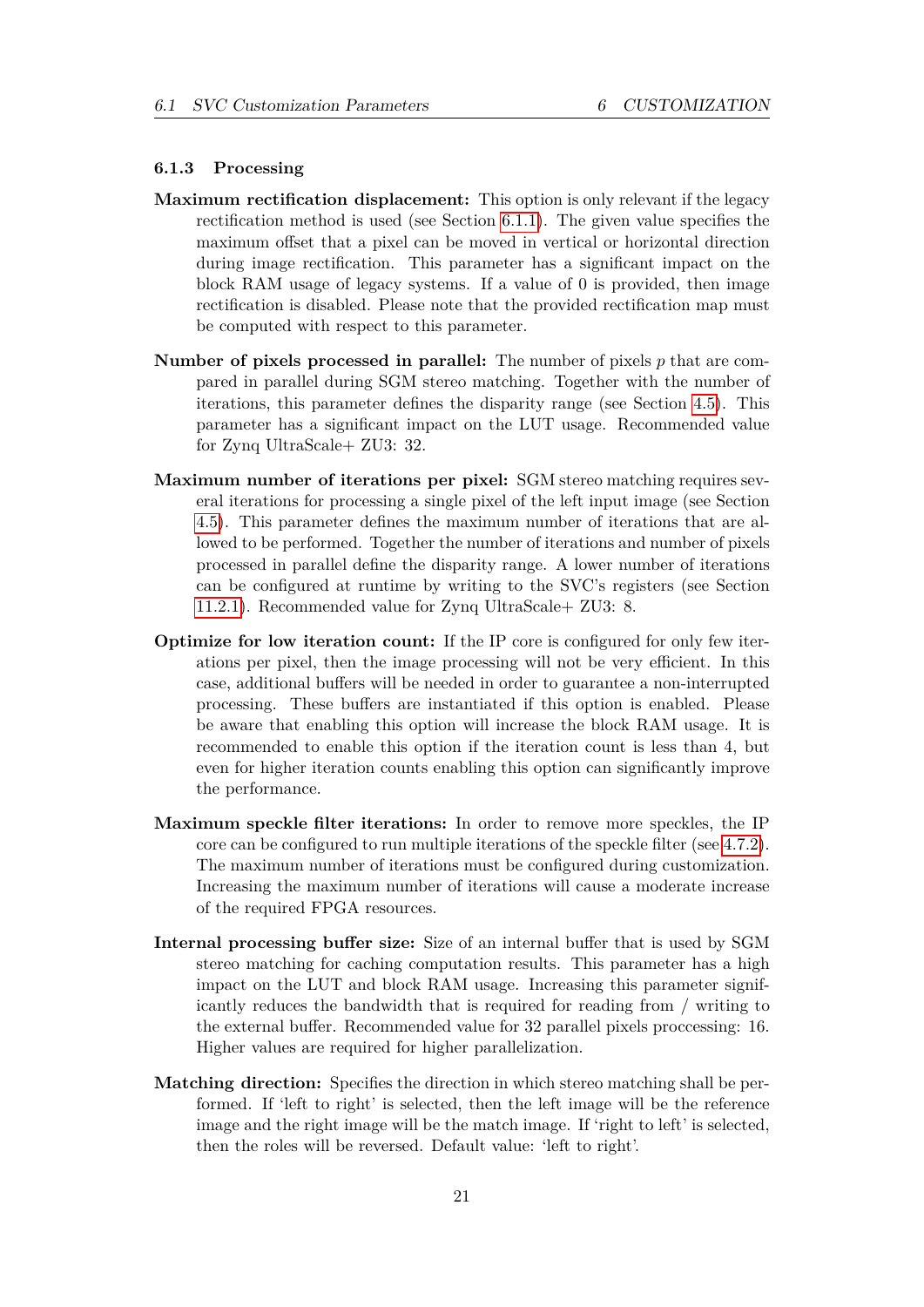### 6.1.3 Processing

**Maximum rectification displacement:** This option is only relevant if the legacy rectification method is used (see Section 6.1.1). The given value specifies the maximum offset that a pixel can be moved in vertical or horizontal direction during image rectification. This parameter has a significant impact on the block RAM usage of legacy systems. If a value of 0 is provided, then image rectification is disabled. Please note that the provided rectification map must be computed with respect to this parameter.

**Number of pixels processed in parallel:** The number of pixels $p$ that are compared in parallel during SGM stereo matching. Together with the number of iterations, this parameter defines the disparity range (see Section 4.5). This parameter has a significant impact on the LUT usage. Recommended value for Zynq UltraScale+ ZU3: 32.

**Maximum number of iterations per pixel:** SGM stereo matching requires several iterations for processing a single pixel of the left input image (see Section 4.5). This parameter defines the maximum number of iterations that are allowed to be performed. Together the number of iterations and number of pixels processed in parallel define the disparity range. A lower number of iterations can be configured at runtime by writing to the SVC's registers (see Section 11.2.1). Recommended value for Zynq UltraScale+ ZU3: 8.

**Optimize for low iteration count:** If the IP core is configured for only few iterations per pixel, then the image processing will not be very efficient. In this case, additional buffers will be needed in order to guarantee a non-interrupted processing. These buffers are instantiated if this option is enabled. Please be aware that enabling this option will increase the block RAM usage. It is recommended to enable this option if the iteration count is less than 4, but even for higher iteration counts enabling this option can significantly improve the performance.

**Maximum speckle filter iterations:** In order to remove more speckles, the IP core can be configured to run multiple iterations of the speckle filter (see 4.7.2). The maximum number of iterations must be configured during customization. Increasing the maximum number of iterations will cause a moderate increase of the required FPGA resources.

**Internal processing buffer size:** Size of an internal buffer that is used by SGM stereo matching for caching computation results. This parameter has a high impact on the LUT and block RAM usage. Increasing this parameter significantly reduces the bandwidth that is required for reading from / writing to the external buffer. Recommended value for 32 parallel pixels proccessing: 16. Higher values are required for higher parallelization.

**Matching direction:** Specifies the direction in which stereo matching shall be performed. If 'left to right' is selected, then the left image will be the reference image and the right image will be the match image. If 'right to left' is selected, then the roles will be reversed. Default value: 'left to right'.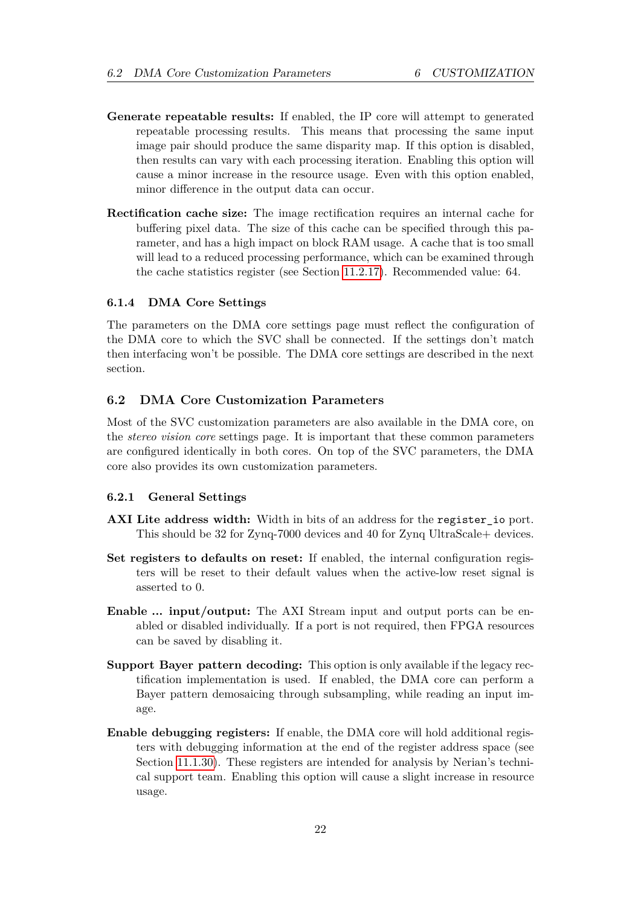**Generate repeatable results:** If enabled, the IP core will attempt to generated repeatable processing results. This means that processing the same input image pair should produce the same disparity map. If this option is disabled, then results can vary with each processing iteration. Enabling this option will cause a minor increase in the resource usage. Even with this option enabled, minor difference in the output data can occur.

**Rectification cache size:** The image rectification requires an internal cache for buffering pixel data. The size of this cache can be specified through this parameter, and has a high impact on block RAM usage. A cache that is too small will lead to a reduced processing performance, which can be examined through the cache statistics register (see Section 11.2.17). Recommended value: 64.

### 6.1.4 DMA Core Settings

The parameters on the DMA core settings page must reflect the configuration of the DMA core to which the SVC shall be connected. If the settings don't match then interfacing won't be possible. The DMA core settings are described in the next section.

## 6.2 DMA Core Customization Parameters

Most of the SVC customization parameters are also available in the DMA core, on the *stereo vision core* settings page. It is important that these common parameters are configured identically in both cores. On top of the SVC parameters, the DMA core also provides its own customization parameters.

### 6.2.1 General Settings

**AXI Lite address width:** Width in bits of an address for the `register_io` port. This should be 32 for Zynq-7000 devices and 40 for Zynq UltraScale+ devices.

**Set registers to defaults on reset:** If enabled, the internal configuration registers will be reset to their default values when the active-low reset signal is asserted to 0.

**Enable ... input/output:** The AXI Stream input and output ports can be enabled or disabled individually. If a port is not required, then FPGA resources can be saved by disabling it.

**Support Bayer pattern decoding:** This option is only available if the legacy rectification implementation is used. If enabled, the DMA core can perform a Bayer pattern demosaicing through subsampling, while reading an input image.

**Enable debugging registers:** If enable, the DMA core will hold additional registers with debugging information at the end of the register address space (see Section 11.1.30). These registers are intended for analysis by Nerian's technical support team. Enabling this option will cause a slight increase in resource usage.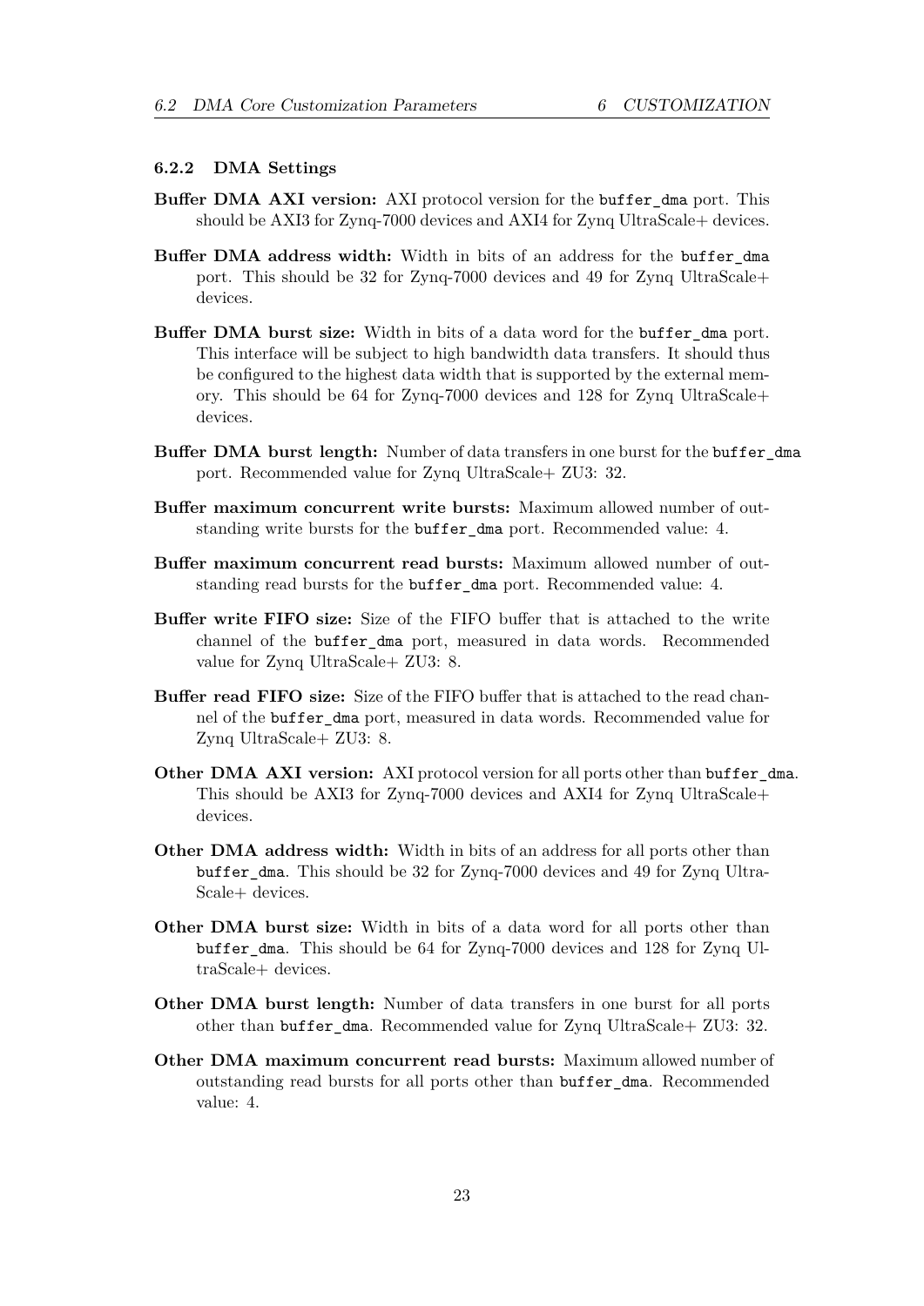#### 6.2.2 DMA Settings

**Buffer DMA AXI version:** AXI protocol version for the `buffer_dma` port. This should be AXI3 for Zynq-7000 devices and AXI4 for Zynq UltraScale+ devices.

**Buffer DMA address width:** Width in bits of an address for the `buffer_dma` port. This should be 32 for Zynq-7000 devices and 49 for Zynq UltraScale+ devices.

**Buffer DMA burst size:** Width in bits of a data word for the `buffer_dma` port. This interface will be subject to high bandwidth data transfers. It should thus be configured to the highest data width that is supported by the external memory. This should be 64 for Zynq-7000 devices and 128 for Zynq UltraScale+ devices.

**Buffer DMA burst length:** Number of data transfers in one burst for the `buffer_dma` port. Recommended value for Zynq UltraScale+ ZU3: 32.

**Buffer maximum concurrent write bursts:** Maximum allowed number of outstanding write bursts for the `buffer_dma` port. Recommended value: 4.

**Buffer maximum concurrent read bursts:** Maximum allowed number of outstanding read bursts for the `buffer_dma` port. Recommended value: 4.

**Buffer write FIFO size:** Size of the FIFO buffer that is attached to the write channel of the `buffer_dma` port, measured in data words. Recommended value for Zynq UltraScale+ ZU3: 8.

**Buffer read FIFO size:** Size of the FIFO buffer that is attached to the read channel of the `buffer_dma` port, measured in data words. Recommended value for Zynq UltraScale+ ZU3: 8.

**Other DMA AXI version:** AXI protocol version for all ports other than `buffer_dma`. This should be AXI3 for Zynq-7000 devices and AXI4 for Zynq UltraScale+ devices.

**Other DMA address width:** Width in bits of an address for all ports other than `buffer_dma`. This should be 32 for Zynq-7000 devices and 49 for Zynq UltraScale+ devices.

**Other DMA burst size:** Width in bits of a data word for all ports other than `buffer_dma`. This should be 64 for Zynq-7000 devices and 128 for Zynq UltraScale+ devices.

**Other DMA burst length:** Number of data transfers in one burst for all ports other than `buffer_dma`. Recommended value for Zynq UltraScale+ ZU3: 32.

**Other DMA maximum concurrent read bursts:** Maximum allowed number of outstanding read bursts for all ports other than `buffer_dma`. Recommended value: 4.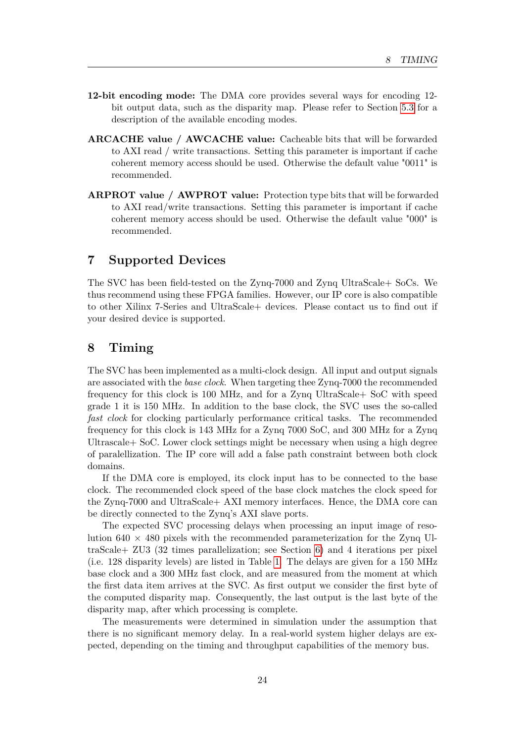**12-bit encoding mode:** The DMA core provides several ways for encoding 12-bit output data, such as the disparity map. Please refer to Section 5.3 for a description of the available encoding modes.

**ARCACHE value / AWCACHE value:** Cacheable bits that will be forwarded to AXI read / write transactions. Setting this parameter is important if cache coherent memory access should be used. Otherwise the default value "0011" is recommended.

**ARPROT value / AWPROT value:** Protection type bits that will be forwarded to AXI read/write transactions. Setting this parameter is important if cache coherent memory access should be used. Otherwise the default value "000" is recommended.

# 7 Supported Devices

The SVC has been field-tested on the Zynq-7000 and Zynq UltraScale+ SoCs. We thus recommend using these FPGA families. However, our IP core is also compatible to other Xilinx 7-Series and UltraScale+ devices. Please contact us to find out if your desired device is supported.

# 8 Timing

The SVC has been implemented as a multi-clock design. All input and output signals are associated with the *base clock*. When targeting thee Zynq-7000 the recommended frequency for this clock is 100 MHz, and for a Zynq UltraScale+ SoC with speed grade 1 it is 150 MHz. In addition to the base clock, the SVC uses the so-called *fast clock* for clocking particularly performance critical tasks. The recommended frequency for this clock is 143 MHz for a Zynq 7000 SoC, and 300 MHz for a Zynq Ultrascale+ SoC. Lower clock settings might be necessary when using a high degree of paralellization. The IP core will add a false path constraint between both clock domains.

If the DMA core is employed, its clock input has to be connected to the base clock. The recommended clock speed of the base clock matches the clock speed for the Zynq-7000 and UltraScale+ AXI memory interfaces. Hence, the DMA core can be directly connected to the Zynq's AXI slave ports.

The expected SVC processing delays when processing an input image of resolution $640 \times 480$ pixels with the recommended parameterization for the Zynq UltraScale+ ZU3 (32 times parallelization; see Section 6) and 4 iterations per pixel (i.e. 128 disparity levels) are listed in Table 1. The delays are given for a 150 MHz base clock and a 300 MHz fast clock, and are measured from the moment at which the first data item arrives at the SVC. As first output we consider the first byte of the computed disparity map. Consequently, the last output is the last byte of the disparity map, after which processing is complete.

The measurements were determined in simulation under the assumption that there is no significant memory delay. In a real-world system higher delays are expected, depending on the timing and throughput capabilities of the memory bus.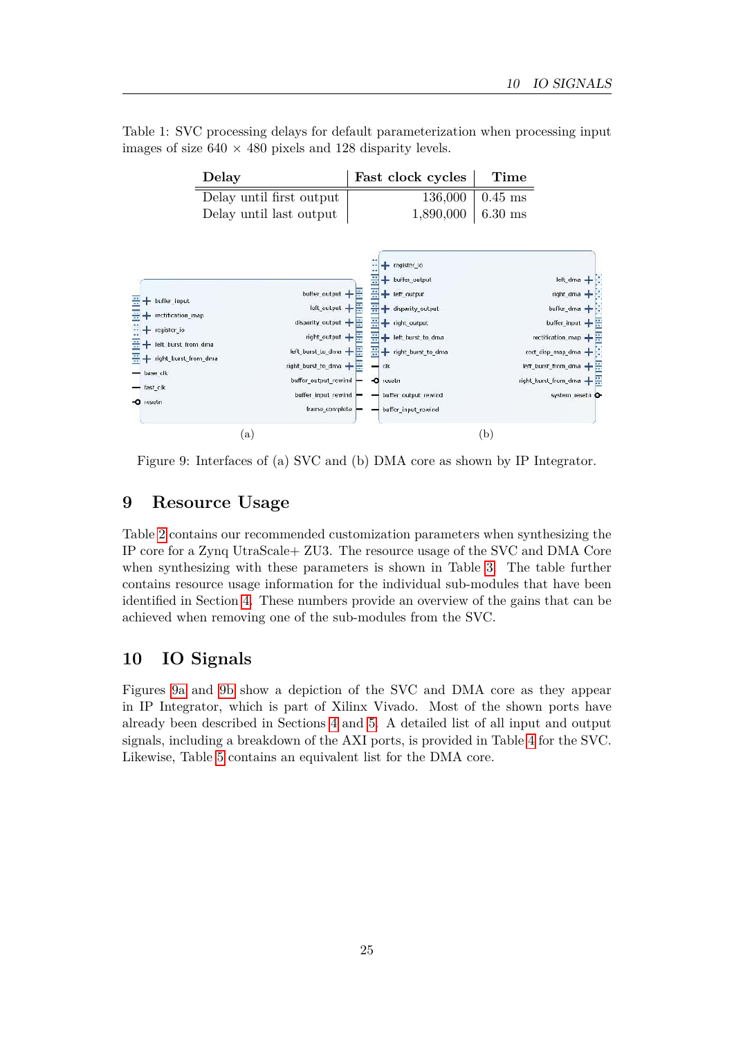Table 1: SVC processing delays for default parameterization when processing input images of size 640 × 480 pixels and 128 disparity levels.

| Delay | Fast clock cycles | Time |
|---|---|---|
| Delay until first output | 136,000 | 0.45 ms |
| Delay until last output | 1,890,000 | 6.30 ms |

(a)

(b)

Figure 9: Interfaces of (a) SVC and (b) DMA core as shown by IP Integrator.

## 9 Resource Usage

Table 2 contains our recommended customization parameters when synthesizing the IP core for a Zynq UltraScale+ ZU3. The resource usage of the SVC and DMA Core when synthesizing with these parameters is shown in Table 3. The table further contains resource usage information for the individual sub-modules that have been identified in Section 4. These numbers provide an overview of the gains that can be achieved when removing one of the sub-modules from the SVC.

## 10 IO Signals

Figures 9a and 9b show a depiction of the SVC and DMA core as they appear in IP Integrator, which is part of Xilinx Vivado. Most of the shown ports have already been described in Sections 4 and 5. A detailed list of all input and output signals, including a breakdown of the AXI ports, is provided in Table 4 for the SVC. Likewise, Table 5 contains an equivalent list for the DMA core.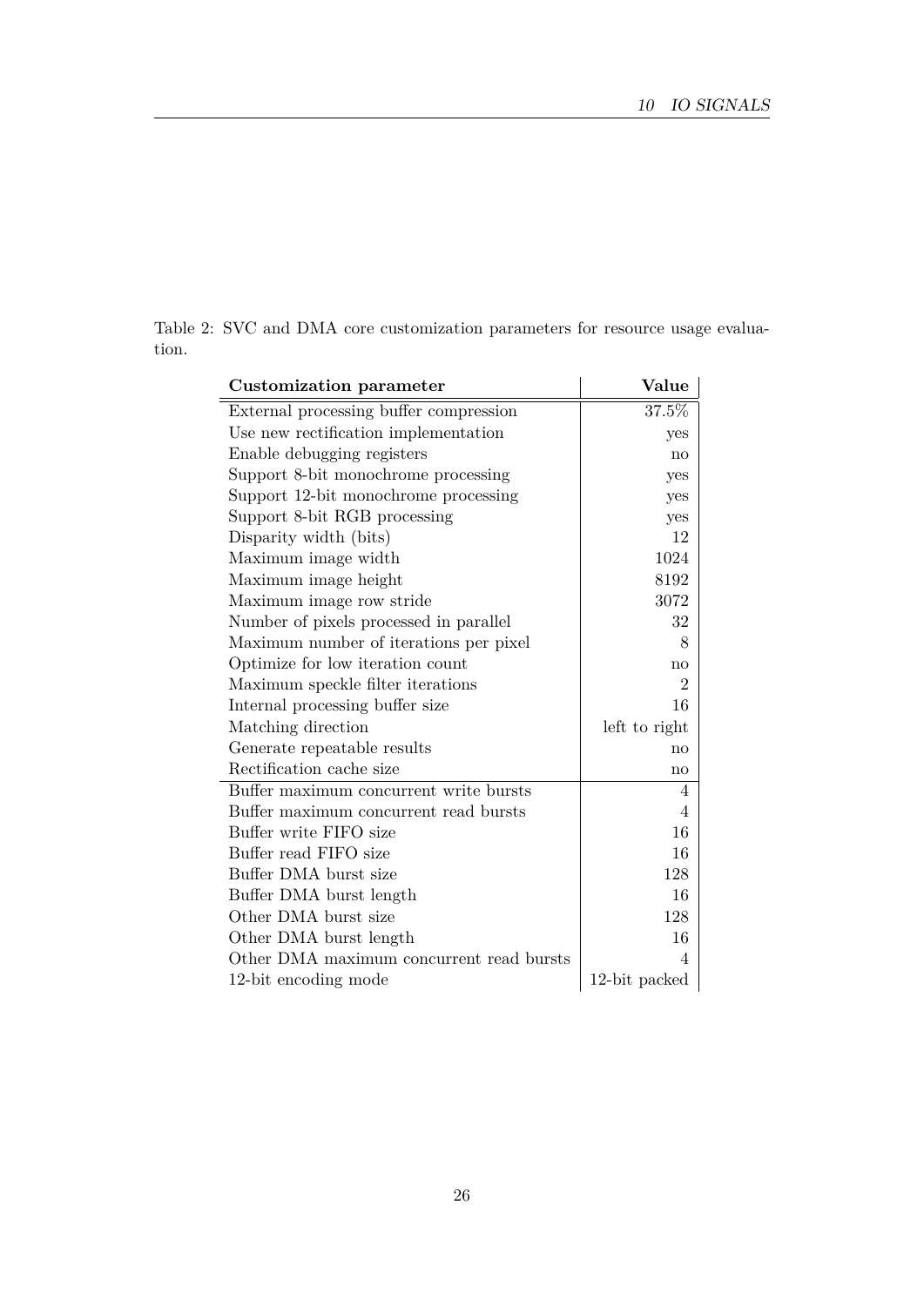Table 2: SVC and DMA core customization parameters for resource usage evaluation.

| Customization parameter | Value |
|---|---|
| External processing buffer compression | 37.5% |
| Use new rectification implementation | yes |
| Enable debugging registers | no |
| Support 8-bit monochrome processing | yes |
| Support 12-bit monochrome processing | yes |
| Support 8-bit RGB processing | yes |
| Disparity width (bits) | 12 |
| Maximum image width | 1024 |
| Maximum image height | 8192 |
| Maximum image row stride | 3072 |
| Number of pixels processed in parallel | 32 |
| Maximum number of iterations per pixel | 8 |
| Optimize for low iteration count | no |
| Maximum speckle filter iterations | 2 |
| Internal processing buffer size | 16 |
| Matching direction | left to right |
| Generate repeatable results | no |
| Rectification cache size | no |
| Buffer maximum concurrent write bursts | 4 |
| Buffer maximum concurrent read bursts | 4 |
| Buffer write FIFO size | 16 |
| Buffer read FIFO size | 16 |
| Buffer DMA burst size | 128 |
| Buffer DMA burst length | 16 |
| Other DMA burst size | 128 |
| Other DMA burst length | 16 |
| Other DMA maximum concurrent read bursts | 4 |
| 12-bit encoding mode | 12-bit packed |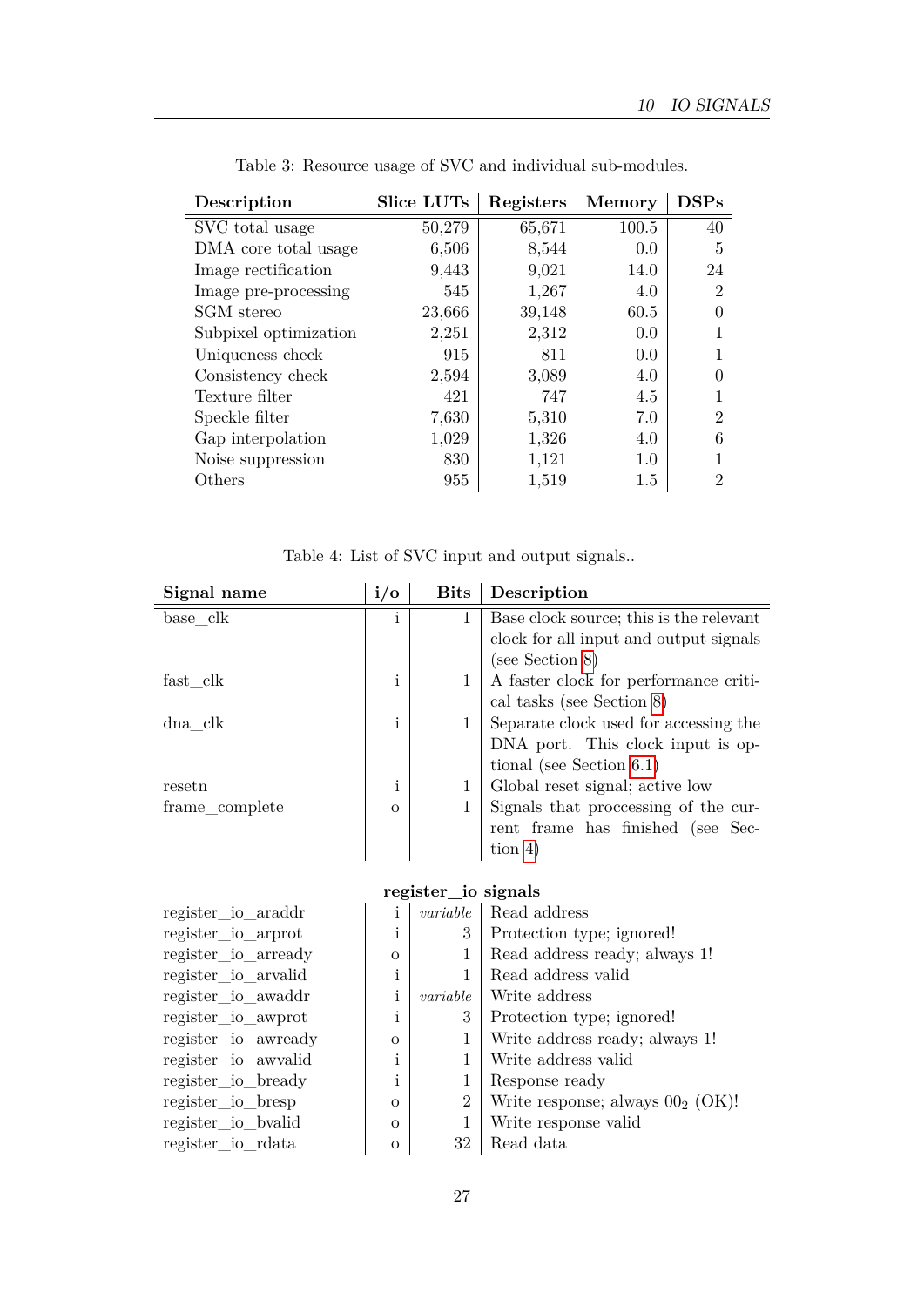Table 3: Resource usage of SVC and individual sub-modules.

| Description | Slice LUTs | Registers | Memory | DSPs |
|---|---|---|---|---|
| SVC total usage | 50,279 | 65,671 | 100.5 | 40 |
| DMA core total usage | 6,506 | 8,544 | 0.0 | 5 |
| Image rectification | 9,443 | 9,021 | 14.0 | 24 |
| Image pre-processing | 545 | 1,267 | 4.0 | 2 |
| SGM stereo | 23,666 | 39,148 | 60.5 | 0 |
| Subpixel optimization | 2,251 | 2,312 | 0.0 | 1 |
| Uniqueness check | 915 | 811 | 0.0 | 1 |
| Consistency check | 2,594 | 3,089 | 4.0 | 0 |
| Texture filter | 421 | 747 | 4.5 | 1 |
| Speckle filter | 7,630 | 5,310 | 7.0 | 2 |
| Gap interpolation | 1,029 | 1,326 | 4.0 | 6 |
| Noise suppression | 830 | 1,121 | 1.0 | 1 |
| Others | 955 | 1,519 | 1.5 | 2 |

Table 4: List of SVC input and output signals..

| Signal name | i/o | Bits | Description |
|---|---|---|---|
| base_clk | i | 1 | Base clock source; this is the relevant clock for all input and output signals (see Section 8) |
| fast_clk | i | 1 | A faster clock for performance critical tasks (see Section 8) |
| dna_clk | i | 1 | Separate clock used for accessing the DNA port. This clock input is optional (see Section 6.1) |
| resetn | i | 1 | Global reset signal; active low |
| frame_complete | o | 1 | Signals that proccessing of the current frame has finished (see Section 4) |
| **register_io signals** | | | |
| register_io_araddr | i | *variable* | Read address |
| register_io_arprot | i | 3 | Protection type; ignored! |
| register_io_arready | o | 1 | Read address ready; always 1! |
| register_io_arvalid | i | 1 | Read address valid |
| register_io_awaddr | i | *variable* | Write address |
| register_io_awprot | i | 3 | Protection type; ignored! |
| register_io_awready | o | 1 | Write address ready; always 1! |
| register_io_awvalid | i | 1 | Write address valid |
| register_io_bready | i | 1 | Response ready |
| register_io_bresp | o | 2 | Write response; always $00_2$ (OK)! |
| register_io_bvalid | o | 1 | Write response valid |
| register_io_rdata | o | 32 | Read data |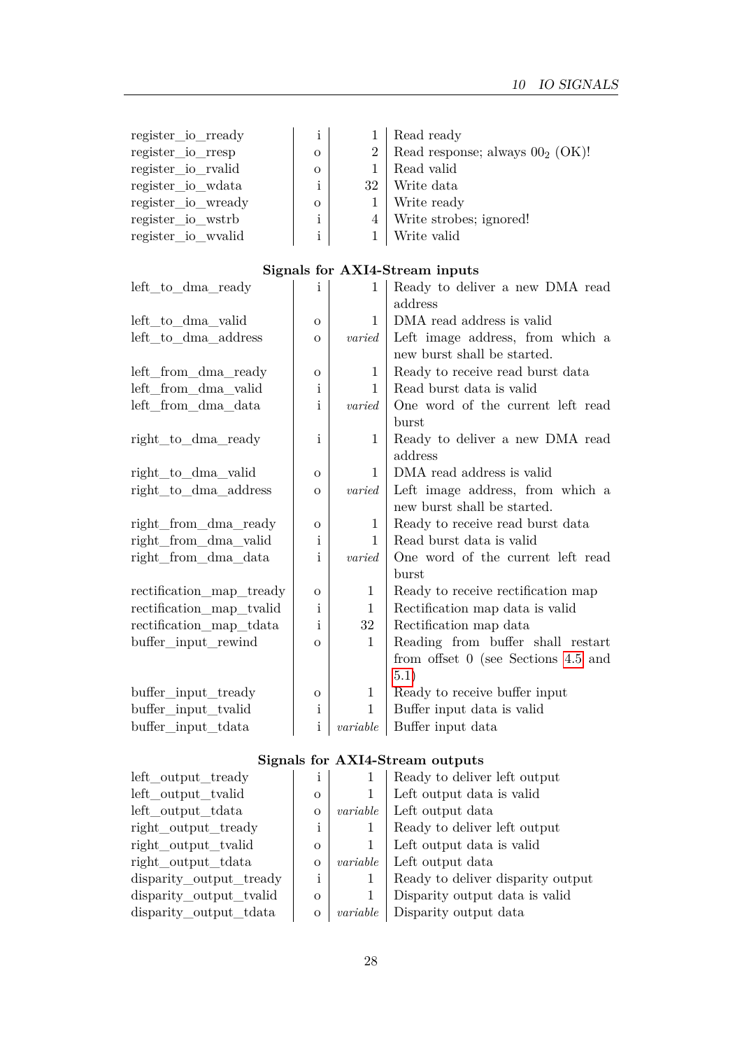| | | | |
|---|---|---|---|
| register_io_rready | i | 1 | Read ready |
| register_io_rresp | o | 2 | Read response; always $00_2$ (OK)! |
| register_io_rvalid | o | 1 | Read valid |
| register_io_wdata | i | 32 | Write data |
| register_io_wready | o | 1 | Write ready |
| register_io_wstrb | i | 4 | Write strobes; ignored! |
| register_io_wvalid | i | 1 | Write valid |
| **Signals for AXI4-Stream inputs** | | | |
| left_to_dma_ready | i | 1 | Ready to deliver a new DMA read address |
| left_to_dma_valid | o | 1 | DMA read address is valid |
| left_to_dma_address | o | *varied* | Left image address, from which a new burst shall be started. |
| left_from_dma_ready | o | 1 | Ready to receive read burst data |
| left_from_dma_valid | i | 1 | Read burst data is valid |
| left_from_dma_data | i | *varied* | One word of the current left read burst |
| right_to_dma_ready | i | 1 | Ready to deliver a new DMA read address |
| right_to_dma_valid | o | 1 | DMA read address is valid |
| right_to_dma_address | o | *varied* | Left image address, from which a new burst shall be started. |
| right_from_dma_ready | o | 1 | Ready to receive read burst data |
| right_from_dma_valid | i | 1 | Read burst data is valid |
| right_from_dma_data | i | *varied* | One word of the current left read burst |
| rectification_map_tready | o | 1 | Ready to receive rectification map |
| rectification_map_tvalid | i | 1 | Rectification map data is valid |
| rectification_map_tdata | i | 32 | Rectification map data |
| buffer_input_rewind | o | 1 | Reading from buffer shall restart from offset 0 (see Sections 4.5 and 5.1) |
| buffer_input_tready | o | 1 | Ready to receive buffer input |
| buffer_input_tvalid | i | 1 | Buffer input data is valid |
| buffer_input_tdata | i | *variable* | Buffer input data |
| **Signals for AXI4-Stream outputs** | | | |
| left_output_tready | i | 1 | Ready to deliver left output |
| left_output_tvalid | o | 1 | Left output data is valid |
| left_output_tdata | o | *variable* | Left output data |
| right_output_tready | i | 1 | Ready to deliver left output |
| right_output_tvalid | o | 1 | Left output data is valid |
| right_output_tdata | o | *variable* | Left output data |
| disparity_output_tready | i | 1 | Ready to deliver disparity output |
| disparity_output_tvalid | o | 1 | Disparity output data is valid |
| disparity_output_tdata | o | *variable* | Disparity output data |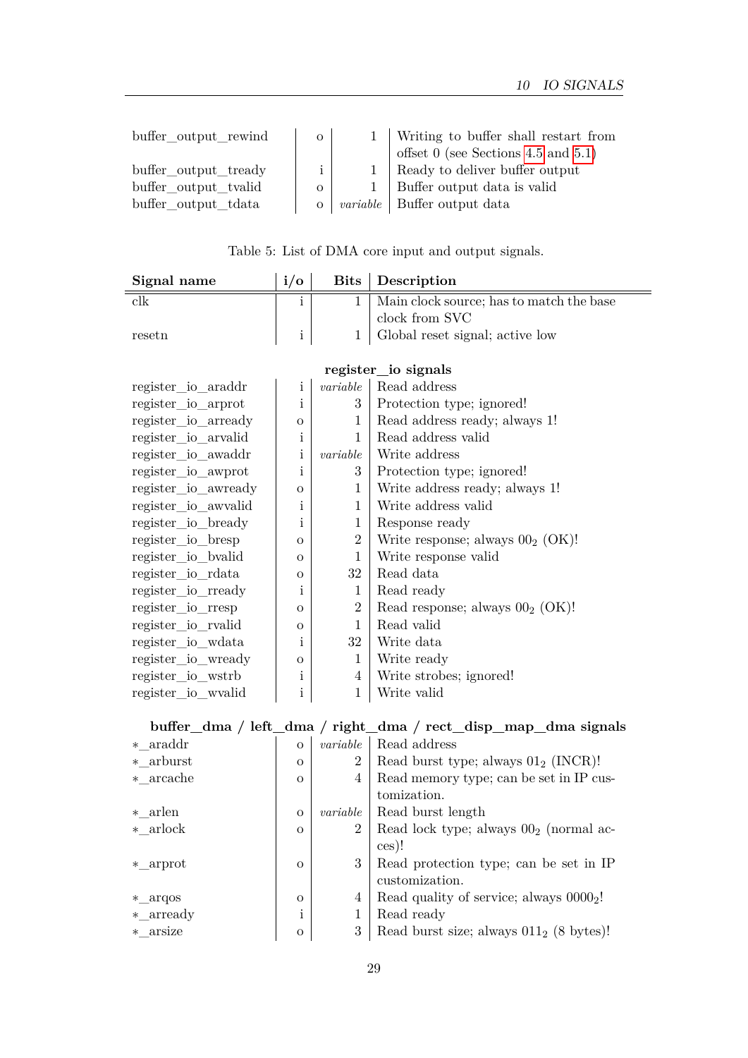| | | | |
|---|---|---|---|
| buffer_output_rewind | o | 1 | Writing to buffer shall restart from offset 0 (see Sections 4.5 and 5.1) |
| buffer_output_tready | i | 1 | Ready to deliver buffer output |
| buffer_output_tvalid | o | 1 | Buffer output data is valid |
| buffer_output_tdata | o | *variable* | Buffer output data |

Table 5: List of DMA core input and output signals.

| **Signal name** | **i/o** | **Bits** | **Description** |
|---|---|---|---|
| clk | i | 1 | Main clock source; has to match the base clock from SVC |
| resetn | i | 1 | Global reset signal; active low |
| | | | **register_io signals** |
| register_io_araddr | i | *variable* | Read address |
| register_io_arprot | i | 3 | Protection type; ignored! |
| register_io_arready | o | 1 | Read address ready; always 1! |
| register_io_arvalid | i | 1 | Read address valid |
| register_io_awaddr | i | *variable* | Write address |
| register_io_awprot | i | 3 | Protection type; ignored! |
| register_io_awready | o | 1 | Write address ready; always 1! |
| register_io_awvalid | i | 1 | Write address valid |
| register_io_bready | i | 1 | Response ready |
| register_io_bresp | o | 2 | Write response; always $00_2$ (OK)! |
| register_io_bvalid | o | 1 | Write response valid |
| register_io_rdata | o | 32 | Read data |
| register_io_rready | i | 1 | Read ready |
| register_io_rresp | o | 2 | Read response; always $00_2$ (OK)! |
| register_io_rvalid | o | 1 | Read valid |
| register_io_wdata | i | 32 | Write data |
| register_io_wready | o | 1 | Write ready |
| register_io_wstrb | i | 4 | Write strobes; ignored! |
| register_io_wvalid | i | 1 | Write valid |
| | | | **buffer_dma / left_dma / right_dma / rect_disp_map_dma signals** |
| *_araddr | o | *variable* | Read address |
| *_arburst | o | 2 | Read burst type; always $01_2$ (INCR)! |
| *_arcache | o | 4 | Read memory type; can be set in IP customization. |
| *_arlen | o | *variable* | Read burst length |
| *_arlock | o | 2 | Read lock type; always $00_2$ (normal acces)! |
| *_arprot | o | 3 | Read protection type; can be set in IP customization. |
| *_arqos | o | 4 | Read quality of service; always $0000_2$! |
| *_arready | i | 1 | Read ready |
| *_arsize | o | 3 | Read burst size; always $011_2$ (8 bytes)! |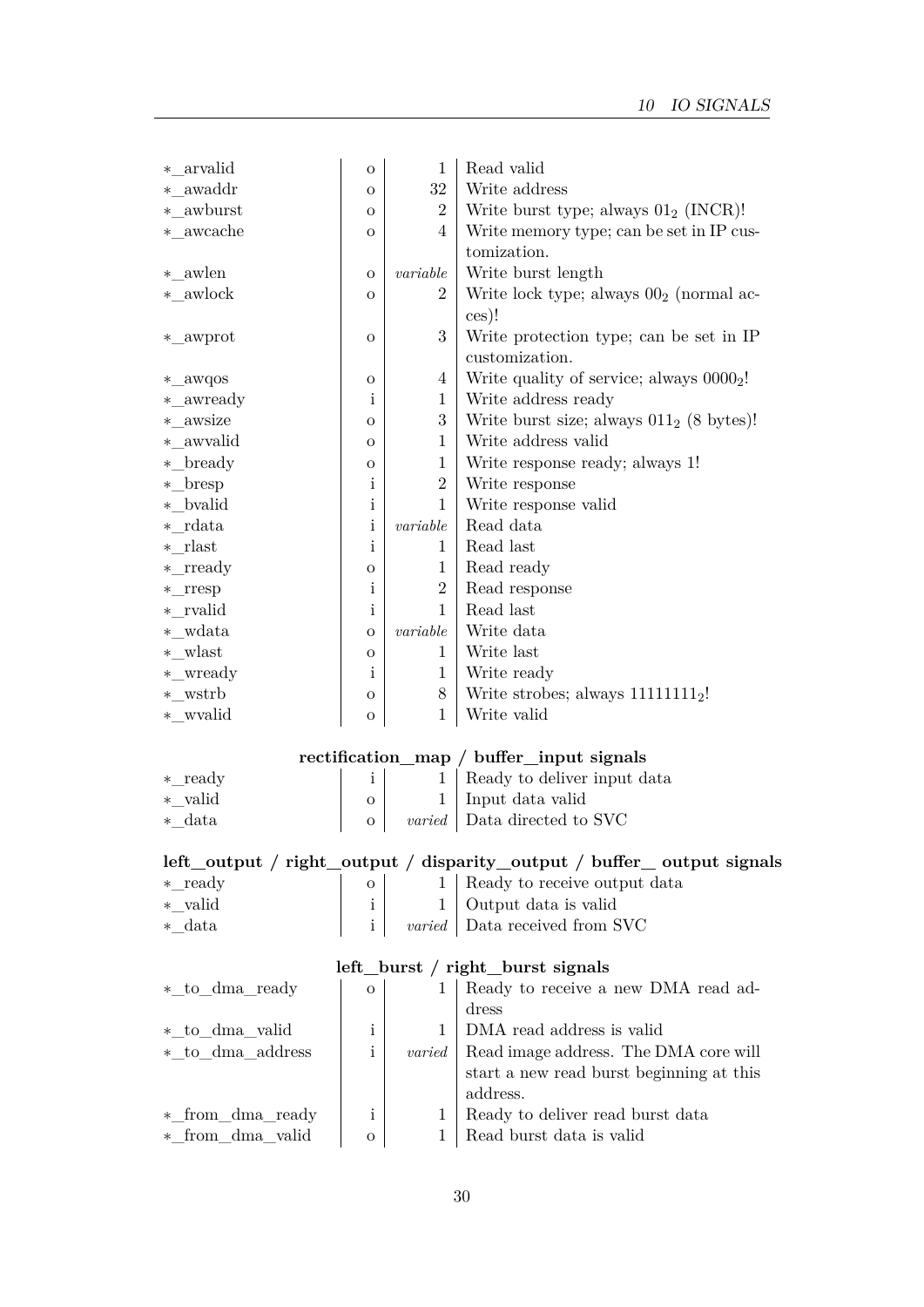| | | | |
|---|---|---|---|
| *_arvalid | o | 1 | Read valid |
| *_awaddr | o | 32 | Write address |
| *_awburst | o | 2 | Write burst type; always $01_2$ (INCR)! |
| *_awcache | o | 4 | Write memory type; can be set in IP customization. |
| *_awlen | o | *variable* | Write burst length |
| *_awlock | o | 2 | Write lock type; always $00_2$ (normal acces)! |
| *_awprot | o | 3 | Write protection type; can be set in IP customization. |
| *_awqos | o | 4 | Write quality of service; always $0000_2$! |
| *_awready | i | 1 | Write address ready |
| *_awsize | o | 3 | Write burst size; always $011_2$ (8 bytes)! |
| *_awvalid | o | 1 | Write address valid |
| *_bready | o | 1 | Write response ready; always 1! |
| *_bresp | i | 2 | Write response |
| *_bvalid | i | 1 | Write response valid |
| *_rdata | i | *variable* | Read data |
| *_rlast | i | 1 | Read last |
| *_rready | o | 1 | Read ready |
| *_rresp | i | 2 | Read response |
| *_rvalid | i | 1 | Read last |
| *_wdata | o | *variable* | Write data |
| *_wlast | o | 1 | Write last |
| *_wready | i | 1 | Write ready |
| *_wstrb | o | 8 | Write strobes; always $11111111_2$! |
| *_wvalid | o | 1 | Write valid |

**rectification_map / buffer_input signals**

| | | | |
|---|---|---|---|
| *_ready | i | 1 | Ready to deliver input data |
| *_valid | o | 1 | Input data valid |
| *_data | o | *varied* | Data directed to SVC |

**left_output / right_output / disparity_output / buffer_ output signals**

| | | | |
|---|---|---|---|
| *_ready | o | 1 | Ready to receive output data |
| *_valid | i | 1 | Output data is valid |
| *_data | i | *varied* | Data received from SVC |

**left_burst / right_burst signals**

| | | | |
|---|---|---|---|
| *_to_dma_ready | o | 1 | Ready to receive a new DMA read address |
| *_to_dma_valid | i | 1 | DMA read address is valid |
| *_to_dma_address | i | *varied* | Read image address. The DMA core will start a new read burst beginning at this address. |
| *_from_dma_ready | i | 1 | Ready to deliver read burst data |
| *_from_dma_valid | o | 1 | Read burst data is valid |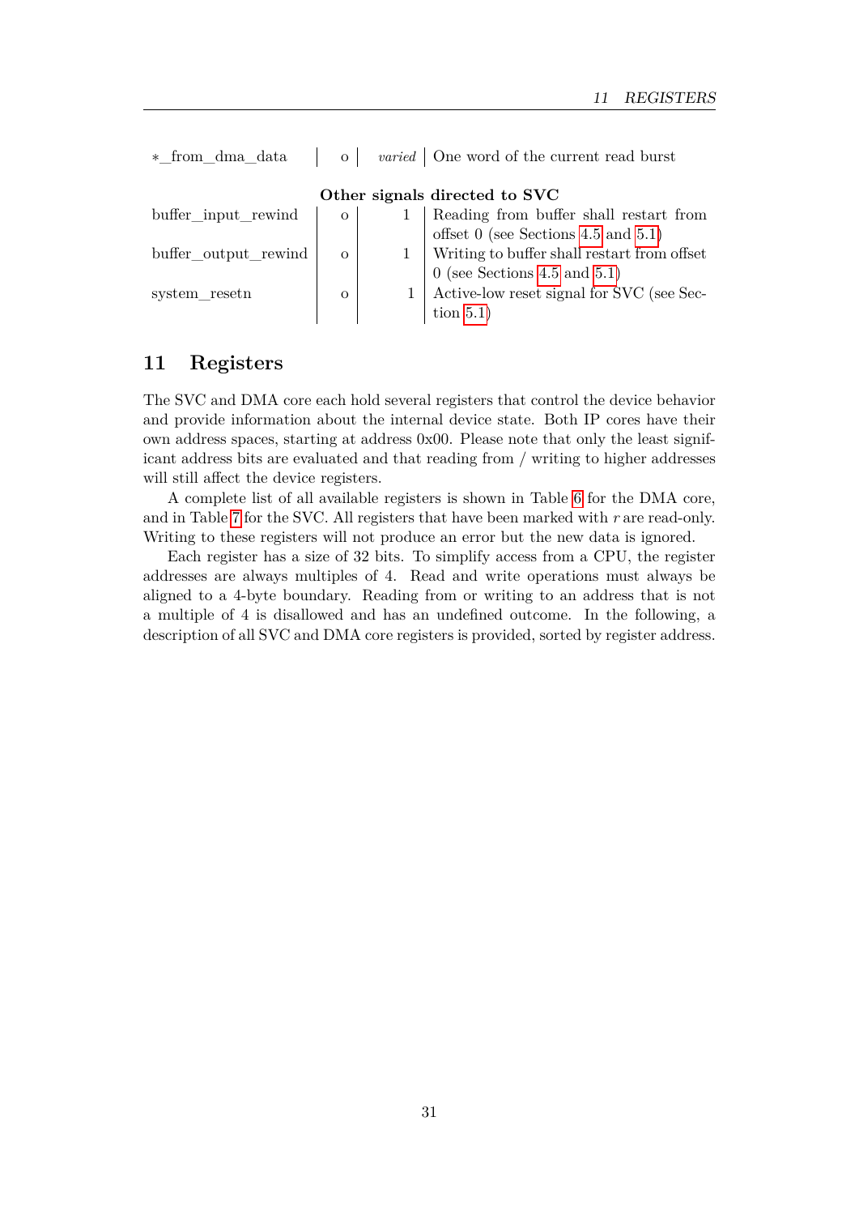| | | | |
|---|---|---|---|
| *_from_dma_data | o | *varied* | One word of the current read burst |
| **Other signals directed to SVC** | | | |
| buffer_input_rewind | o | 1 | Reading from buffer shall restart from offset 0 (see Sections 4.5 and 5.1) |
| buffer_output_rewind | o | 1 | Writing to buffer shall restart from offset 0 (see Sections 4.5 and 5.1) |
| system_resetn | o | 1 | Active-low reset signal for SVC (see Section 5.1) |

## 11 Registers

The SVC and DMA core each hold several registers that control the device behavior and provide information about the internal device state. Both IP cores have their own address spaces, starting at address 0x00. Please note that only the least significant address bits are evaluated and that reading from / writing to higher addresses will still affect the device registers.

A complete list of all available registers is shown in Table 6 for the DMA core, and in Table 7 for the SVC. All registers that have been marked with *r* are read-only. Writing to these registers will not produce an error but the new data is ignored.

Each register has a size of 32 bits. To simplify access from a CPU, the register addresses are always multiples of 4. Read and write operations must always be aligned to a 4-byte boundary. Reading from or writing to an address that is not a multiple of 4 is disallowed and has an undefined outcome. In the following, a description of all SVC and DMA core registers is provided, sorted by register address.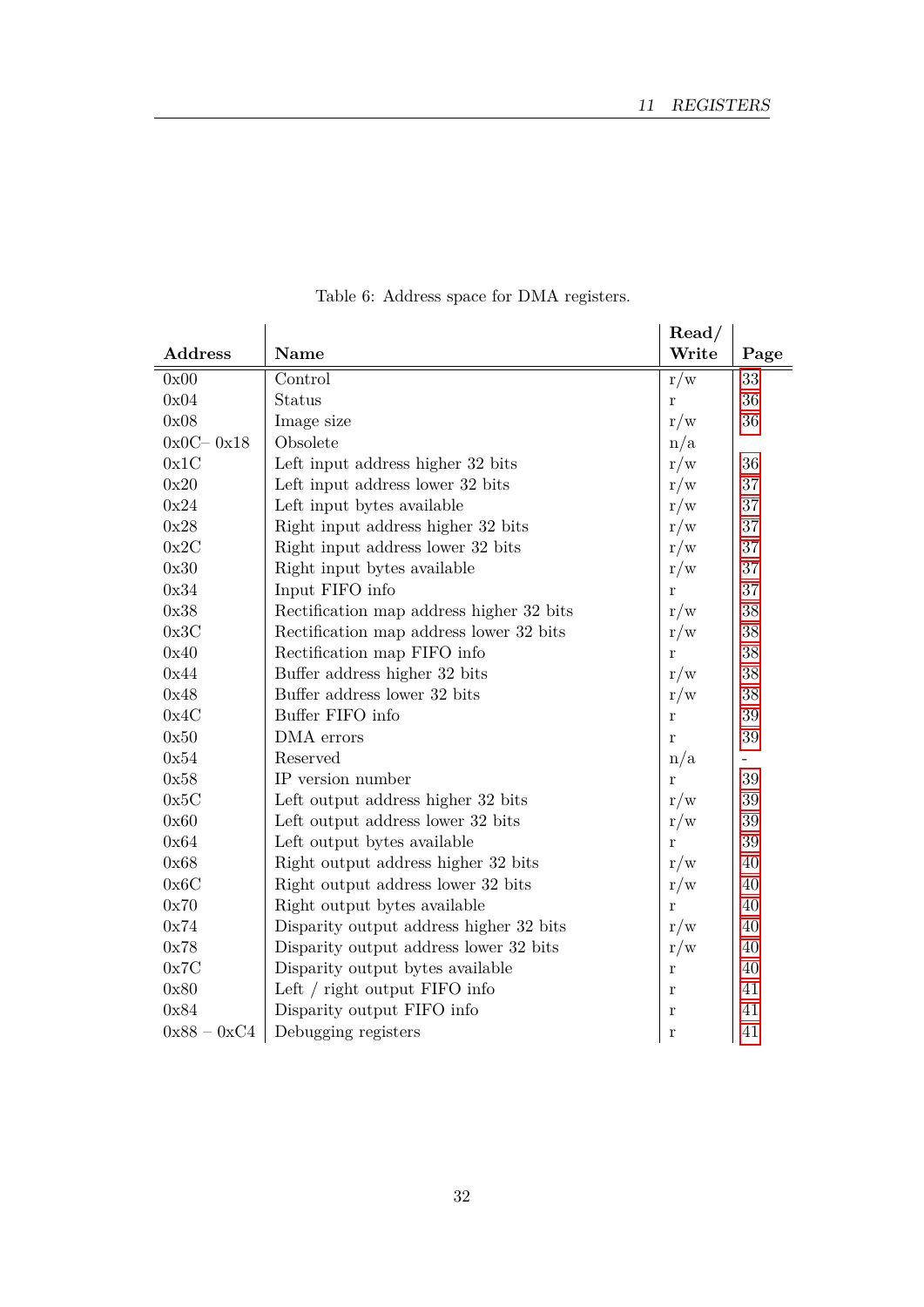Table 6: Address space for DMA registers.

| Address | Name | Read/ Write | Page |
|---|---|---|---|
| 0x00 | Control | r/w | 33 |
| 0x04 | Status | r | 36 |
| 0x08 | Image size | r/w | 36 |
| 0x0C– 0x18 | Obsolete | n/a | |
| 0x1C | Left input address higher 32 bits | r/w | 36 |
| 0x20 | Left input address lower 32 bits | r/w | 37 |
| 0x24 | Left input bytes available | r/w | 37 |
| 0x28 | Right input address higher 32 bits | r/w | 37 |
| 0x2C | Right input address lower 32 bits | r/w | 37 |
| 0x30 | Right input bytes available | r/w | 37 |
| 0x34 | Input FIFO info | r | 37 |
| 0x38 | Rectification map address higher 32 bits | r/w | 38 |
| 0x3C | Rectification map address lower 32 bits | r/w | 38 |
| 0x40 | Rectification map FIFO info | r | 38 |
| 0x44 | Buffer address higher 32 bits | r/w | 38 |
| 0x48 | Buffer address lower 32 bits | r/w | 38 |
| 0x4C | Buffer FIFO info | r | 39 |
| 0x50 | DMA errors | r | 39 |
| 0x54 | Reserved | n/a | - |
| 0x58 | IP version number | r | 39 |
| 0x5C | Left output address higher 32 bits | r/w | 39 |
| 0x60 | Left output address lower 32 bits | r/w | 39 |
| 0x64 | Left output bytes available | r | 39 |
| 0x68 | Right output address higher 32 bits | r/w | 40 |
| 0x6C | Right output address lower 32 bits | r/w | 40 |
| 0x70 | Right output bytes available | r | 40 |
| 0x74 | Disparity output address higher 32 bits | r/w | 40 |
| 0x78 | Disparity output address lower 32 bits | r/w | 40 |
| 0x7C | Disparity output bytes available | r | 40 |
| 0x80 | Left / right output FIFO info | r | 41 |
| 0x84 | Disparity output FIFO info | r | 41 |
| 0x88 – 0xC4 | Debugging registers | r | 41 |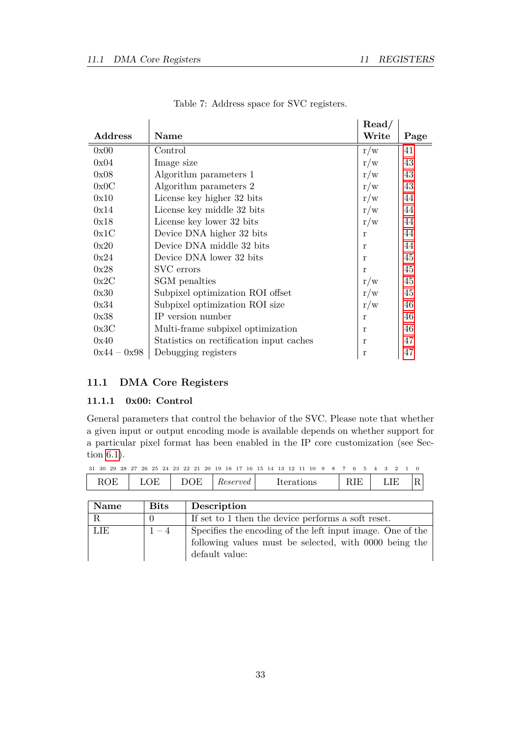Table 7: Address space for SVC registers.

| Address | Name | Read/ Write | Page |
|---|---|---|---|
| 0x00 | Control | r/w | 41 |
| 0x04 | Image size | r/w | 43 |
| 0x08 | Algorithm parameters 1 | r/w | 43 |
| 0x0C | Algorithm parameters 2 | r/w | 43 |
| 0x10 | License key higher 32 bits | r/w | 44 |
| 0x14 | License key middle 32 bits | r/w | 44 |
| 0x18 | License key lower 32 bits | r/w | 44 |
| 0x1C | Device DNA higher 32 bits | r | 44 |
| 0x20 | Device DNA middle 32 bits | r | 44 |
| 0x24 | Device DNA lower 32 bits | r | 45 |
| 0x28 | SVC errors | r | 45 |
| 0x2C | SGM penalties | r/w | 45 |
| 0x30 | Subpixel optimization ROI offset | r/w | 45 |
| 0x34 | Subpixel optimization ROI size | r/w | 46 |
| 0x38 | IP version number | r | 46 |
| 0x3C | Multi-frame subpixel optimization | r | 46 |
| 0x40 | Statistics on rectification input caches | r | 47 |
| 0x44 – 0x98 | Debugging registers | r | 47 |

## 11.1 DMA Core Registers

### 11.1.1 0x00: Control

General parameters that control the behavior of the SVC. Please note that whether a given input or output encoding mode is available depends on whether support for a particular pixel format has been enabled in the IP core customization (see Section 6.1).

| 31–28 | 27–24 | 23–20 | 19–18 | 17–9 | 8–5 | 4–1 | 0 |
|---|---|---|---|---|---|---|---|
| ROE | LOE | DOE | *Reserved* | Iterations | RIE | LIE | R |

| Name | Bits | Description |
|---|---|---|
| R | 0 | If set to 1 then the device performs a soft reset. |
| LIE | 1 – 4 | Specifies the encoding of the left input image. One of the following values must be selected, with 0000 being the default value: |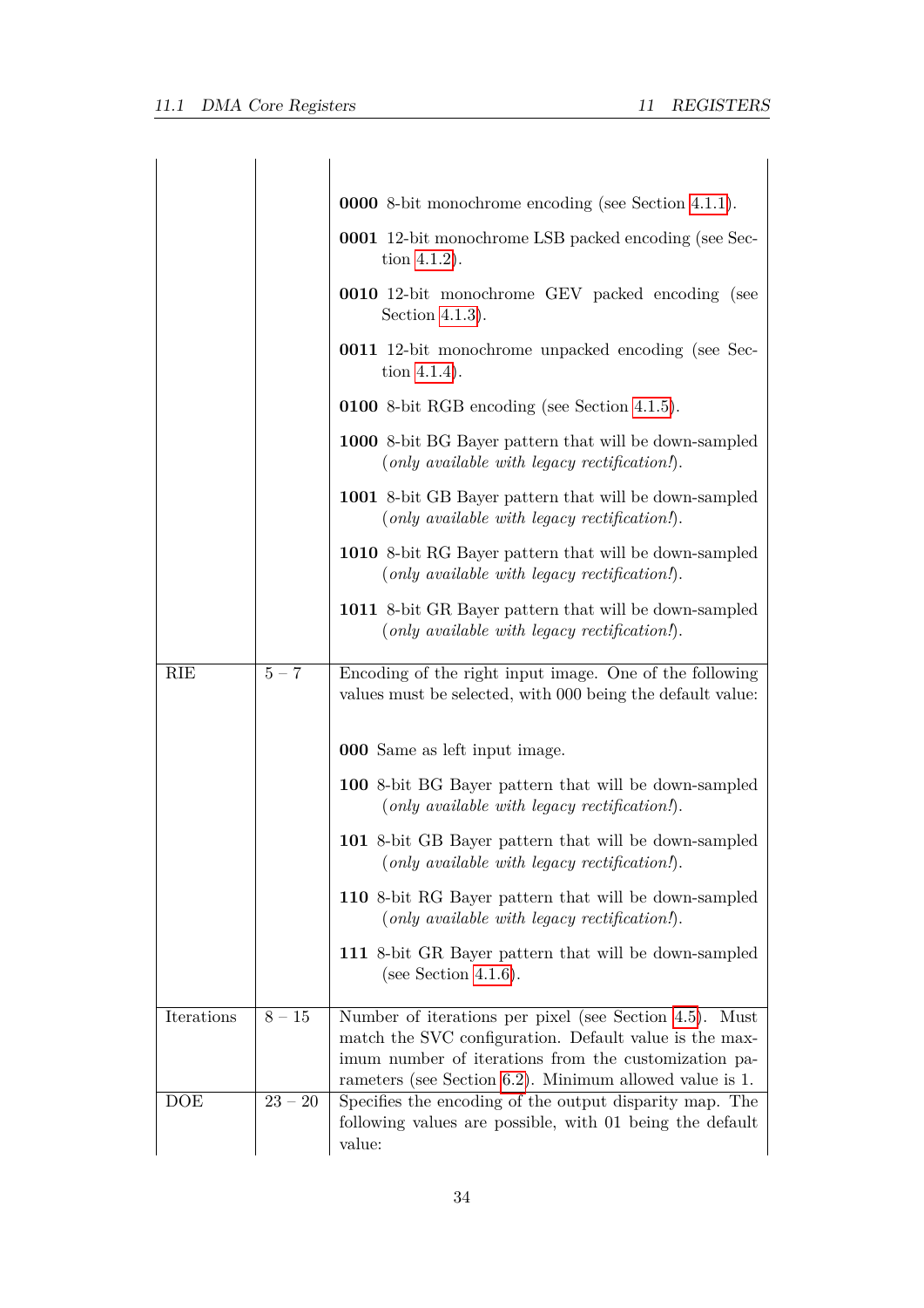| | | |
|---|---|---|
| | | **0000** 8-bit monochrome encoding (see Section 4.1.1).<br><br>**0001** 12-bit monochrome LSB packed encoding (see Section 4.1.2).<br><br>**0010** 12-bit monochrome GEV packed encoding (see Section 4.1.3).<br><br>**0011** 12-bit monochrome unpacked encoding (see Section 4.1.4).<br><br>**0100** 8-bit RGB encoding (see Section 4.1.5).<br><br>**1000** 8-bit BG Bayer pattern that will be down-sampled (*only available with legacy rectification!*).<br><br>**1001** 8-bit GB Bayer pattern that will be down-sampled (*only available with legacy rectification!*).<br><br>**1010** 8-bit RG Bayer pattern that will be down-sampled (*only available with legacy rectification!*).<br><br>**1011** 8-bit GR Bayer pattern that will be down-sampled (*only available with legacy rectification!*). |
| RIE | 5 – 7 | Encoding of the right input image. One of the following values must be selected, with 000 being the default value:<br><br>**000** Same as left input image.<br><br>**100** 8-bit BG Bayer pattern that will be down-sampled (*only available with legacy rectification!*).<br><br>**101** 8-bit GB Bayer pattern that will be down-sampled (*only available with legacy rectification!*).<br><br>**110** 8-bit RG Bayer pattern that will be down-sampled (*only available with legacy rectification!*).<br><br>**111** 8-bit GR Bayer pattern that will be down-sampled (see Section 4.1.6). |
| Iterations | 8 – 15 | Number of iterations per pixel (see Section 4.5). Must match the SVC configuration. Default value is the maximum number of iterations from the customization parameters (see Section 6.2). Minimum allowed value is 1. |
| DOE | 23 – 20 | Specifies the encoding of the output disparity map. The following values are possible, with 01 being the default value: |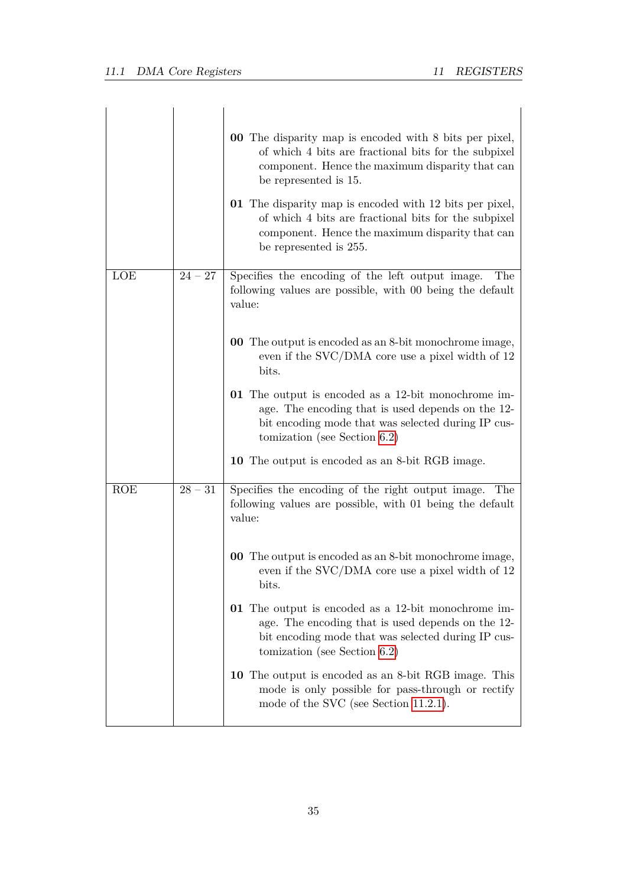| | | |
|---|---|---|
| | | **00** The disparity map is encoded with 8 bits per pixel, of which 4 bits are fractional bits for the subpixel component. Hence the maximum disparity that can be represented is 15.<br><br>**01** The disparity map is encoded with 12 bits per pixel, of which 4 bits are fractional bits for the subpixel component. Hence the maximum disparity that can be represented is 255. |
| LOE | 24 – 27 | Specifies the encoding of the left output image. The following values are possible, with 00 being the default value:<br><br>**00** The output is encoded as an 8-bit monochrome image, even if the SVC/DMA core use a pixel width of 12 bits.<br><br>**01** The output is encoded as a 12-bit monochrome image. The encoding that is used depends on the 12-bit encoding mode that was selected during IP customization (see Section 6.2)<br><br>**10** The output is encoded as an 8-bit RGB image. |
| ROE | 28 – 31 | Specifies the encoding of the right output image. The following values are possible, with 01 being the default value:<br><br>**00** The output is encoded as an 8-bit monochrome image, even if the SVC/DMA core use a pixel width of 12 bits.<br><br>**01** The output is encoded as a 12-bit monochrome image. The encoding that is used depends on the 12-bit encoding mode that was selected during IP customization (see Section 6.2)<br><br>**10** The output is encoded as an 8-bit RGB image. This mode is only possible for pass-through or rectify mode of the SVC (see Section 11.2.1). |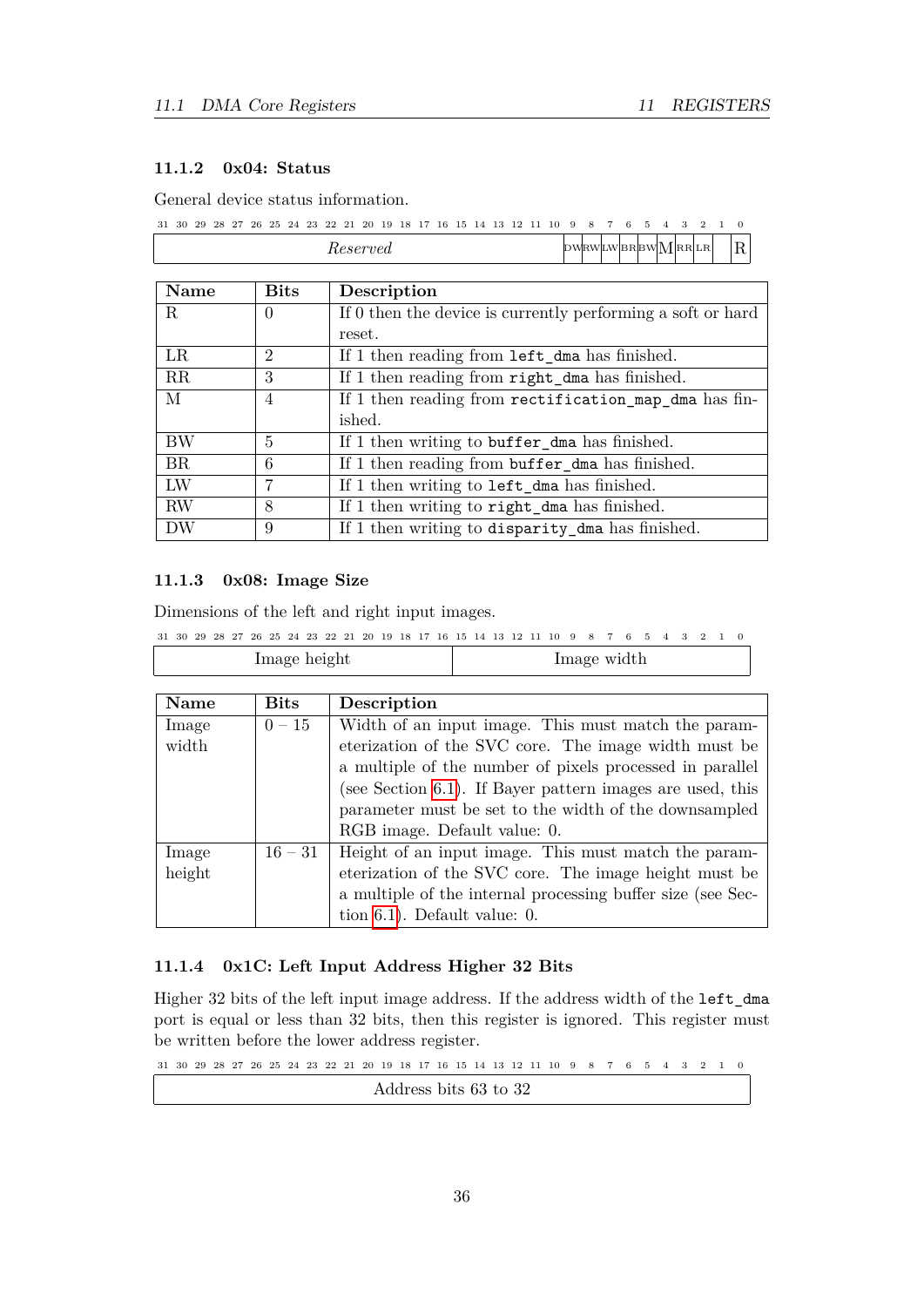### 11.1.2 0x04: Status

General device status information.

| 31–10 | 9 | 8 | 7 | 6 | 5 | 4 | 3 | 2 | 1 | 0 |
|---|---|---|---|---|---|---|---|---|---|---|
| *Reserved* | DW | RW | LW | BR | BW | M | RR | LR | | R |

| Name | Bits | Description |
|---|---|---|
| R | 0 | If 0 then the device is currently performing a soft or hard reset. |
| LR | 2 | If 1 then reading from `left_dma` has finished. |
| RR | 3 | If 1 then reading from `right_dma` has finished. |
| M | 4 | If 1 then reading from `rectification_map_dma` has finished. |
| BW | 5 | If 1 then writing to `buffer_dma` has finished. |
| BR | 6 | If 1 then reading from `buffer_dma` has finished. |
| LW | 7 | If 1 then writing to `left_dma` has finished. |
| RW | 8 | If 1 then writing to `right_dma` has finished. |
| DW | 9 | If 1 then writing to `disparity_dma` has finished. |

### 11.1.3 0x08: Image Size

Dimensions of the left and right input images.

| 31–16 | 15–0 |
|---|---|
| Image height | Image width |

| Name | Bits | Description |
|---|---|---|
| Image width | 0 – 15 | Width of an input image. This must match the parameterization of the SVC core. The image width must be a multiple of the number of pixels processed in parallel (see Section 6.1). If Bayer pattern images are used, this parameter must be set to the width of the downsampled RGB image. Default value: 0. |
| Image height | 16 – 31 | Height of an input image. This must match the parameterization of the SVC core. The image height must be a multiple of the internal processing buffer size (see Section 6.1). Default value: 0. |

### 11.1.4 0x1C: Left Input Address Higher 32 Bits

Higher 32 bits of the left input image address. If the address width of the `left_dma` port is equal or less than 32 bits, then this register is ignored. This register must be written before the lower address register.

| 31–0 |
|---|
| Address bits 63 to 32 |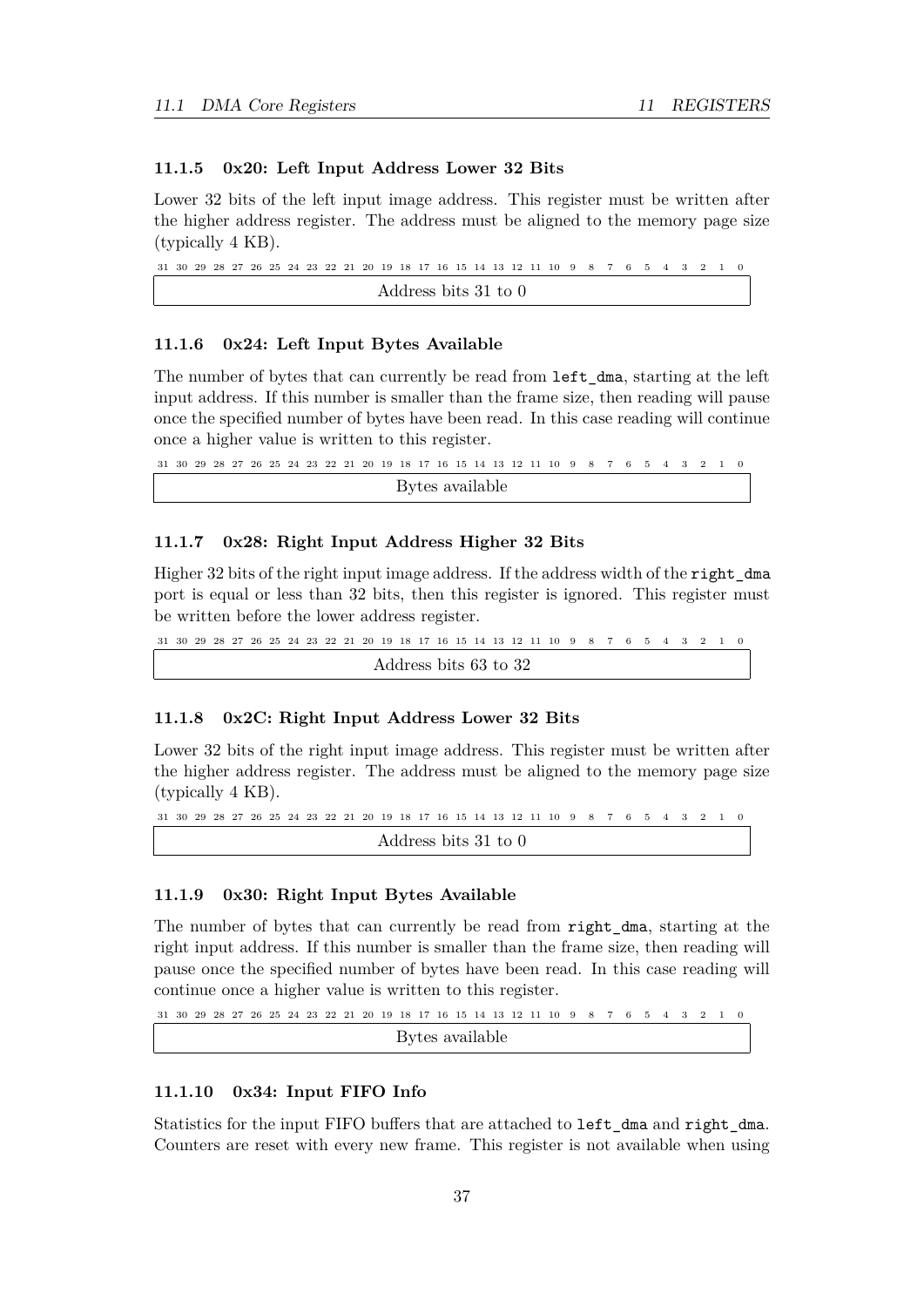### 11.1.5 0x20: Left Input Address Lower 32 Bits

Lower 32 bits of the left input image address. This register must be written after the higher address register. The address must be aligned to the memory page size (typically 4 KB).

| 31 ... 0 |
|---|
| Address bits 31 to 0 |

### 11.1.6 0x24: Left Input Bytes Available

The number of bytes that can currently be read from `left_dma`, starting at the left input address. If this number is smaller than the frame size, then reading will pause once the specified number of bytes have been read. In this case reading will continue once a higher value is written to this register.

| 31 ... 0 |
|---|
| Bytes available |

### 11.1.7 0x28: Right Input Address Higher 32 Bits

Higher 32 bits of the right input image address. If the address width of the `right_dma` port is equal or less than 32 bits, then this register is ignored. This register must be written before the lower address register.

| 31 ... 0 |
|---|
| Address bits 63 to 32 |

### 11.1.8 0x2C: Right Input Address Lower 32 Bits

Lower 32 bits of the right input image address. This register must be written after the higher address register. The address must be aligned to the memory page size (typically 4 KB).

| 31 ... 0 |
|---|
| Address bits 31 to 0 |

### 11.1.9 0x30: Right Input Bytes Available

The number of bytes that can currently be read from `right_dma`, starting at the right input address. If this number is smaller than the frame size, then reading will pause once the specified number of bytes have been read. In this case reading will continue once a higher value is written to this register.

| 31 ... 0 |
|---|
| Bytes available |

### 11.1.10 0x34: Input FIFO Info

Statistics for the input FIFO buffers that are attached to `left_dma` and `right_dma`. Counters are reset with every new frame. This register is not available when using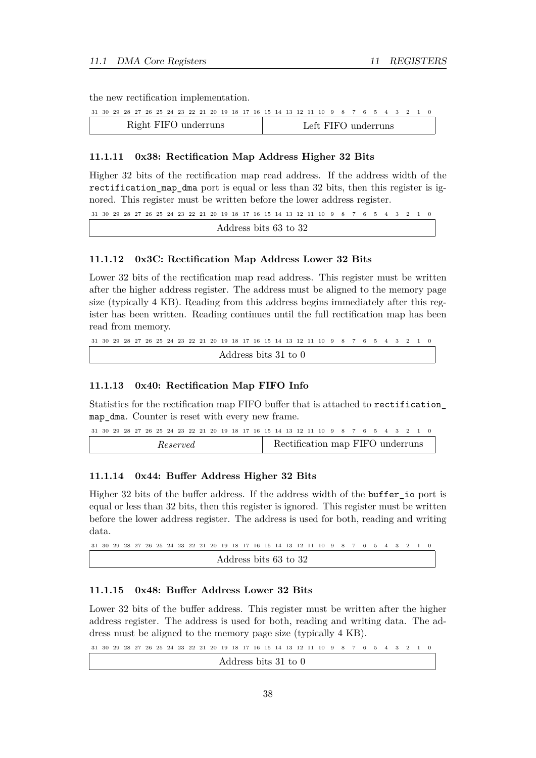the new rectification implementation.

| 31–16 | 15–0 |
|---|---|
| Right FIFO underruns | Left FIFO underruns |

#### 11.1.11 0x38: Rectification Map Address Higher 32 Bits

Higher 32 bits of the rectification map read address. If the address width of the `rectification_map_dma` port is equal or less than 32 bits, then this register is ignored. This register must be written before the lower address register.

| 31–0 |
|---|
| Address bits 63 to 32 |

#### 11.1.12 0x3C: Rectification Map Address Lower 32 Bits

Lower 32 bits of the rectification map read address. This register must be written after the higher address register. The address must be aligned to the memory page size (typically 4 KB). Reading from this address begins immediately after this register has been written. Reading continues until the full rectification map has been read from memory.

| 31–0 |
|---|
| Address bits 31 to 0 |

#### 11.1.13 0x40: Rectification Map FIFO Info

Statistics for the rectification map FIFO buffer that is attached to `rectification_map_dma`. Counter is reset with every new frame.

| 31–16 | 15–0 |
|---|---|
| *Reserved* | Rectification map FIFO underruns |

#### 11.1.14 0x44: Buffer Address Higher 32 Bits

Higher 32 bits of the buffer address. If the address width of the `buffer_io` port is equal or less than 32 bits, then this register is ignored. This register must be written before the lower address register. The address is used for both, reading and writing data.

| 31–0 |
|---|
| Address bits 63 to 32 |

#### 11.1.15 0x48: Buffer Address Lower 32 Bits

Lower 32 bits of the buffer address. This register must be written after the higher address register. The address is used for both, reading and writing data. The address must be aligned to the memory page size (typically 4 KB).

| 31–0 |
|---|
| Address bits 31 to 0 |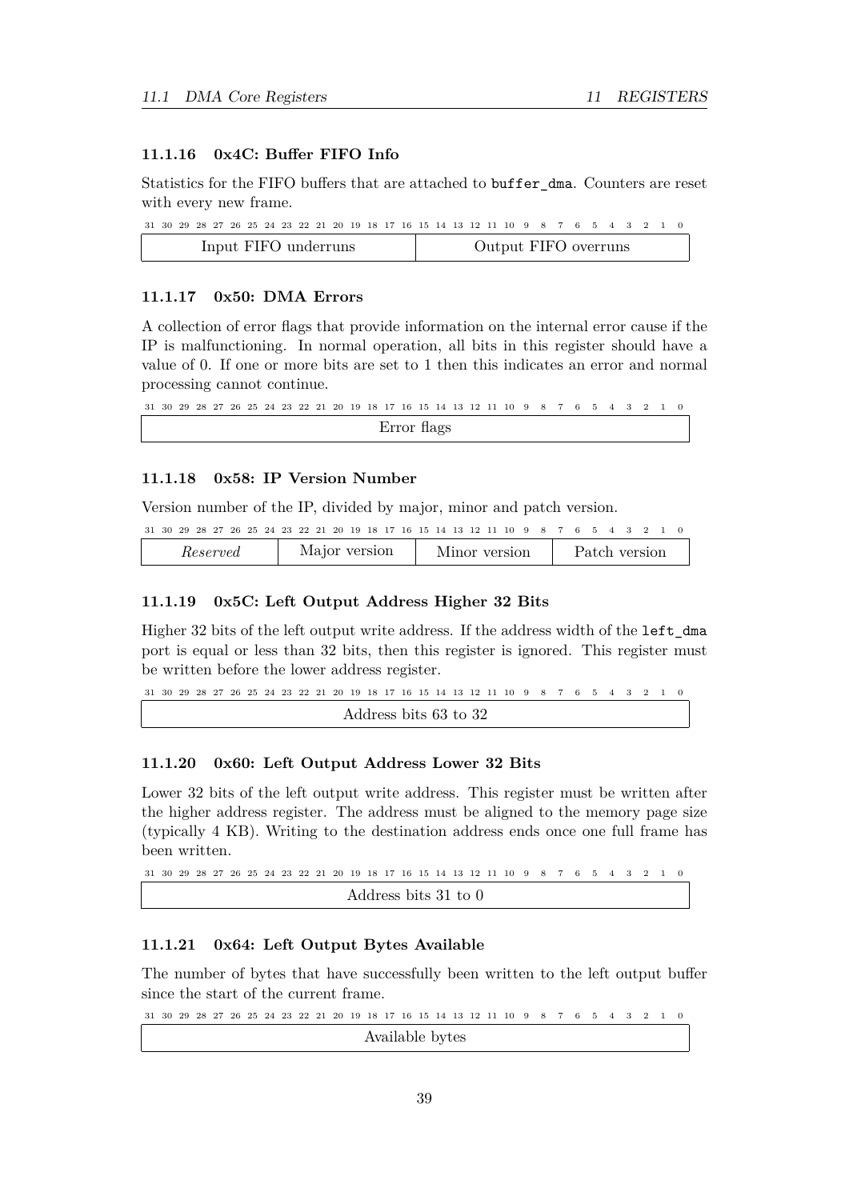#### 11.1.16 0x4C: Buffer FIFO Info

Statistics for the FIFO buffers that are attached to `buffer_dma`. Counters are reset with every new frame.

| 31 ... 16 | 15 ... 0 |
|---|---|
| Input FIFO underruns | Output FIFO overruns |

#### 11.1.17 0x50: DMA Errors

A collection of error flags that provide information on the internal error cause if the IP is malfunctioning. In normal operation, all bits in this register should have a value of 0. If one or more bits are set to 1 then this indicates an error and normal processing cannot continue.

| 31 ... 0 |
|---|
| Error flags |

#### 11.1.18 0x58: IP Version Number

Version number of the IP, divided by major, minor and patch version.

| 31 ... 24 | 23 ... 16 | 15 ... 8 | 7 ... 0 |
|---|---|---|---|
| *Reserved* | Major version | Minor version | Patch version |

#### 11.1.19 0x5C: Left Output Address Higher 32 Bits

Higher 32 bits of the left output write address. If the address width of the `left_dma` port is equal or less than 32 bits, then this register is ignored. This register must be written before the lower address register.

| 31 ... 0 |
|---|
| Address bits 63 to 32 |

#### 11.1.20 0x60: Left Output Address Lower 32 Bits

Lower 32 bits of the left output write address. This register must be written after the higher address register. The address must be aligned to the memory page size (typically 4 KB). Writing to the destination address ends once one full frame has been written.

| 31 ... 0 |
|---|
| Address bits 31 to 0 |

#### 11.1.21 0x64: Left Output Bytes Available

The number of bytes that have successfully been written to the left output buffer since the start of the current frame.

| 31 ... 0 |
|---|
| Available bytes |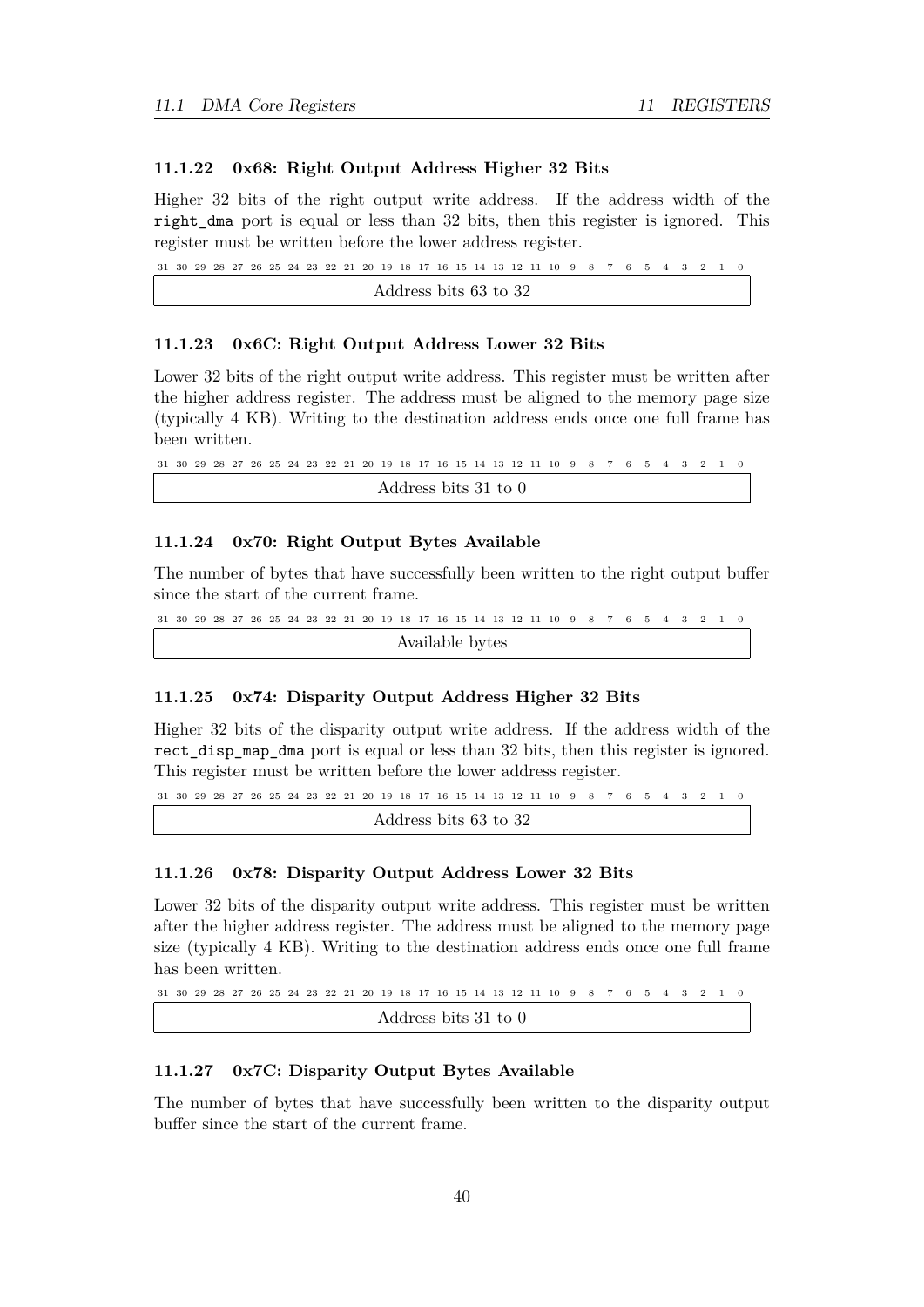### 11.1.22 0x68: Right Output Address Higher 32 Bits

Higher 32 bits of the right output write address. If the address width of the `right_dma` port is equal or less than 32 bits, then this register is ignored. This register must be written before the lower address register.

| 31 … 0 |
| --- |
| Address bits 63 to 32 |

### 11.1.23 0x6C: Right Output Address Lower 32 Bits

Lower 32 bits of the right output write address. This register must be written after the higher address register. The address must be aligned to the memory page size (typically 4 KB). Writing to the destination address ends once one full frame has been written.

| 31 … 0 |
| --- |
| Address bits 31 to 0 |

### 11.1.24 0x70: Right Output Bytes Available

The number of bytes that have successfully been written to the right output buffer since the start of the current frame.

| 31 … 0 |
| --- |
| Available bytes |

### 11.1.25 0x74: Disparity Output Address Higher 32 Bits

Higher 32 bits of the disparity output write address. If the address width of the `rect_disp_map_dma` port is equal or less than 32 bits, then this register is ignored. This register must be written before the lower address register.

| 31 … 0 |
| --- |
| Address bits 63 to 32 |

### 11.1.26 0x78: Disparity Output Address Lower 32 Bits

Lower 32 bits of the disparity output write address. This register must be written after the higher address register. The address must be aligned to the memory page size (typically 4 KB). Writing to the destination address ends once one full frame has been written.

| 31 … 0 |
| --- |
| Address bits 31 to 0 |

### 11.1.27 0x7C: Disparity Output Bytes Available

The number of bytes that have successfully been written to the disparity output buffer since the start of the current frame.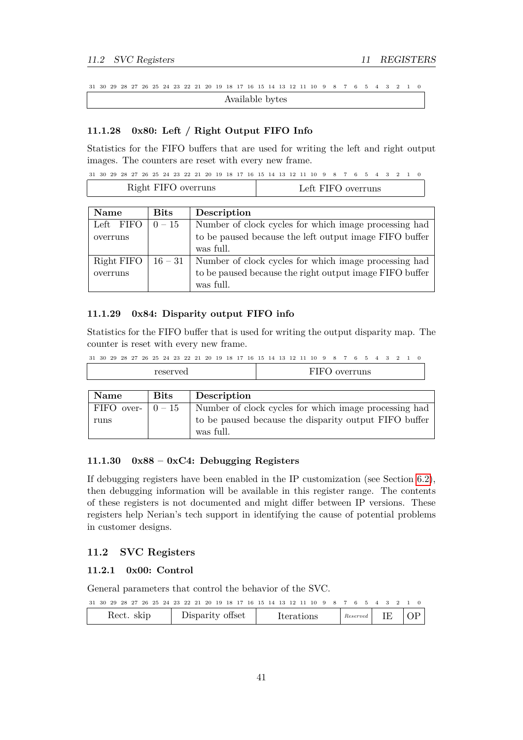| 31–0 |
|---|
| Available bytes |

#### 11.1.28 0x80: Left / Right Output FIFO Info

Statistics for the FIFO buffers that are used for writing the left and right output images. The counters are reset with every new frame.

| 31–16 | 15–0 |
|---|---|
| Right FIFO overruns | Left FIFO overruns |

| Name | Bits | Description |
|---|---|---|
| Left FIFO overruns | 0 – 15 | Number of clock cycles for which image processing had to be paused because the left output image FIFO buffer was full. |
| Right FIFO overruns | 16 – 31 | Number of clock cycles for which image processing had to be paused because the right output image FIFO buffer was full. |

#### 11.1.29 0x84: Disparity output FIFO info

Statistics for the FIFO buffer that is used for writing the output disparity map. The counter is reset with every new frame.

| 31–16 | 15–0 |
|---|---|
| reserved | FIFO overruns |

| Name | Bits | Description |
|---|---|---|
| FIFO overruns | 0 – 15 | Number of clock cycles for which image processing had to be paused because the disparity output FIFO buffer was full. |

#### 11.1.30 0x88 – 0xC4: Debugging Registers

If debugging registers have been enabled in the IP customization (see Section 6.2), then debugging information will be available in this register range. The contents of these registers is not documented and might differ between IP versions. These registers help Nerian's tech support in identifying the cause of potential problems in customer designs.

### 11.2 SVC Registers

#### 11.2.1 0x00: Control

General parameters that control the behavior of the SVC.

| 31–24 | 23–16 | 15–8 | 7–4 | 3–1 | 0 |
|---|---|---|---|---|---|
| Rect. skip | Disparity offset | Iterations | *Reserved* | IE | OP |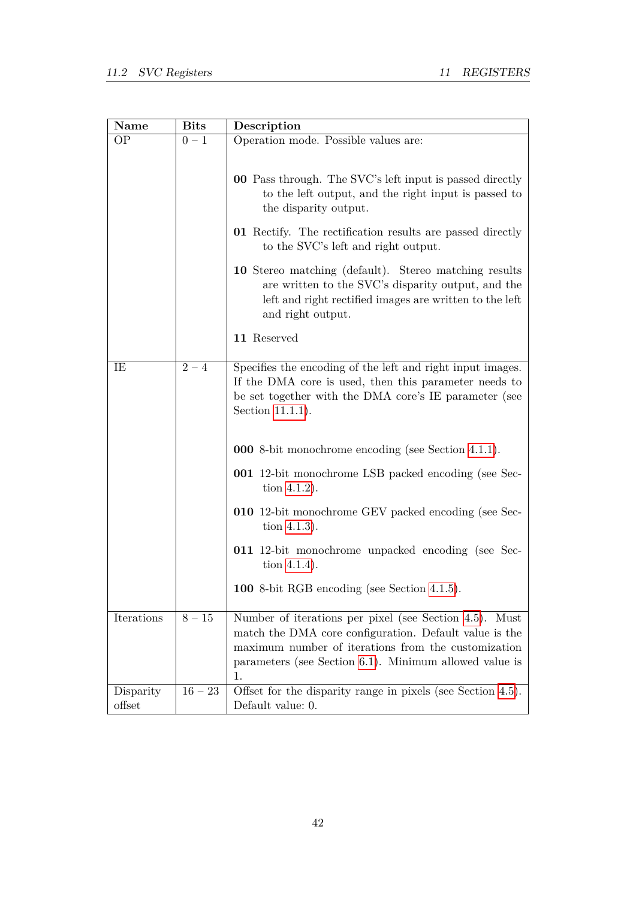| Name | Bits | Description |
|---|---|---|
| OP | 0 – 1 | Operation mode. Possible values are:<br><br>**00** Pass through. The SVC's left input is passed directly to the left output, and the right input is passed to the disparity output.<br><br>**01** Rectify. The rectification results are passed directly to the SVC's left and right output.<br><br>**10** Stereo matching (default). Stereo matching results are written to the SVC's disparity output, and the left and right rectified images are written to the left and right output.<br><br>**11** Reserved |
| IE | 2 – 4 | Specifies the encoding of the left and right input images. If the DMA core is used, then this parameter needs to be set together with the DMA core's IE parameter (see Section 11.1.1).<br><br>**000** 8-bit monochrome encoding (see Section 4.1.1).<br><br>**001** 12-bit monochrome LSB packed encoding (see Section 4.1.2).<br><br>**010** 12-bit monochrome GEV packed encoding (see Section 4.1.3).<br><br>**011** 12-bit monochrome unpacked encoding (see Section 4.1.4).<br><br>**100** 8-bit RGB encoding (see Section 4.1.5). |
| Iterations | 8 – 15 | Number of iterations per pixel (see Section 4.5). Must match the DMA core configuration. Default value is the maximum number of iterations from the customization parameters (see Section 6.1). Minimum allowed value is 1. |
| Disparity offset | 16 – 23 | Offset for the disparity range in pixels (see Section 4.5). Default value: 0. |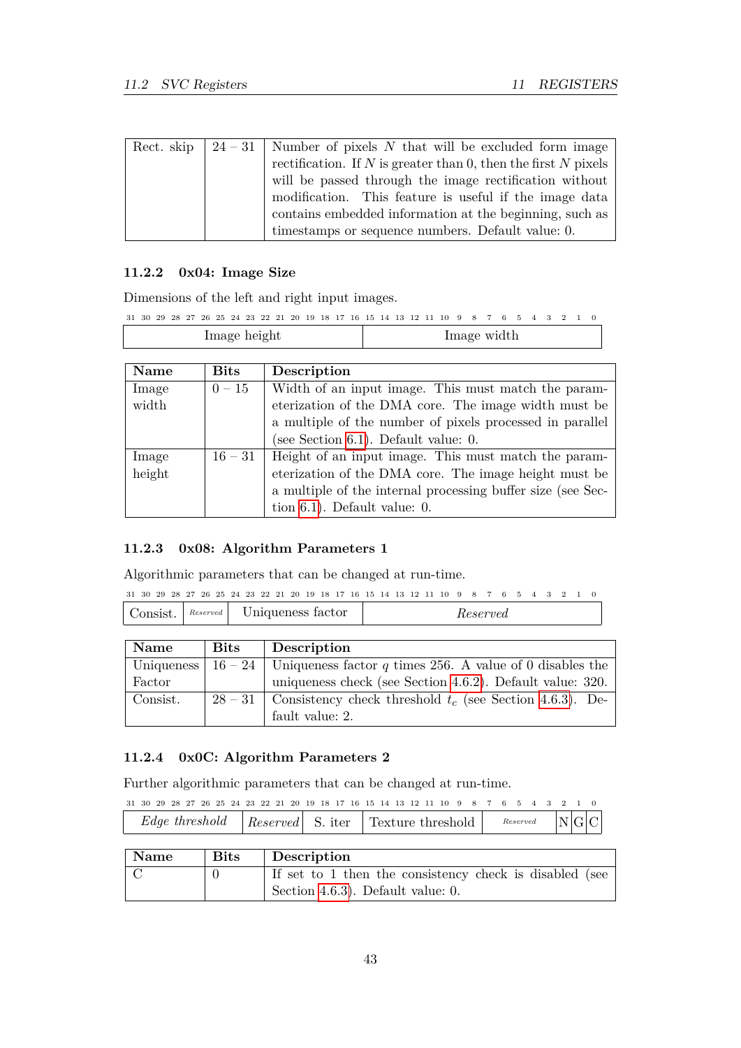| | | |
|---|---|---|
| Rect. skip | 24 – 31 | Number of pixels $N$ that will be excluded form image rectification. If $N$ is greater than 0, then the first $N$ pixels will be passed through the image rectification without modification. This feature is useful if the image data contains embedded information at the beginning, such as timestamps or sequence numbers. Default value: 0. |

### 11.2.2 0x04: Image Size

Dimensions of the left and right input images.

| 31 – 16 | 15 – 0 |
|---|---|
| Image height | Image width |

| Name | Bits | Description |
|---|---|---|
| Image width | 0 – 15 | Width of an input image. This must match the parameterization of the DMA core. The image width must be a multiple of the number of pixels processed in parallel (see Section 6.1). Default value: 0. |
| Image height | 16 – 31 | Height of an input image. This must match the parameterization of the DMA core. The image height must be a multiple of the internal processing buffer size (see Section 6.1). Default value: 0. |

### 11.2.3 0x08: Algorithm Parameters 1

Algorithmic parameters that can be changed at run-time.

| 31 – 28 | 27 – 25 | 24 – 16 | 15 – 0 |
|---|---|---|---|
| Consist. | *Reserved* | Uniqueness factor | *Reserved* |

| Name | Bits | Description |
|---|---|---|
| Uniqueness Factor | 16 – 24 | Uniqueness factor $q$ times 256. A value of 0 disables the uniqueness check (see Section 4.6.2). Default value: 320. |
| Consist. | 28 – 31 | Consistency check threshold $t_c$ (see Section 4.6.3). Default value: 2. |

### 11.2.4 0x0C: Algorithm Parameters 2

Further algorithmic parameters that can be changed at run-time.

| 31 – 24 | 23 – 20 | 19 – 16 | 15 – 8 | 7 – 3 | 2 | 1 | 0 |
|---|---|---|---|---|---|---|---|
| *Edge threshold* | *Reserved* | S. iter | Texture threshold | *Reserved* | N | G | C |

| Name | Bits | Description |
|---|---|---|
| C | 0 | If set to 1 then the consistency check is disabled (see Section 4.6.3). Default value: 0. |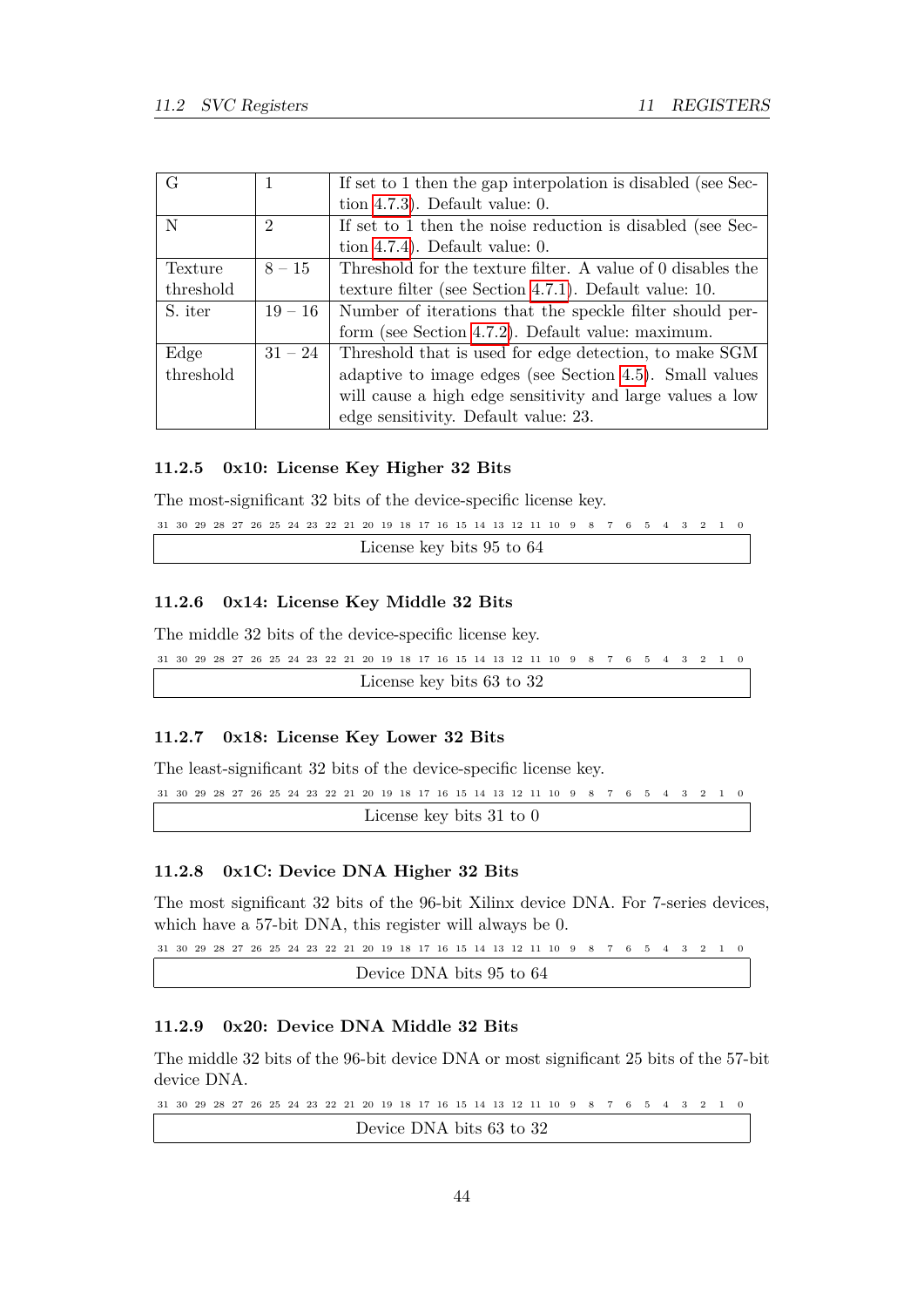| G | 1 | If set to 1 then the gap interpolation is disabled (see Section 4.7.3). Default value: 0. |
|---|---|---|
| N | 2 | If set to 1 then the noise reduction is disabled (see Section 4.7.4). Default value: 0. |
| Texture threshold | 8 – 15 | Threshold for the texture filter. A value of 0 disables the texture filter (see Section 4.7.1). Default value: 10. |
| S. iter | 19 – 16 | Number of iterations that the speckle filter should perform (see Section 4.7.2). Default value: maximum. |
| Edge threshold | 31 – 24 | Threshold that is used for edge detection, to make SGM adaptive to image edges (see Section 4.5). Small values will cause a high edge sensitivity and large values a low edge sensitivity. Default value: 23. |

### 11.2.5 0x10: License Key Higher 32 Bits

The most-significant 32 bits of the device-specific license key.

| 31 – 0 |
|---|
| License key bits 95 to 64 |

### 11.2.6 0x14: License Key Middle 32 Bits

The middle 32 bits of the device-specific license key.

| 31 – 0 |
|---|
| License key bits 63 to 32 |

### 11.2.7 0x18: License Key Lower 32 Bits

The least-significant 32 bits of the device-specific license key.

| 31 – 0 |
|---|
| License key bits 31 to 0 |

### 11.2.8 0x1C: Device DNA Higher 32 Bits

The most significant 32 bits of the 96-bit Xilinx device DNA. For 7-series devices, which have a 57-bit DNA, this register will always be 0.

| 31 – 0 |
|---|
| Device DNA bits 95 to 64 |

### 11.2.9 0x20: Device DNA Middle 32 Bits

The middle 32 bits of the 96-bit device DNA or most significant 25 bits of the 57-bit device DNA.

| 31 – 0 |
|---|
| Device DNA bits 63 to 32 |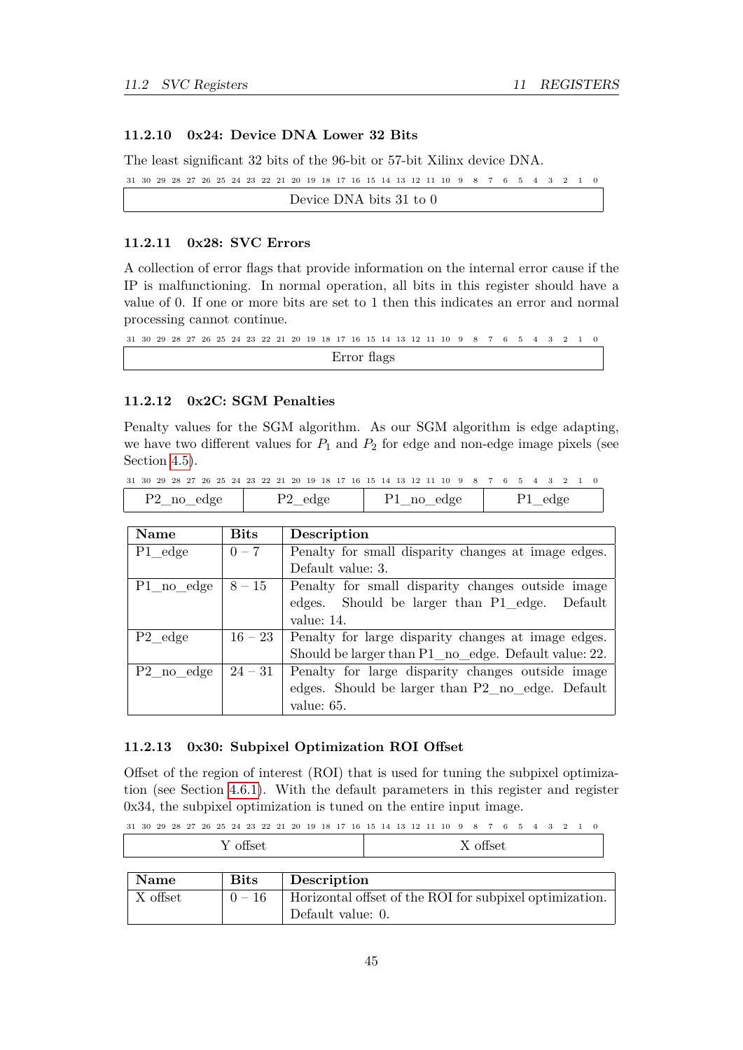### 11.2.10 0x24: Device DNA Lower 32 Bits

The least significant 32 bits of the 96-bit or 57-bit Xilinx device DNA.

| 31 … 0 |
|---|
| Device DNA bits 31 to 0 |

### 11.2.11 0x28: SVC Errors

A collection of error flags that provide information on the internal error cause if the IP is malfunctioning. In normal operation, all bits in this register should have a value of 0. If one or more bits are set to 1 then this indicates an error and normal processing cannot continue.

| 31 … 0 |
|---|
| Error flags |

### 11.2.12 0x2C: SGM Penalties

Penalty values for the SGM algorithm. As our SGM algorithm is edge adapting, we have two different values for $P_1$ and $P_2$ for edge and non-edge image pixels (see Section 4.5).

| 31 … 24 | 23 … 16 | 15 … 8 | 7 … 0 |
|---|---|---|---|
| P2_no_edge | P2_edge | P1_no_edge | P1_edge |

| Name | Bits | Description |
|---|---|---|
| P1_edge | 0 – 7 | Penalty for small disparity changes at image edges. Default value: 3. |
| P1_no_edge | 8 – 15 | Penalty for small disparity changes outside image edges. Should be larger than P1_edge. Default value: 14. |
| P2_edge | 16 – 23 | Penalty for large disparity changes at image edges. Should be larger than P1_no_edge. Default value: 22. |
| P2_no_edge | 24 – 31 | Penalty for large disparity changes outside image edges. Should be larger than P2_no_edge. Default value: 65. |

### 11.2.13 0x30: Subpixel Optimization ROI Offset

Offset of the region of interest (ROI) that is used for tuning the subpixel optimization (see Section 4.6.1). With the default parameters in this register and register 0x34, the subpixel optimization is tuned on the entire input image.

| 31 … 16 | 15 … 0 |
|---|---|
| Y offset | X offset |

| Name | Bits | Description |
|---|---|---|
| X offset | 0 – 16 | Horizontal offset of the ROI for subpixel optimization. Default value: 0. |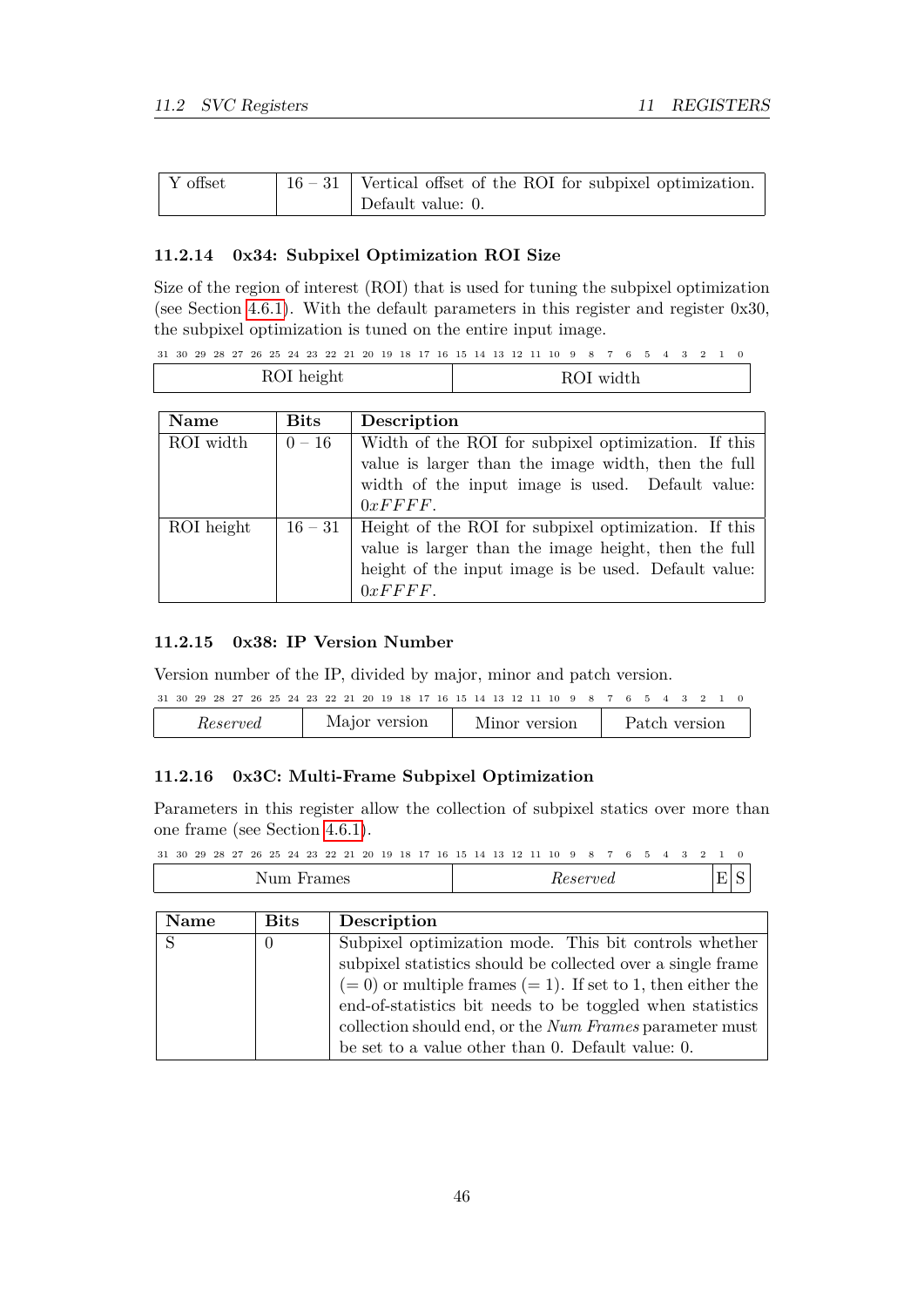| Y offset | 16 – 31 | Vertical offset of the ROI for subpixel optimization. Default value: 0. |
|---|---|---|

### 11.2.14 0x34: Subpixel Optimization ROI Size

Size of the region of interest (ROI) that is used for tuning the subpixel optimization (see Section 4.6.1). With the default parameters in this register and register 0x30, the subpixel optimization is tuned on the entire input image.

| 31 – 16 | 15 – 0 |
|---|---|
| ROI height | ROI width |

| Name | Bits | Description |
|---|---|---|
| ROI width | 0 – 16 | Width of the ROI for subpixel optimization. If this value is larger than the image width, then the full width of the input image is used. Default value: $0xFFFF$. |
| ROI height | 16 – 31 | Height of the ROI for subpixel optimization. If this value is larger than the image height, then the full height of the input image is be used. Default value: $0xFFFF$. |

### 11.2.15 0x38: IP Version Number

Version number of the IP, divided by major, minor and patch version.

| 31 – 24 | 23 – 16 | 15 – 8 | 7 – 0 |
|---|---|---|---|
| *Reserved* | Major version | Minor version | Patch version |

### 11.2.16 0x3C: Multi-Frame Subpixel Optimization

Parameters in this register allow the collection of subpixel statics over more than one frame (see Section 4.6.1).

| 31 – 16 | 15 – 2 | 1 | 0 |
|---|---|---|---|
| Num Frames | *Reserved* | E | S |

| Name | Bits | Description |
|---|---|---|
| S | 0 | Subpixel optimization mode. This bit controls whether subpixel statistics should be collected over a single frame (= 0) or multiple frames (= 1). If set to 1, then either the end-of-statistics bit needs to be toggled when statistics collection should end, or the *Num Frames* parameter must be set to a value other than 0. Default value: 0. |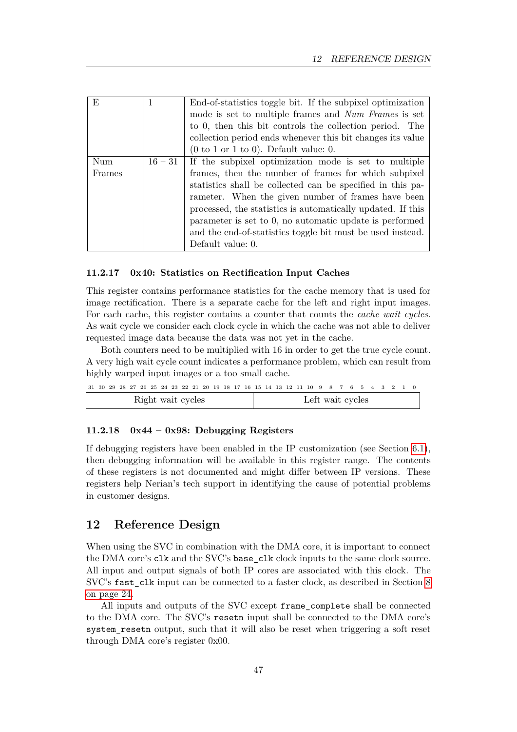| E | 1 | End-of-statistics toggle bit. If the subpixel optimization mode is set to multiple frames and *Num Frames* is set to 0, then this bit controls the collection period. The collection period ends whenever this bit changes its value (0 to 1 or 1 to 0). Default value: 0. |
|---|---|---|
| Num Frames | 16 – 31 | If the subpixel optimization mode is set to multiple frames, then the number of frames for which subpixel statistics shall be collected can be specified in this parameter. When the given number of frames have been processed, the statistics is automatically updated. If this parameter is set to 0, no automatic update is performed and the end-of-statistics toggle bit must be used instead. Default value: 0. |

### 11.2.17 0x40: Statistics on Rectification Input Caches

This register contains performance statistics for the cache memory that is used for image rectification. There is a separate cache for the left and right input images. For each cache, this register contains a counter that counts the *cache wait cycles*. As wait cycle we consider each clock cycle in which the cache was not able to deliver requested image data because the data was not yet in the cache.

Both counters need to be multiplied with 16 in order to get the true cycle count. A very high wait cycle count indicates a performance problem, which can result from highly warped input images or a too small cache.

| 31 – 16 | 15 – 0 |
|---|---|
| Right wait cycles | Left wait cycles |

### 11.2.18 0x44 – 0x98: Debugging Registers

If debugging registers have been enabled in the IP customization (see Section 6.1), then debugging information will be available in this register range. The contents of these registers is not documented and might differ between IP versions. These registers help Nerian's tech support in identifying the cause of potential problems in customer designs.

## 12 Reference Design

When using the SVC in combination with the DMA core, it is important to connect the DMA core's `clk` and the SVC's `base_clk` clock inputs to the same clock source. All input and output signals of both IP cores are associated with this clock. The SVC's `fast_clk` input can be connected to a faster clock, as described in Section 8 on page 24.

All inputs and outputs of the SVC except `frame_complete` shall be connected to the DMA core. The SVC's `resetn` input shall be connected to the DMA core's `system_resetn` output, such that it will also be reset when triggering a soft reset through DMA core's register 0x00.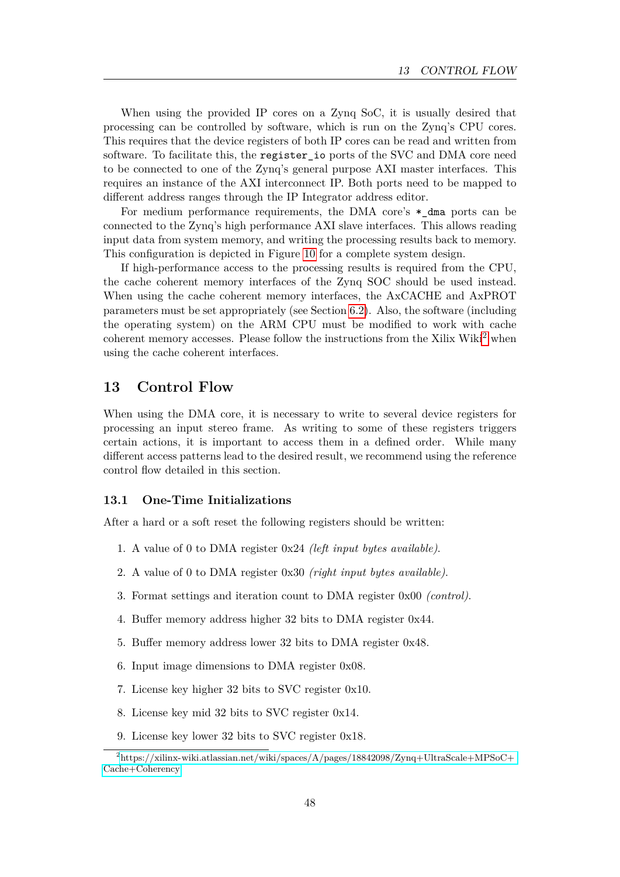When using the provided IP cores on a Zynq SoC, it is usually desired that processing can be controlled by software, which is run on the Zynq's CPU cores. This requires that the device registers of both IP cores can be read and written from software. To facilitate this, the `register_io` ports of the SVC and DMA core need to be connected to one of the Zynq's general purpose AXI master interfaces. This requires an instance of the AXI interconnect IP. Both ports need to be mapped to different address ranges through the IP Integrator address editor.

For medium performance requirements, the DMA core's `*_dma` ports can be connected to the Zynq's high performance AXI slave interfaces. This allows reading input data from system memory, and writing the processing results back to memory. This configuration is depicted in Figure 10 for a complete system design.

If high-performance access to the processing results is required from the CPU, the cache coherent memory interfaces of the Zynq SOC should be used instead. When using the cache coherent memory interfaces, the AxCACHE and AxPROT parameters must be set appropriately (see Section 6.2). Also, the software (including the operating system) on the ARM CPU must be modified to work with cache coherent memory accesses. Please follow the instructions from the Xilix Wiki[2] when using the cache coherent interfaces.

# 13 Control Flow

When using the DMA core, it is necessary to write to several device registers for processing an input stereo frame. As writing to some of these registers triggers certain actions, it is important to access them in a defined order. While many different access patterns lead to the desired result, we recommend using the reference control flow detailed in this section.

## 13.1 One-Time Initializations

After a hard or a soft reset the following registers should be written:

1. A value of 0 to DMA register 0x24 *(left input bytes available)*.
2. A value of 0 to DMA register 0x30 *(right input bytes available)*.
3. Format settings and iteration count to DMA register 0x00 *(control)*.
4. Buffer memory address higher 32 bits to DMA register 0x44.
5. Buffer memory address lower 32 bits to DMA register 0x48.
6. Input image dimensions to DMA register 0x08.
7. License key higher 32 bits to SVC register 0x10.
8. License key mid 32 bits to SVC register 0x14.
9. License key lower 32 bits to SVC register 0x18.

[2] https://xilinx-wiki.atlassian.net/wiki/spaces/A/pages/18842098/Zynq+UltraScale+MPSoC+Cache+Coherency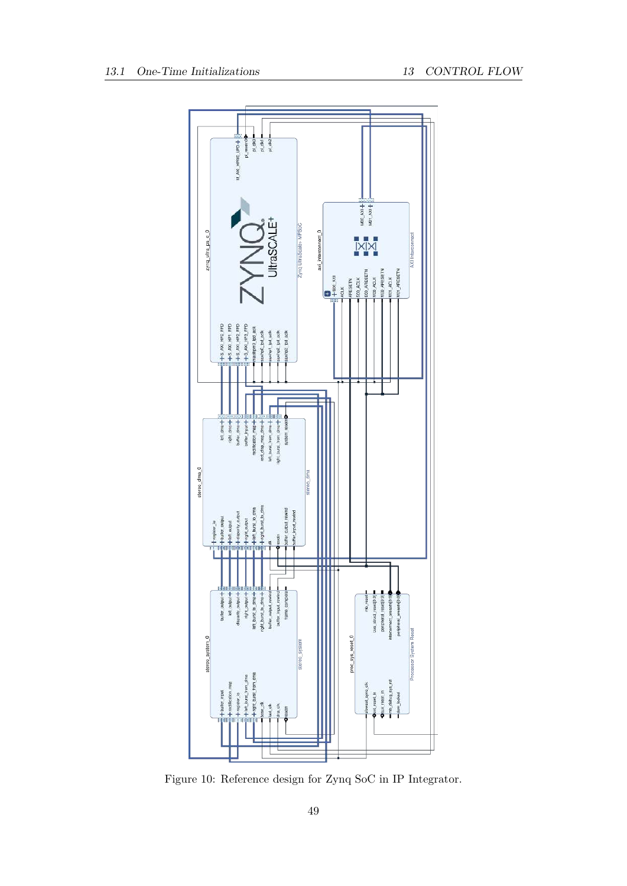Figure 10: Reference design for Zynq SoC in IP Integrator.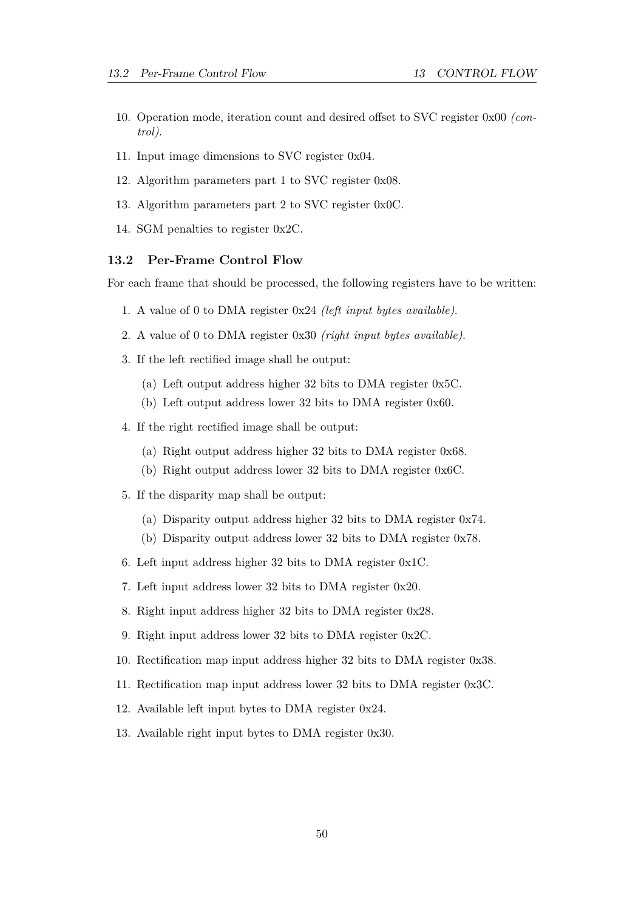10. Operation mode, iteration count and desired offset to SVC register 0x00 *(control)*.
11. Input image dimensions to SVC register 0x04.
12. Algorithm parameters part 1 to SVC register 0x08.
13. Algorithm parameters part 2 to SVC register 0x0C.
14. SGM penalties to register 0x2C.

### 13.2 Per-Frame Control Flow

For each frame that should be processed, the following registers have to be written:

1. A value of 0 to DMA register 0x24 *(left input bytes available)*.
2. A value of 0 to DMA register 0x30 *(right input bytes available)*.
3. If the left rectified image shall be output:
   (a) Left output address higher 32 bits to DMA register 0x5C.
   (b) Left output address lower 32 bits to DMA register 0x60.
4. If the right rectified image shall be output:
   (a) Right output address higher 32 bits to DMA register 0x68.
   (b) Right output address lower 32 bits to DMA register 0x6C.
5. If the disparity map shall be output:
   (a) Disparity output address higher 32 bits to DMA register 0x74.
   (b) Disparity output address lower 32 bits to DMA register 0x78.
6. Left input address higher 32 bits to DMA register 0x1C.
7. Left input address lower 32 bits to DMA register 0x20.
8. Right input address higher 32 bits to DMA register 0x28.
9. Right input address lower 32 bits to DMA register 0x2C.
10. Rectification map input address higher 32 bits to DMA register 0x38.
11. Rectification map input address lower 32 bits to DMA register 0x3C.
12. Available left input bytes to DMA register 0x24.
13. Available right input bytes to DMA register 0x30.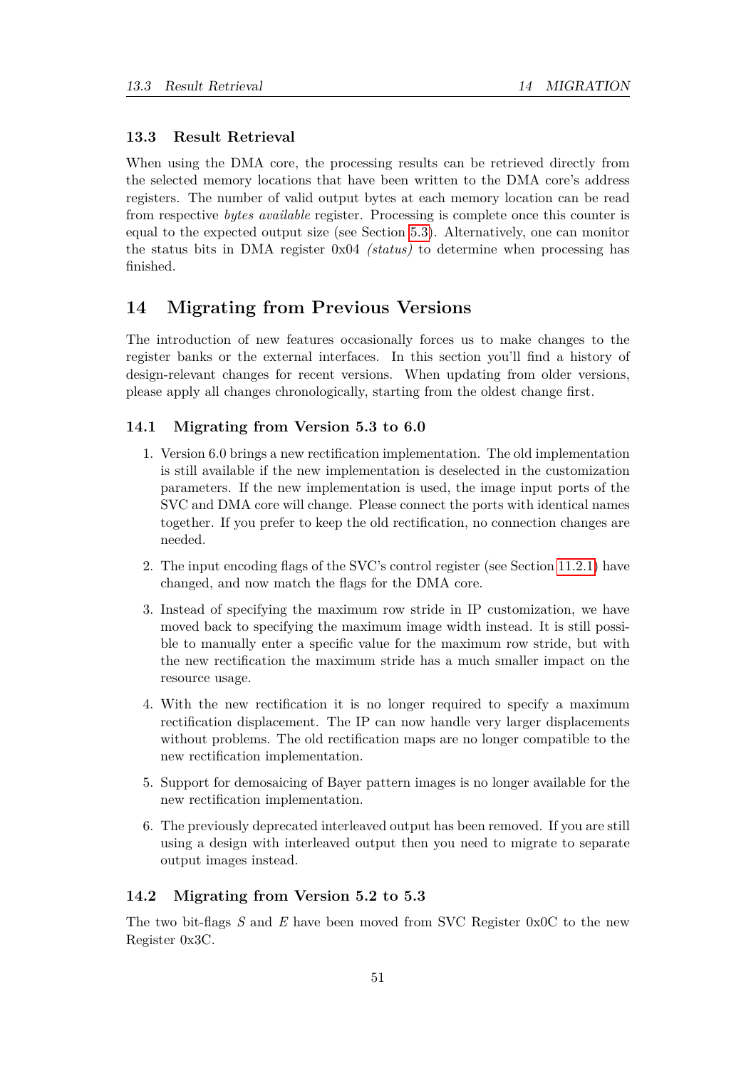### 13.3 Result Retrieval

When using the DMA core, the processing results can be retrieved directly from the selected memory locations that have been written to the DMA core's address registers. The number of valid output bytes at each memory location can be read from respective *bytes available* register. Processing is complete once this counter is equal to the expected output size (see Section 5.3). Alternatively, one can monitor the status bits in DMA register 0x04 *(status)* to determine when processing has finished.

## 14 Migrating from Previous Versions

The introduction of new features occasionally forces us to make changes to the register banks or the external interfaces. In this section you'll find a history of design-relevant changes for recent versions. When updating from older versions, please apply all changes chronologically, starting from the oldest change first.

### 14.1 Migrating from Version 5.3 to 6.0

1. Version 6.0 brings a new rectification implementation. The old implementation is still available if the new implementation is deselected in the customization parameters. If the new implementation is used, the image input ports of the SVC and DMA core will change. Please connect the ports with identical names together. If you prefer to keep the old rectification, no connection changes are needed.

2. The input encoding flags of the SVC's control register (see Section 11.2.1) have changed, and now match the flags for the DMA core.

3. Instead of specifying the maximum row stride in IP customization, we have moved back to specifying the maximum image width instead. It is still possible to manually enter a specific value for the maximum row stride, but with the new rectification the maximum stride has a much smaller impact on the resource usage.

4. With the new rectification it is no longer required to specify a maximum rectification displacement. The IP can now handle very larger displacements without problems. The old rectification maps are no longer compatible to the new rectification implementation.

5. Support for demosaicing of Bayer pattern images is no longer available for the new rectification implementation.

6. The previously deprecated interleaved output has been removed. If you are still using a design with interleaved output then you need to migrate to separate output images instead.

### 14.2 Migrating from Version 5.2 to 5.3

The two bit-flags *S* and *E* have been moved from SVC Register 0x0C to the new Register 0x3C.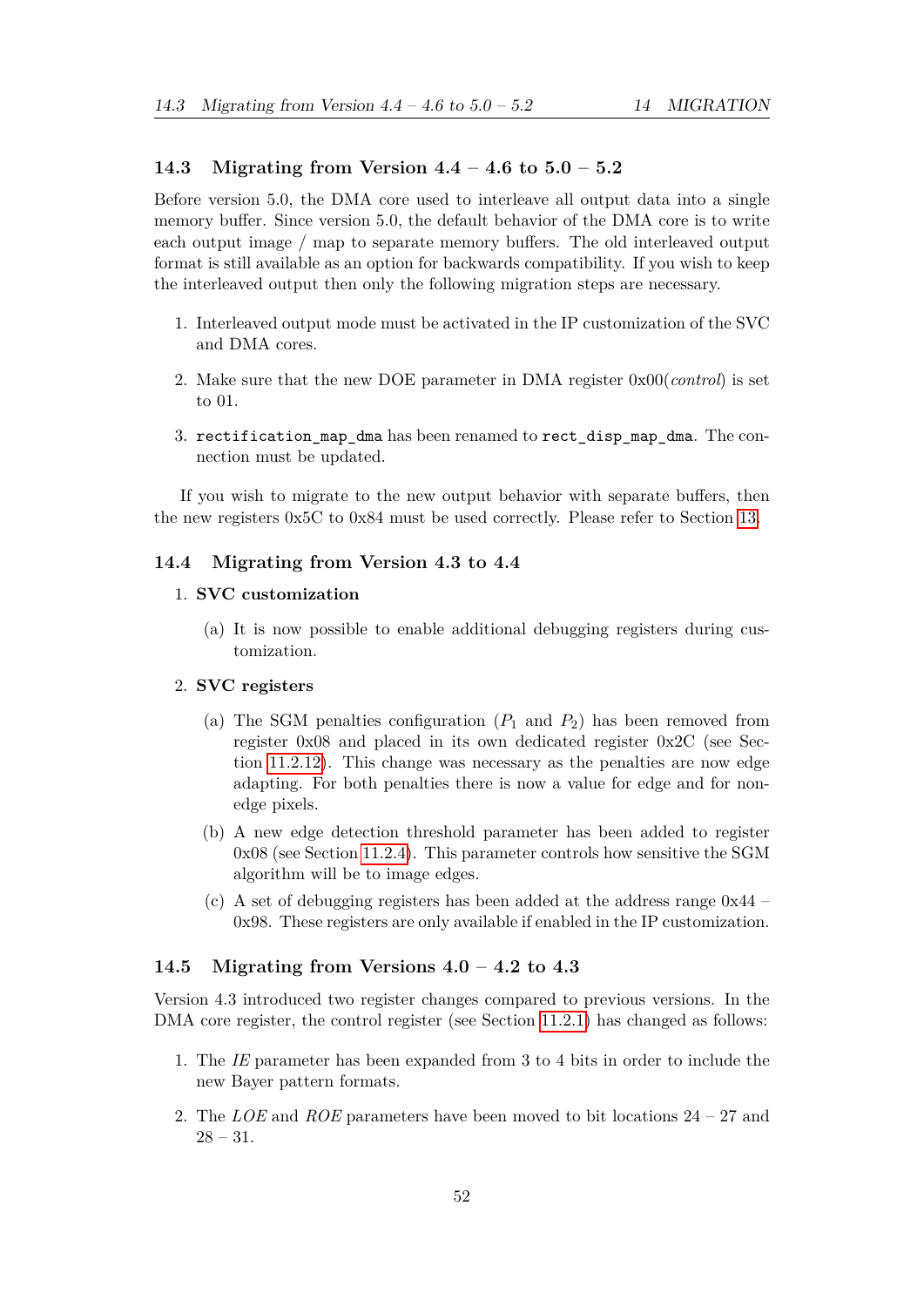## 14.3 Migrating from Version 4.4 – 4.6 to 5.0 – 5.2

Before version 5.0, the DMA core used to interleave all output data into a single memory buffer. Since version 5.0, the default behavior of the DMA core is to write each output image / map to separate memory buffers. The old interleaved output format is still available as an option for backwards compatibility. If you wish to keep the interleaved output then only the following migration steps are necessary.

1. Interleaved output mode must be activated in the IP customization of the SVC and DMA cores.
2. Make sure that the new DOE parameter in DMA register 0x00(*control*) is set to 01.
3. `rectification_map_dma` has been renamed to `rect_disp_map_dma`. The connection must be updated.

If you wish to migrate to the new output behavior with separate buffers, then the new registers 0x5C to 0x84 must be used correctly. Please refer to Section 13.

## 14.4 Migrating from Version 4.3 to 4.4

1. **SVC customization**
   (a) It is now possible to enable additional debugging registers during customization.
2. **SVC registers**
   (a) The SGM penalties configuration ($P_1$ and $P_2$) has been removed from register 0x08 and placed in its own dedicated register 0x2C (see Section 11.2.12). This change was necessary as the penalties are now edge adapting. For both penalties there is now a value for edge and for non-edge pixels.
   (b) A new edge detection threshold parameter has been added to register 0x08 (see Section 11.2.4). This parameter controls how sensitive the SGM algorithm will be to image edges.
   (c) A set of debugging registers has been added at the address range 0x44 – 0x98. These registers are only available if enabled in the IP customization.

## 14.5 Migrating from Versions 4.0 – 4.2 to 4.3

Version 4.3 introduced two register changes compared to previous versions. In the DMA core register, the control register (see Section 11.2.1) has changed as follows:

1. The *IE* parameter has been expanded from 3 to 4 bits in order to include the new Bayer pattern formats.
2. The *LOE* and *ROE* parameters have been moved to bit locations 24 – 27 and 28 – 31.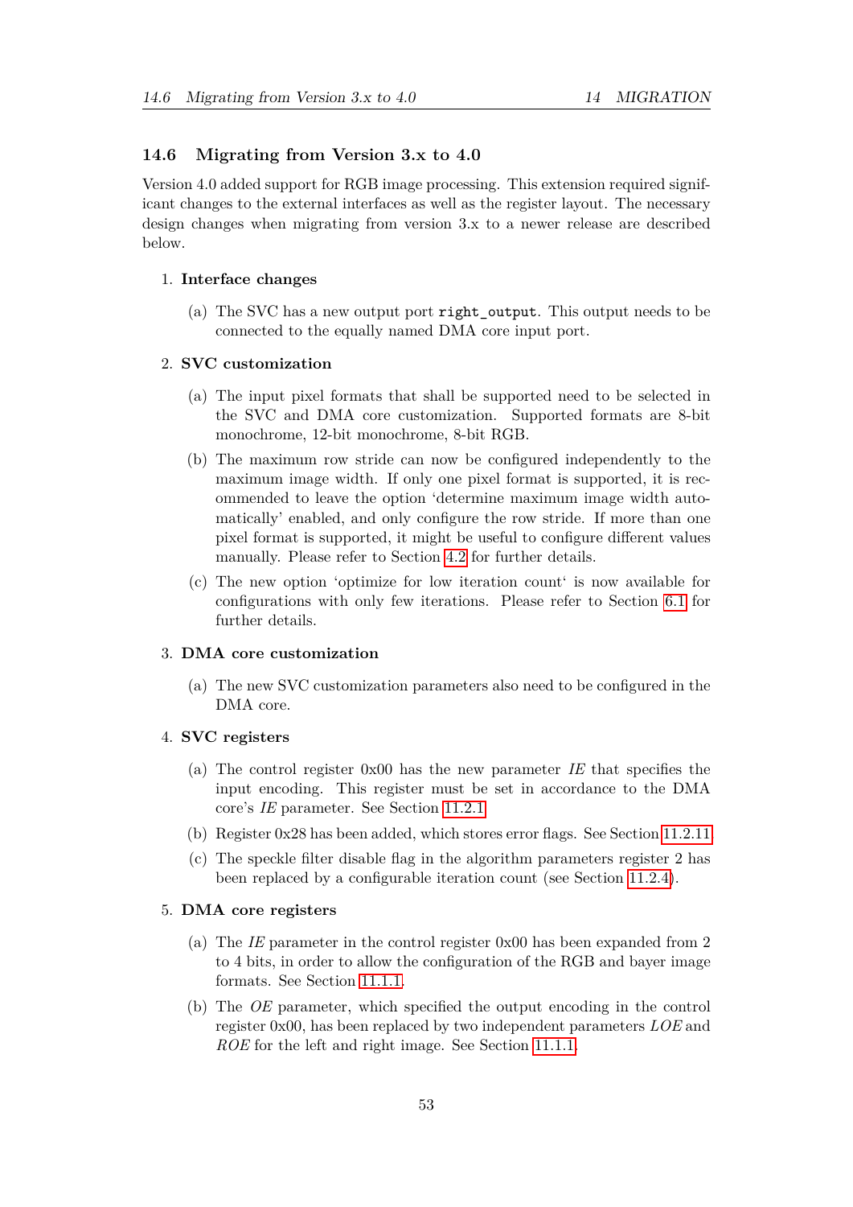## 14.6 Migrating from Version 3.x to 4.0

Version 4.0 added support for RGB image processing. This extension required significant changes to the external interfaces as well as the register layout. The necessary design changes when migrating from version 3.x to a newer release are described below.

1. **Interface changes**

   (a) The SVC has a new output port `right_output`. This output needs to be connected to the equally named DMA core input port.

2. **SVC customization**

   (a) The input pixel formats that shall be supported need to be selected in the SVC and DMA core customization. Supported formats are 8-bit monochrome, 12-bit monochrome, 8-bit RGB.

   (b) The maximum row stride can now be configured independently to the maximum image width. If only one pixel format is supported, it is recommended to leave the option 'determine maximum image width automatically' enabled, and only configure the row stride. If more than one pixel format is supported, it might be useful to configure different values manually. Please refer to Section 4.2 for further details.

   (c) The new option 'optimize for low iteration count' is now available for configurations with only few iterations. Please refer to Section 6.1 for further details.

3. **DMA core customization**

   (a) The new SVC customization parameters also need to be configured in the DMA core.

4. **SVC registers**

   (a) The control register 0x00 has the new parameter *IE* that specifies the input encoding. This register must be set in accordance to the DMA core's *IE* parameter. See Section 11.2.1

   (b) Register 0x28 has been added, which stores error flags. See Section 11.2.11

   (c) The speckle filter disable flag in the algorithm parameters register 2 has been replaced by a configurable iteration count (see Section 11.2.4).

5. **DMA core registers**

   (a) The *IE* parameter in the control register 0x00 has been expanded from 2 to 4 bits, in order to allow the configuration of the RGB and bayer image formats. See Section 11.1.1.

   (b) The *OE* parameter, which specified the output encoding in the control register 0x00, has been replaced by two independent parameters *LOE* and *ROE* for the left and right image. See Section 11.1.1.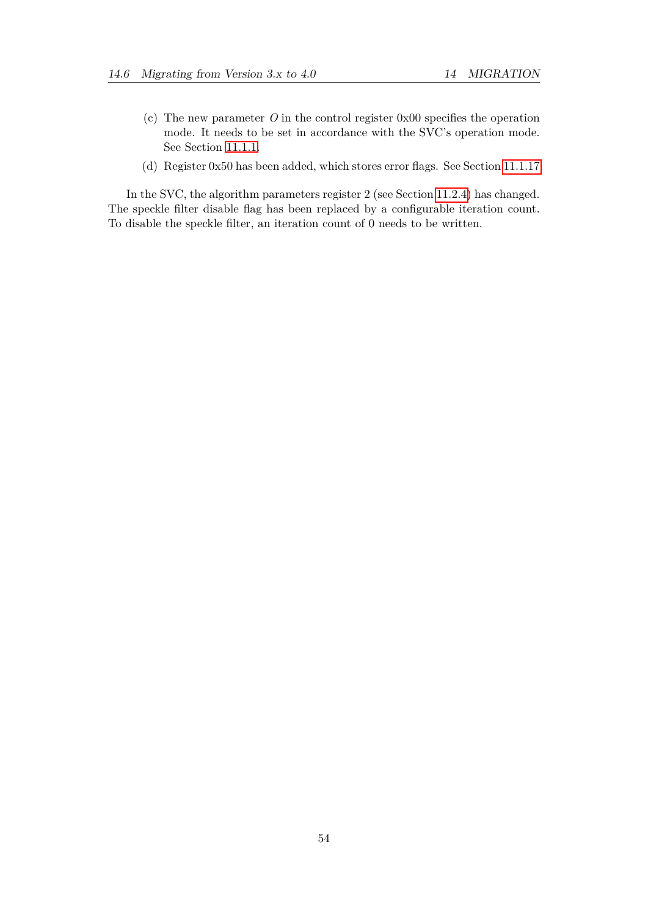(c) The new parameter $O$ in the control register 0x00 specifies the operation mode. It needs to be set in accordance with the SVC's operation mode. See Section 11.1.1.

(d) Register 0x50 has been added, which stores error flags. See Section 11.1.17.

In the SVC, the algorithm parameters register 2 (see Section 11.2.4) has changed. The speckle filter disable flag has been replaced by a configurable iteration count. To disable the speckle filter, an iteration count of 0 needs to be written.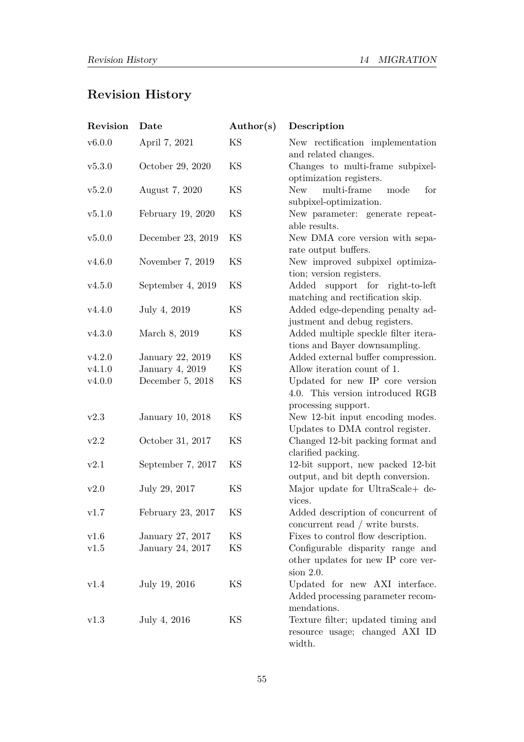# Revision History

| Revision | Date | Author(s) | Description |
|---|---|---|---|
| v6.0.0 | April 7, 2021 | KS | New rectification implementation and related changes. |
| v5.3.0 | October 29, 2020 | KS | Changes to multi-frame subpixel-optimization registers. |
| v5.2.0 | August 7, 2020 | KS | New multi-frame mode for subpixel-optimization. |
| v5.1.0 | February 19, 2020 | KS | New parameter: generate repeatable results. |
| v5.0.0 | December 23, 2019 | KS | New DMA core version with separate output buffers. |
| v4.6.0 | November 7, 2019 | KS | New improved subpixel optimization; version registers. |
| v4.5.0 | September 4, 2019 | KS | Added support for right-to-left matching and rectification skip. |
| v4.4.0 | July 4, 2019 | KS | Added edge-depending penalty adjustment and debug registers. |
| v4.3.0 | March 8, 2019 | KS | Added multiple speckle filter iterations and Bayer downsampling. |
| v4.2.0 | January 22, 2019 | KS | Added external buffer compression. |
| v4.1.0 | January 4, 2019 | KS | Allow iteration count of 1. |
| v4.0.0 | December 5, 2018 | KS | Updated for new IP core version 4.0. This version introduced RGB processing support. |
| v2.3 | January 10, 2018 | KS | New 12-bit input encoding modes. Updates to DMA control register. |
| v2.2 | October 31, 2017 | KS | Changed 12-bit packing format and clarified packing. |
| v2.1 | September 7, 2017 | KS | 12-bit support, new packed 12-bit output, and bit depth conversion. |
| v2.0 | July 29, 2017 | KS | Major update for UltraScale+ devices. |
| v1.7 | February 23, 2017 | KS | Added description of concurrent of concurrent read / write bursts. |
| v1.6 | January 27, 2017 | KS | Fixes to control flow description. |
| v1.5 | January 24, 2017 | KS | Configurable disparity range and other updates for new IP core version 2.0. |
| v1.4 | July 19, 2016 | KS | Updated for new AXI interface. Added processing parameter recommendations. |
| v1.3 | July 4, 2016 | KS | Texture filter; updated timing and resource usage; changed AXI ID width. |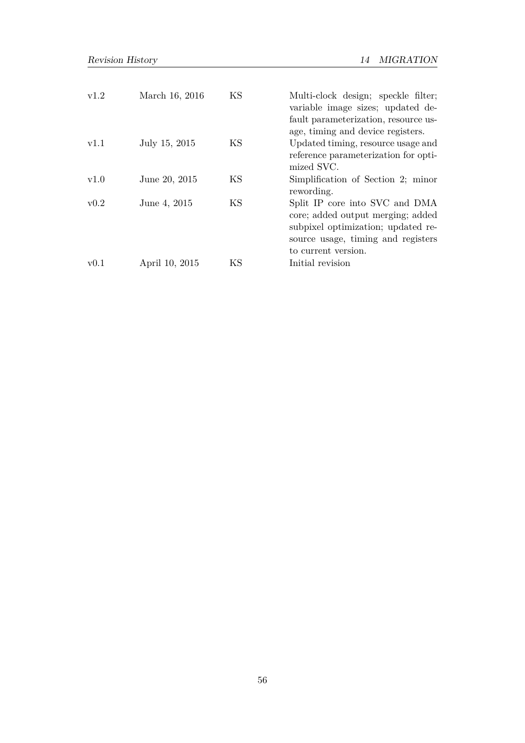| | | | |
|---|---|---|---|
| v1.2 | March 16, 2016 | KS | Multi-clock design; speckle filter; variable image sizes; updated default parameterization, resource usage, timing and device registers. |
| v1.1 | July 15, 2015 | KS | Updated timing, resource usage and reference parameterization for optimized SVC. |
| v1.0 | June 20, 2015 | KS | Simplification of Section 2; minor rewording. |
| v0.2 | June 4, 2015 | KS | Split IP core into SVC and DMA core; added output merging; added subpixel optimization; updated resource usage, timing and registers to current version. |
| v0.1 | April 10, 2015 | KS | Initial revision |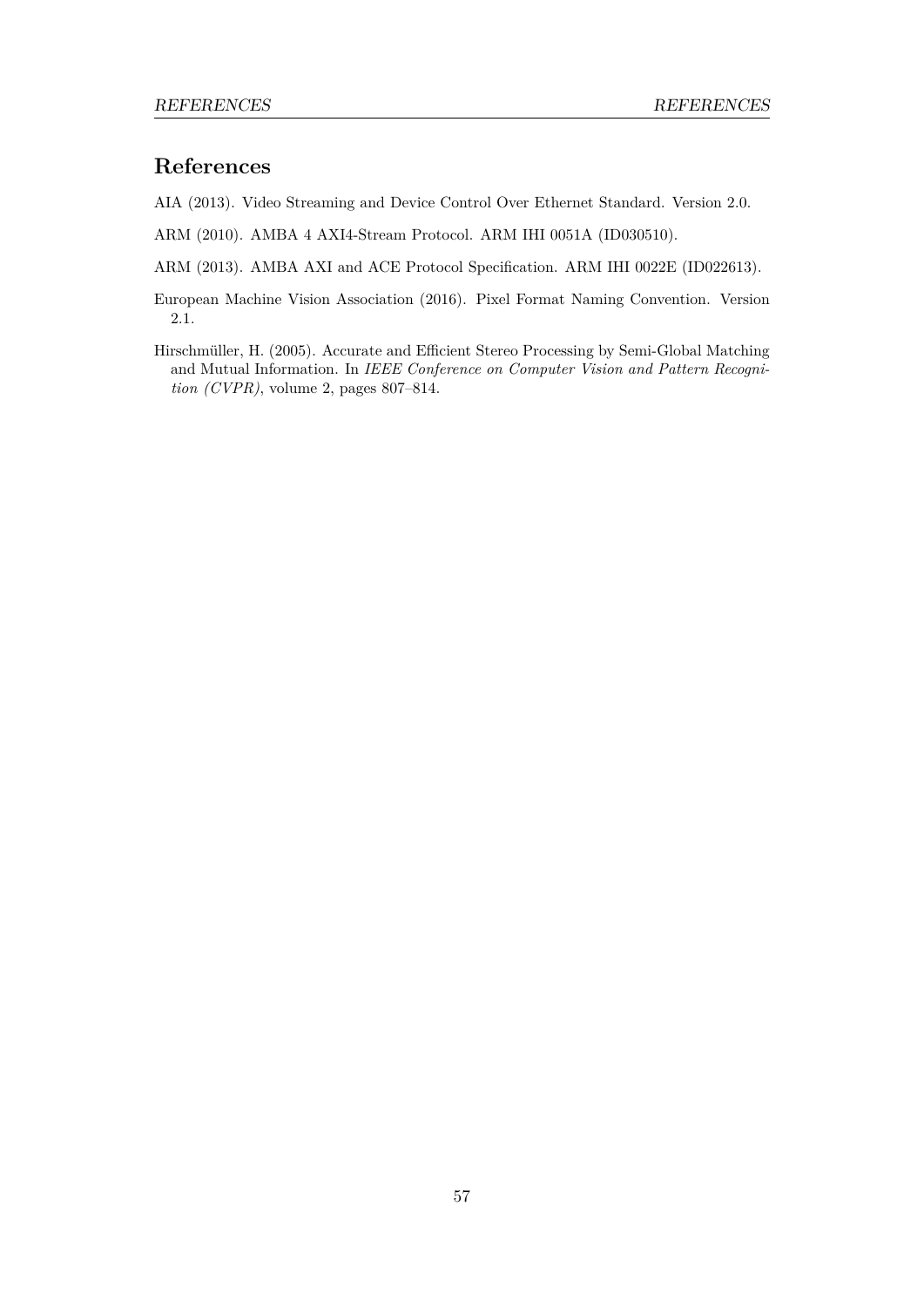# References

AIA (2013). Video Streaming and Device Control Over Ethernet Standard. Version 2.0.

ARM (2010). AMBA 4 AXI4-Stream Protocol. ARM IHI 0051A (ID030510).

ARM (2013). AMBA AXI and ACE Protocol Specification. ARM IHI 0022E (ID022613).

European Machine Vision Association (2016). Pixel Format Naming Convention. Version 2.1.

Hirschmüller, H. (2005). Accurate and Efficient Stereo Processing by Semi-Global Matching and Mutual Information. In *IEEE Conference on Computer Vision and Pattern Recognition (CVPR)*, volume 2, pages 807–814.